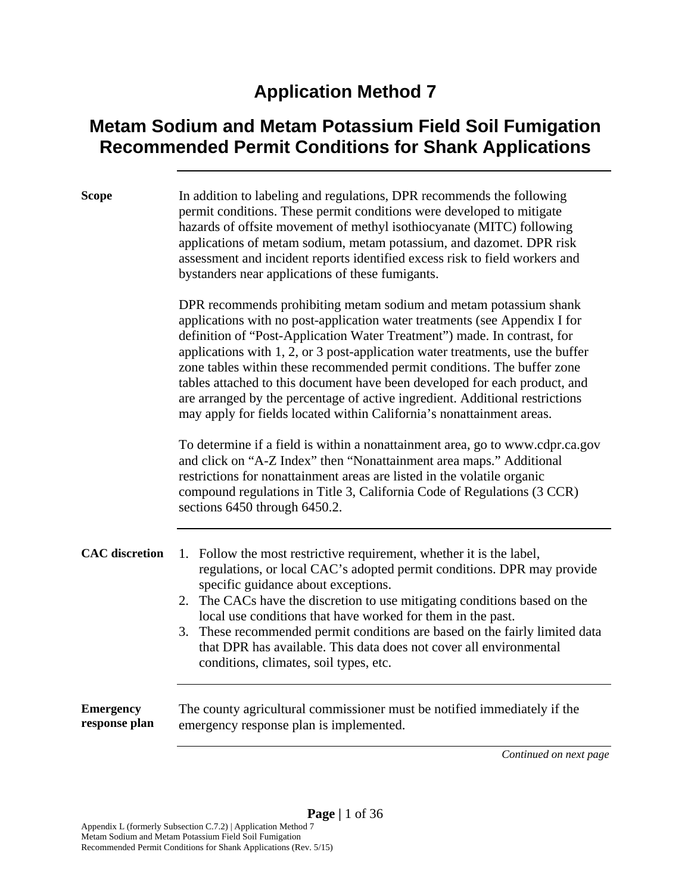# Application Method 7

## Metam Sodium and Metam Potassium Field Soil Fumigation Recommended Permit Conditions for Shank Applications

**Scope**

In addition to labeling and regulations, DPR recommends the following permit conditions. These permit conditions were developed to mitigate hazards of offsite movement of methyl isothiocyanate (MITC) following applications of metam sodium, metam potassium, and dazomet. DPR risk assessment and incident reports identified excess risk to field workers and bystanders near applications of these fumigants.

DPR recommends prohibiting metam sodium and metam potassium shank applications with no post-application water treatments (see Appendix I for definition of "Post-Application Water Treatment") made. In contrast, for applications with 1, 2, or 3 post-application water treatments, use the buffer zone tables within these recommended permit conditions. The buffer zone tables attached to this document have been developed for each product, and are arranged by the percentage of active ingredient. Additional restrictions may apply for fields located within California's nonattainment areas.

To determine if a field is within a nonattainment area, go to www.cdpr.ca.gov and click on "A-Z Index" then "Nonattainment area maps." Additional restrictions for nonattainment areas are listed in the volatile organic compound regulations in Title 3, California Code of Regulations (3 CCR) sections 6450 through 6450.2.

**CAC discretion**

1. Follow the most restrictive requirement, whether it is the label, regulations, or local CAC's adopted permit conditions. DPR may provide specific guidance about exceptions.
2. The CACs have the discretion to use mitigating conditions based on the local use conditions that have worked for them in the past.
3. These recommended permit conditions are based on the fairly limited data that DPR has available. This data does not cover all environmental conditions, climates, soil types, etc.

**Emergency response plan**

The county agricultural commissioner must be notified immediately if the emergency response plan is implemented.

*Continued on next page*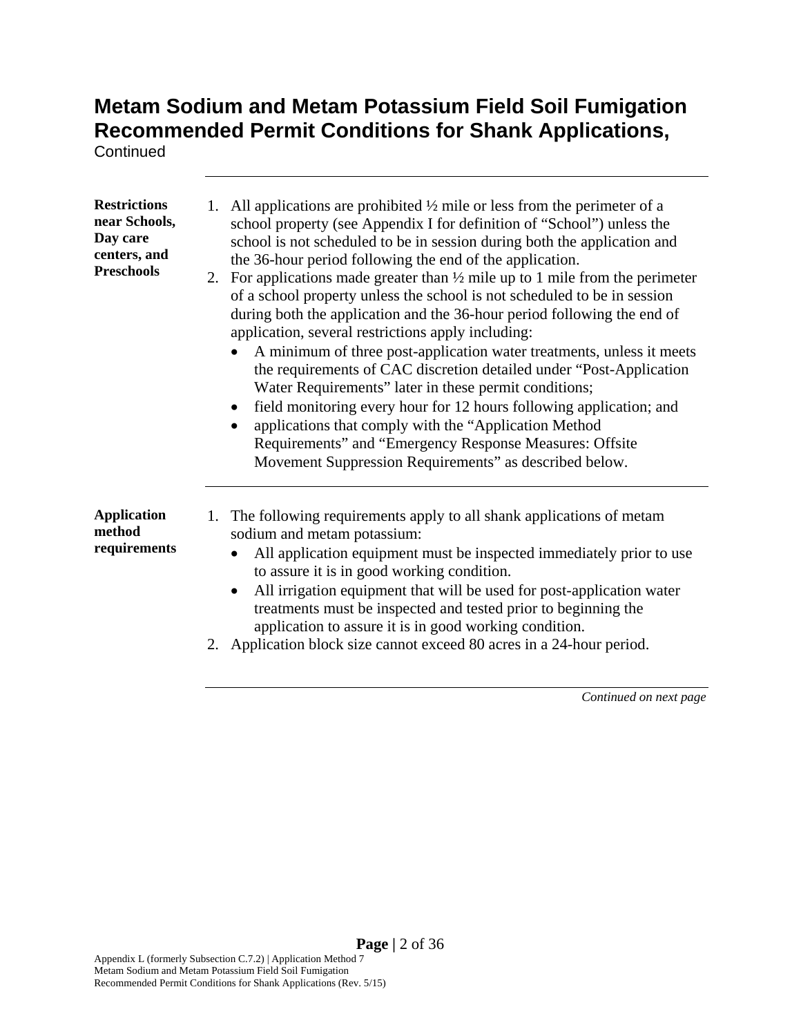# Metam Sodium and Metam Potassium Field Soil Fumigation Recommended Permit Conditions for Shank Applications,

Continued

**Restrictions near Schools, Day care centers, and Preschools**

1. All applications are prohibited ½ mile or less from the perimeter of a school property (see Appendix I for definition of "School") unless the school is not scheduled to be in session during both the application and the 36-hour period following the end of the application.
2. For applications made greater than ½ mile up to 1 mile from the perimeter of a school property unless the school is not scheduled to be in session during both the application and the 36-hour period following the end of application, several restrictions apply including:
   - A minimum of three post-application water treatments, unless it meets the requirements of CAC discretion detailed under "Post-Application Water Requirements" later in these permit conditions;
   - field monitoring every hour for 12 hours following application; and
   - applications that comply with the "Application Method Requirements" and "Emergency Response Measures: Offsite Movement Suppression Requirements" as described below.

**Application method requirements**

1. The following requirements apply to all shank applications of metam sodium and metam potassium:
   - All application equipment must be inspected immediately prior to use to assure it is in good working condition.
   - All irrigation equipment that will be used for post-application water treatments must be inspected and tested prior to beginning the application to assure it is in good working condition.
2. Application block size cannot exceed 80 acres in a 24-hour period.

*Continued on next page*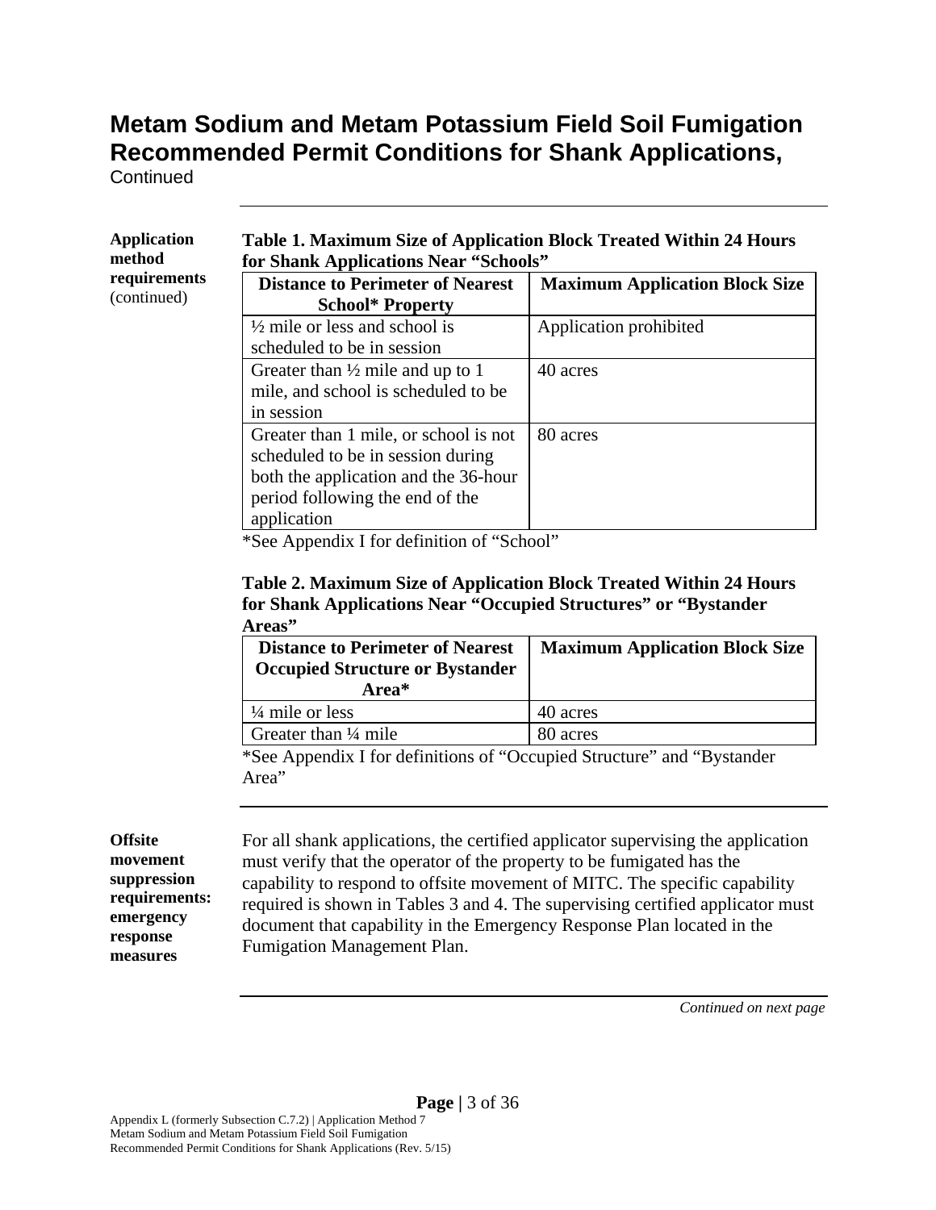# Metam Sodium and Metam Potassium Field Soil Fumigation Recommended Permit Conditions for Shank Applications,

Continued

**Application method requirements** (continued)

**Table 1. Maximum Size of Application Block Treated Within 24 Hours for Shank Applications Near "Schools"**

| Distance to Perimeter of Nearest School* Property | Maximum Application Block Size |
|---|---|
| ½ mile or less and school is scheduled to be in session | Application prohibited |
| Greater than ½ mile and up to 1 mile, and school is scheduled to be in session | 40 acres |
| Greater than 1 mile, or school is not scheduled to be in session during both the application and the 36-hour period following the end of the application | 80 acres |

*See Appendix I for definition of "School"

**Table 2. Maximum Size of Application Block Treated Within 24 Hours for Shank Applications Near "Occupied Structures" or "Bystander Areas"**

| Distance to Perimeter of Nearest Occupied Structure or Bystander Area* | Maximum Application Block Size |
|---|---|
| ¼ mile or less | 40 acres |
| Greater than ¼ mile | 80 acres |

*See Appendix I for definitions of "Occupied Structure" and "Bystander Area"

**Offsite movement suppression requirements: emergency response measures**

For all shank applications, the certified applicator supervising the application must verify that the operator of the property to be fumigated has the capability to respond to offsite movement of MITC. The specific capability required is shown in Tables 3 and 4. The supervising certified applicator must document that capability in the Emergency Response Plan located in the Fumigation Management Plan.

*Continued on next page*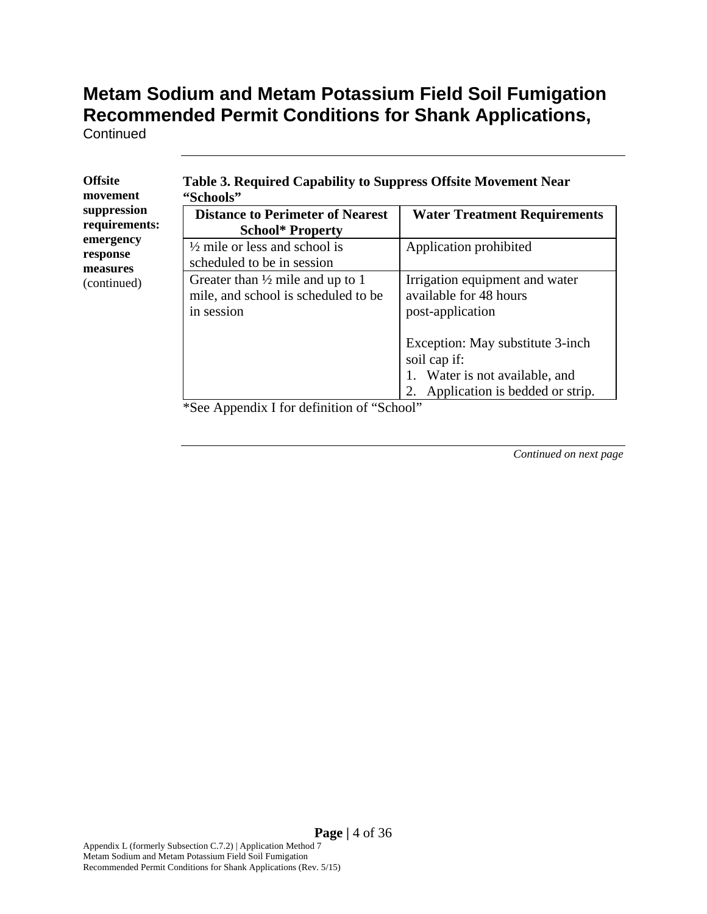# Metam Sodium and Metam Potassium Field Soil Fumigation Recommended Permit Conditions for Shank Applications,

Continued

**Offsite movement suppression requirements: emergency response measures** (continued)

**Table 3. Required Capability to Suppress Offsite Movement Near "Schools"**

| Distance to Perimeter of Nearest School* Property | Water Treatment Requirements |
|---|---|
| ½ mile or less and school is scheduled to be in session | Application prohibited |
| Greater than ½ mile and up to 1 mile, and school is scheduled to be in session | Irrigation equipment and water available for 48 hours post-application<br><br>Exception: May substitute 3-inch soil cap if:<br>1. Water is not available, and<br>2. Application is bedded or strip. |

*See Appendix I for definition of "School"

*Continued on next page*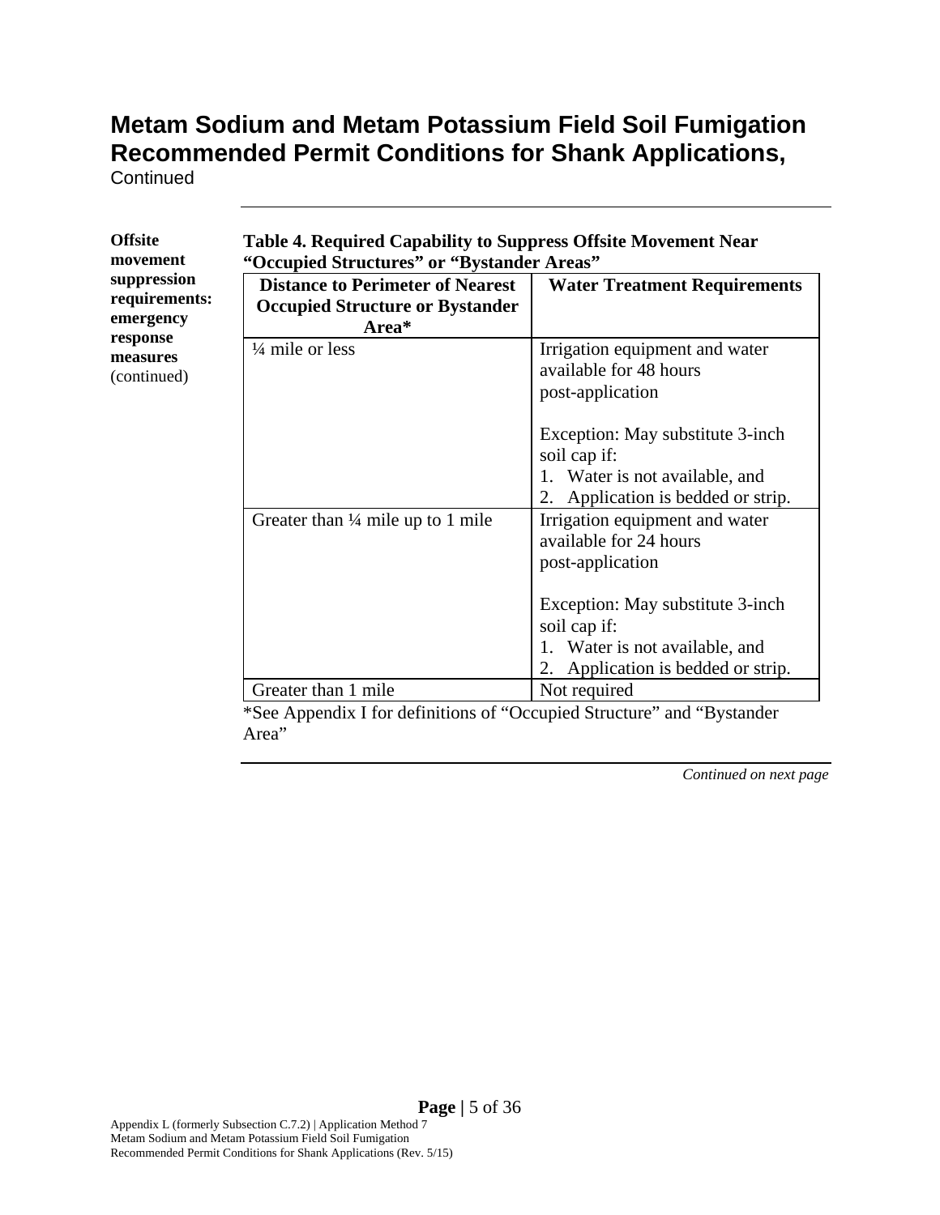# Metam Sodium and Metam Potassium Field Soil Fumigation Recommended Permit Conditions for Shank Applications,
Continued

**Offsite movement suppression requirements: emergency response measures** (continued)

**Table 4. Required Capability to Suppress Offsite Movement Near "Occupied Structures" or "Bystander Areas"**

| Distance to Perimeter of Nearest Occupied Structure or Bystander Area* | Water Treatment Requirements |
|---|---|
| ¼ mile or less | Irrigation equipment and water available for 48 hours post-application<br><br>Exception: May substitute 3-inch soil cap if:<br>1. Water is not available, and<br>2. Application is bedded or strip. |
| Greater than ¼ mile up to 1 mile | Irrigation equipment and water available for 24 hours post-application<br><br>Exception: May substitute 3-inch soil cap if:<br>1. Water is not available, and<br>2. Application is bedded or strip. |
| Greater than 1 mile | Not required |

*See Appendix I for definitions of "Occupied Structure" and "Bystander Area"

*Continued on next page*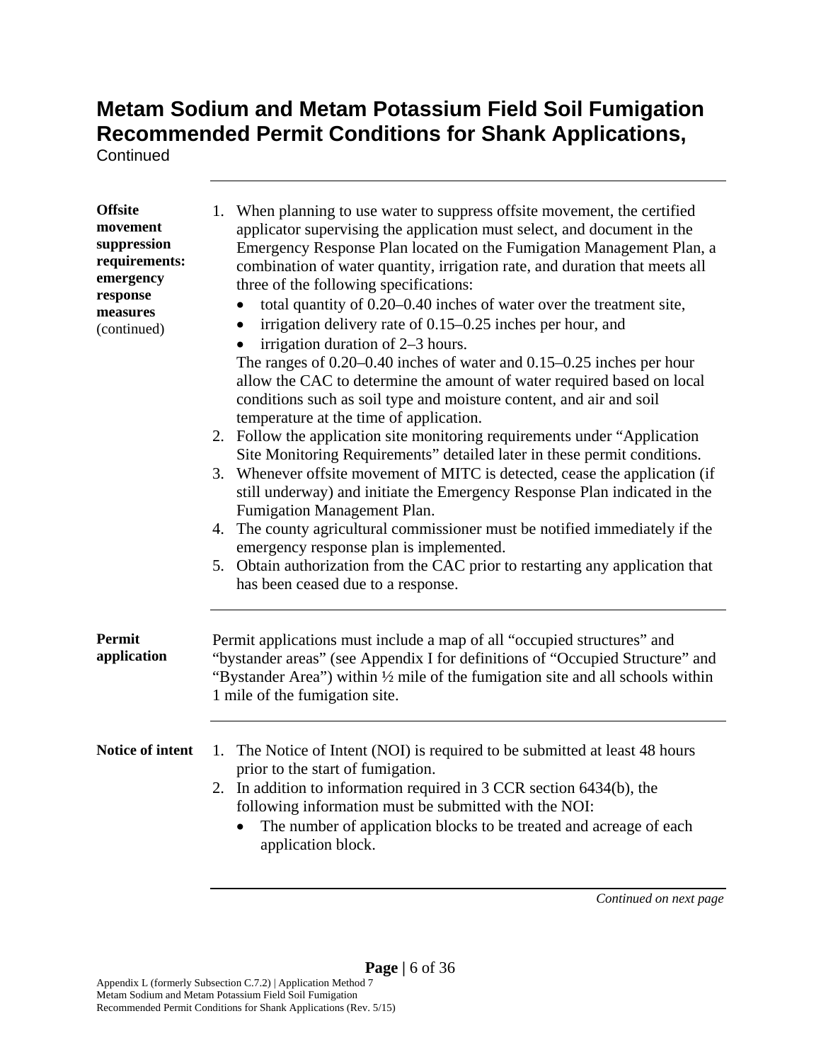# Metam Sodium and Metam Potassium Field Soil Fumigation Recommended Permit Conditions for Shank Applications,

Continued

---

**Offsite movement suppression requirements: emergency response measures** (continued)

1. When planning to use water to suppress offsite movement, the certified applicator supervising the application must select, and document in the Emergency Response Plan located on the Fumigation Management Plan, a combination of water quantity, irrigation rate, and duration that meets all three of the following specifications:
   - total quantity of 0.20–0.40 inches of water over the treatment site,
   - irrigation delivery rate of 0.15–0.25 inches per hour, and
   - irrigation duration of 2–3 hours.

   The ranges of 0.20–0.40 inches of water and 0.15–0.25 inches per hour allow the CAC to determine the amount of water required based on local conditions such as soil type and moisture content, and air and soil temperature at the time of application.
2. Follow the application site monitoring requirements under “Application Site Monitoring Requirements” detailed later in these permit conditions.
3. Whenever offsite movement of MITC is detected, cease the application (if still underway) and initiate the Emergency Response Plan indicated in the Fumigation Management Plan.
4. The county agricultural commissioner must be notified immediately if the emergency response plan is implemented.
5. Obtain authorization from the CAC prior to restarting any application that has been ceased due to a response.

---

**Permit application**

Permit applications must include a map of all “occupied structures” and “bystander areas” (see Appendix I for definitions of “Occupied Structure” and “Bystander Area”) within ½ mile of the fumigation site and all schools within 1 mile of the fumigation site.

---

**Notice of intent**

1. The Notice of Intent (NOI) is required to be submitted at least 48 hours prior to the start of fumigation.
2. In addition to information required in 3 CCR section 6434(b), the following information must be submitted with the NOI:
   - The number of application blocks to be treated and acreage of each application block.

*Continued on next page*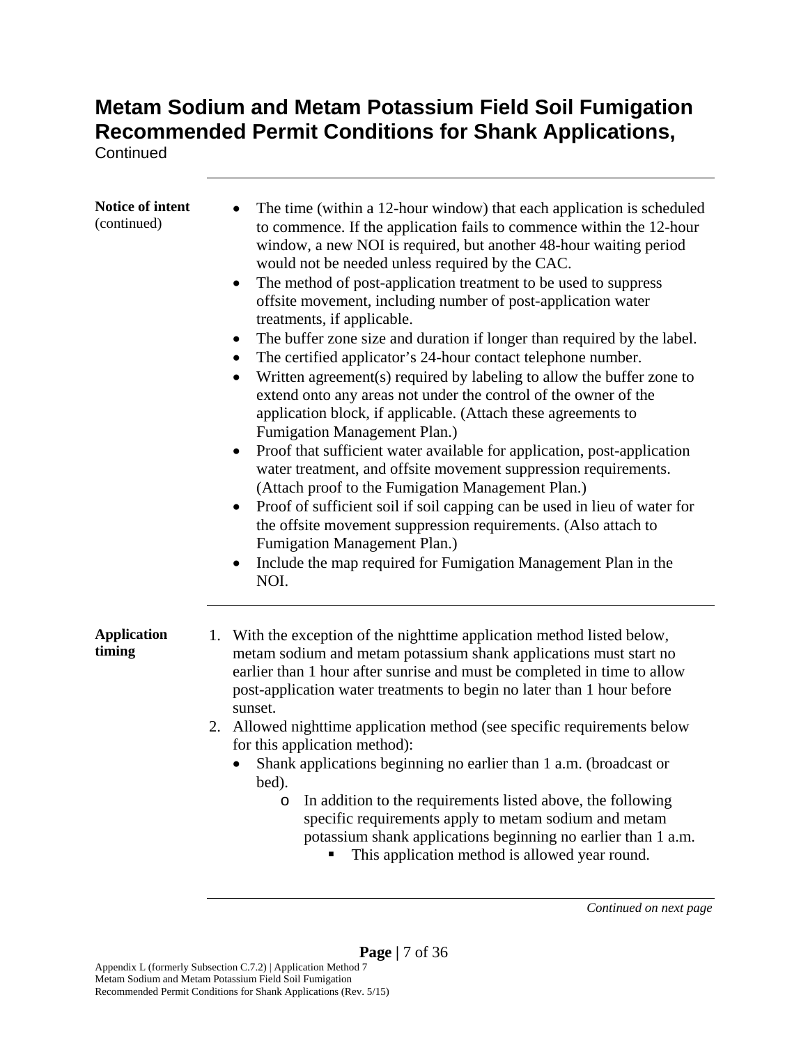# Metam Sodium and Metam Potassium Field Soil Fumigation Recommended Permit Conditions for Shank Applications,

Continued

**Notice of intent** (continued)

- The time (within a 12-hour window) that each application is scheduled to commence. If the application fails to commence within the 12-hour window, a new NOI is required, but another 48-hour waiting period would not be needed unless required by the CAC.
- The method of post-application treatment to be used to suppress offsite movement, including number of post-application water treatments, if applicable.
- The buffer zone size and duration if longer than required by the label.
- The certified applicator's 24-hour contact telephone number.
- Written agreement(s) required by labeling to allow the buffer zone to extend onto any areas not under the control of the owner of the application block, if applicable. (Attach these agreements to Fumigation Management Plan.)
- Proof that sufficient water available for application, post-application water treatment, and offsite movement suppression requirements. (Attach proof to the Fumigation Management Plan.)
- Proof of sufficient soil if soil capping can be used in lieu of water for the offsite movement suppression requirements. (Also attach to Fumigation Management Plan.)
- Include the map required for Fumigation Management Plan in the NOI.

**Application timing**

1. With the exception of the nighttime application method listed below, metam sodium and metam potassium shank applications must start no earlier than 1 hour after sunrise and must be completed in time to allow post-application water treatments to begin no later than 1 hour before sunset.
2. Allowed nighttime application method (see specific requirements below for this application method):
   - Shank applications beginning no earlier than 1 a.m. (broadcast or bed).
     - In addition to the requirements listed above, the following specific requirements apply to metam sodium and metam potassium shank applications beginning no earlier than 1 a.m.
       - This application method is allowed year round.

*Continued on next page*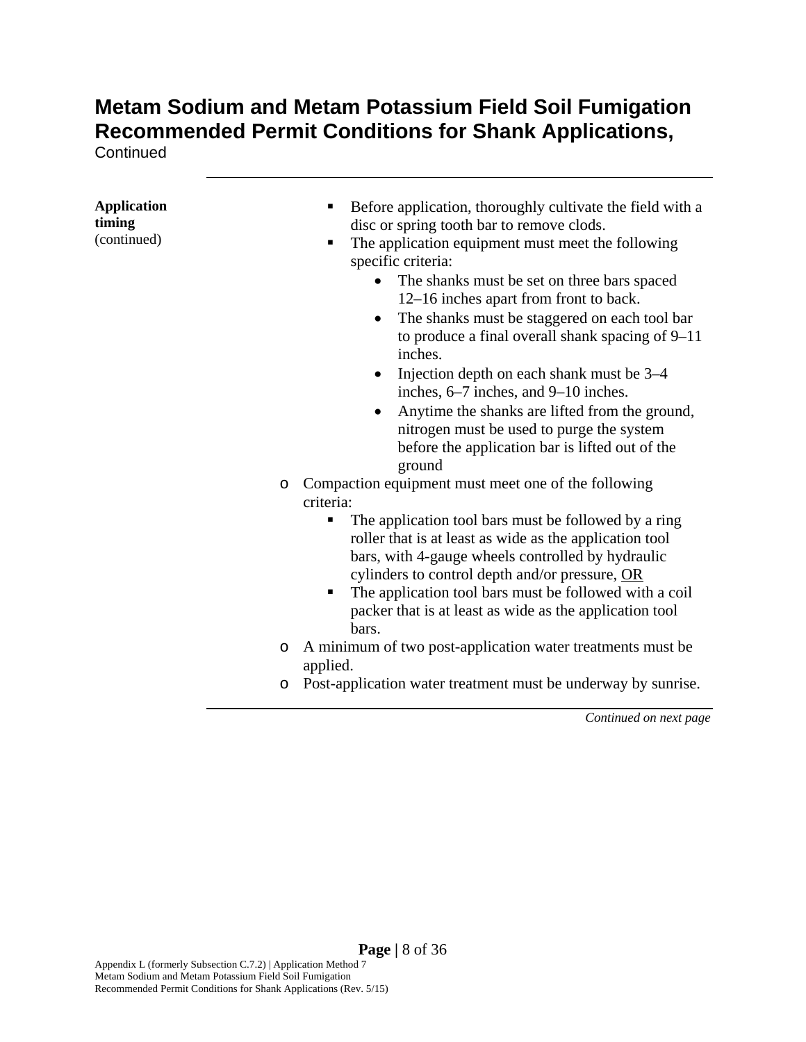# Metam Sodium and Metam Potassium Field Soil Fumigation Recommended Permit Conditions for Shank Applications,

Continued

---

**Application timing** (continued)

- Before application, thoroughly cultivate the field with a disc or spring tooth bar to remove clods.
- The application equipment must meet the following specific criteria:
  - The shanks must be set on three bars spaced 12–16 inches apart from front to back.
  - The shanks must be staggered on each tool bar to produce a final overall shank spacing of 9–11 inches.
  - Injection depth on each shank must be 3–4 inches, 6–7 inches, and 9–10 inches.
  - Anytime the shanks are lifted from the ground, nitrogen must be used to purge the system before the application bar is lifted out of the ground
- Compaction equipment must meet one of the following criteria:
  - The application tool bars must be followed by a ring roller that is at least as wide as the application tool bars, with 4-gauge wheels controlled by hydraulic cylinders to control depth and/or pressure, <u>OR</u>
  - The application tool bars must be followed with a coil packer that is at least as wide as the application tool bars.
- A minimum of two post-application water treatments must be applied.
- Post-application water treatment must be underway by sunrise.

---

*Continued on next page*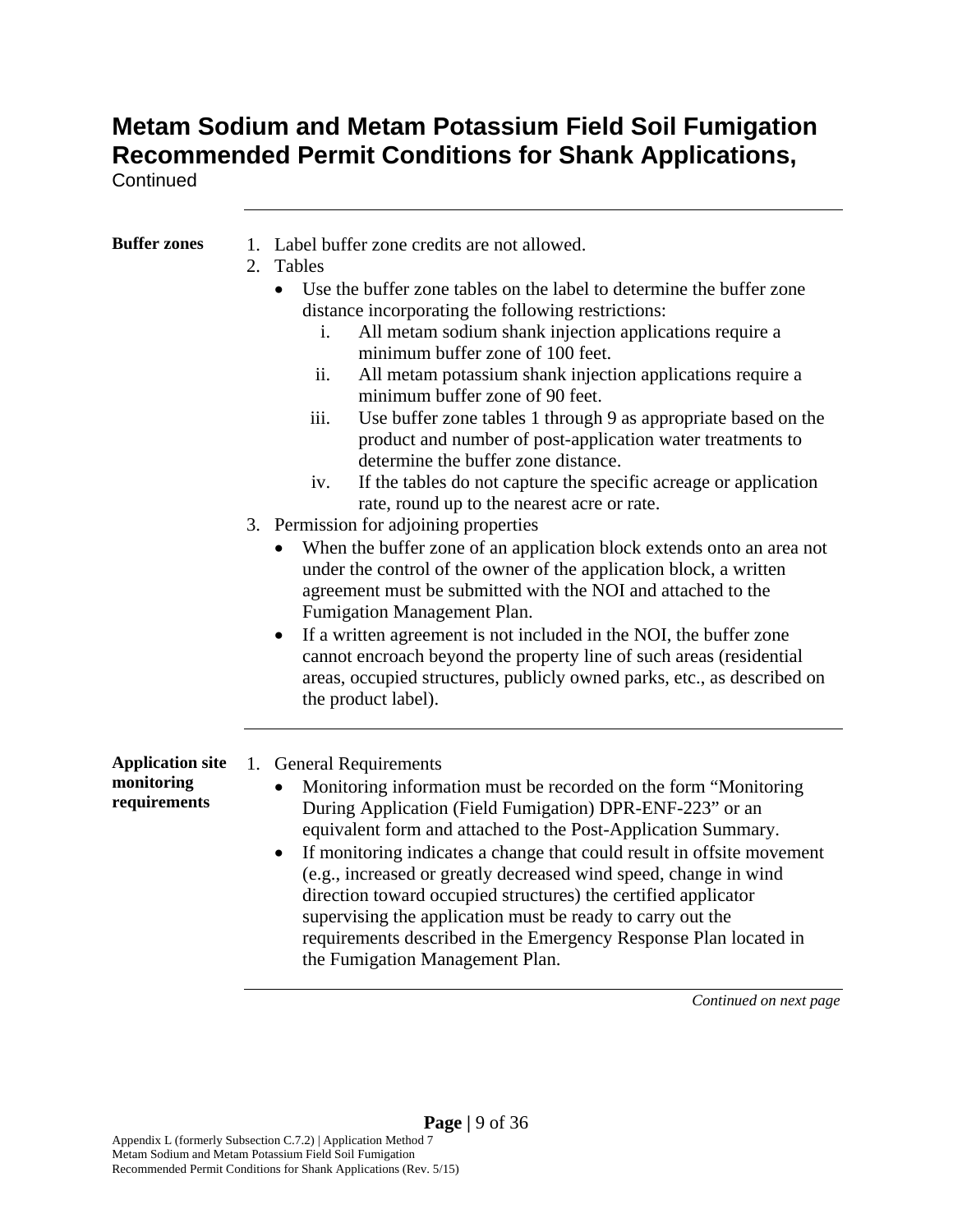# Metam Sodium and Metam Potassium Field Soil Fumigation Recommended Permit Conditions for Shank Applications,

Continued

---

**Buffer zones**

1. Label buffer zone credits are not allowed.
2. Tables
   - Use the buffer zone tables on the label to determine the buffer zone distance incorporating the following restrictions:
     i. All metam sodium shank injection applications require a minimum buffer zone of 100 feet.
     ii. All metam potassium shank injection applications require a minimum buffer zone of 90 feet.
     iii. Use buffer zone tables 1 through 9 as appropriate based on the product and number of post-application water treatments to determine the buffer zone distance.
     iv. If the tables do not capture the specific acreage or application rate, round up to the nearest acre or rate.
3. Permission for adjoining properties
   - When the buffer zone of an application block extends onto an area not under the control of the owner of the application block, a written agreement must be submitted with the NOI and attached to the Fumigation Management Plan.
   - If a written agreement is not included in the NOI, the buffer zone cannot encroach beyond the property line of such areas (residential areas, occupied structures, publicly owned parks, etc., as described on the product label).

---

**Application site monitoring requirements**

1. General Requirements
   - Monitoring information must be recorded on the form "Monitoring During Application (Field Fumigation) DPR-ENF-223" or an equivalent form and attached to the Post-Application Summary.
   - If monitoring indicates a change that could result in offsite movement (e.g., increased or greatly decreased wind speed, change in wind direction toward occupied structures) the certified applicator supervising the application must be ready to carry out the requirements described in the Emergency Response Plan located in the Fumigation Management Plan.

*Continued on next page*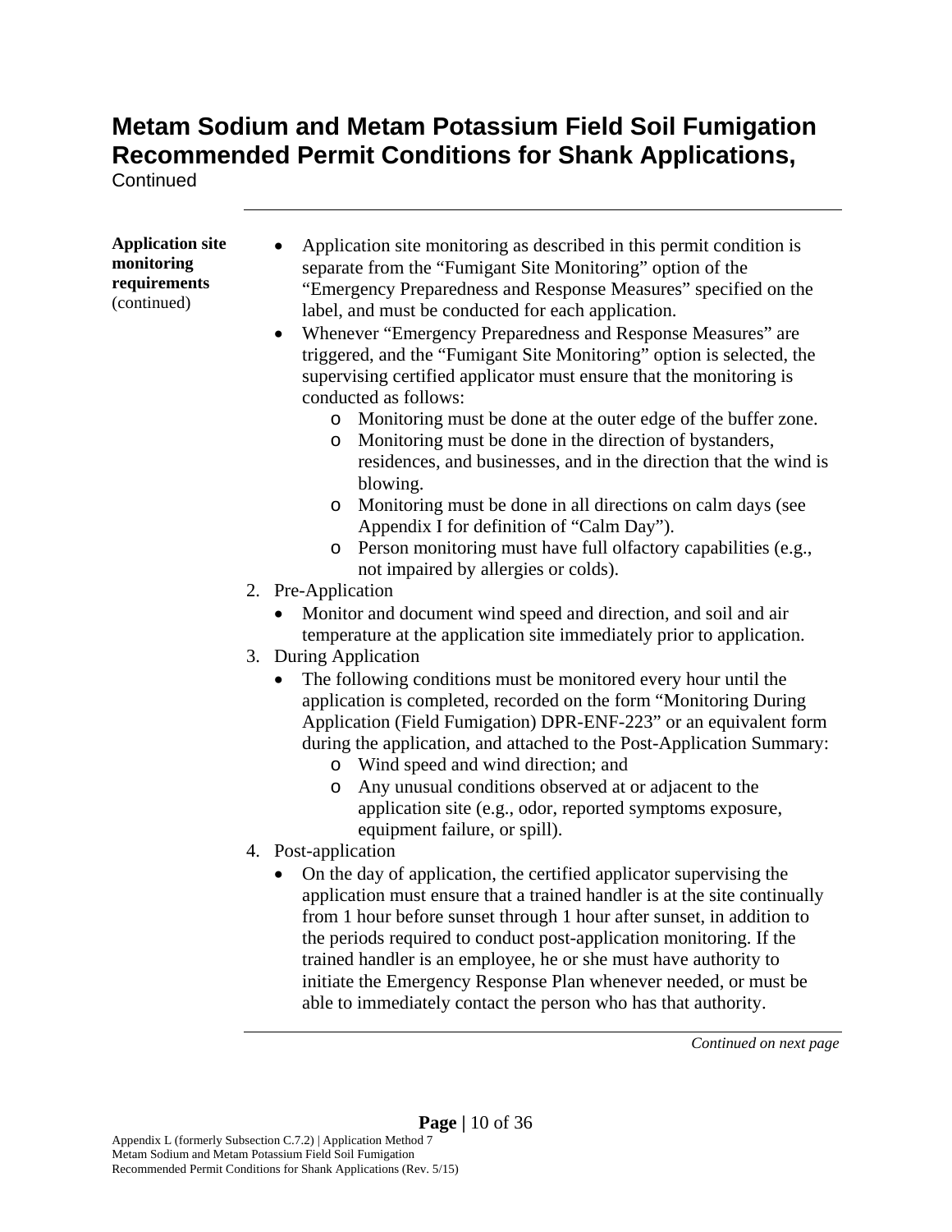# Metam Sodium and Metam Potassium Field Soil Fumigation Recommended Permit Conditions for Shank Applications,
Continued

---

**Application site monitoring requirements** (continued)

- Application site monitoring as described in this permit condition is separate from the “Fumigant Site Monitoring” option of the “Emergency Preparedness and Response Measures” specified on the label, and must be conducted for each application.
- Whenever “Emergency Preparedness and Response Measures” are triggered, and the “Fumigant Site Monitoring” option is selected, the supervising certified applicator must ensure that the monitoring is conducted as follows:
    - Monitoring must be done at the outer edge of the buffer zone.
    - Monitoring must be done in the direction of bystanders, residences, and businesses, and in the direction that the wind is blowing.
    - Monitoring must be done in all directions on calm days (see Appendix I for definition of “Calm Day”).
    - Person monitoring must have full olfactory capabilities (e.g., not impaired by allergies or colds).

2. Pre-Application
    - Monitor and document wind speed and direction, and soil and air temperature at the application site immediately prior to application.
3. During Application
    - The following conditions must be monitored every hour until the application is completed, recorded on the form “Monitoring During Application (Field Fumigation) DPR-ENF-223” or an equivalent form during the application, and attached to the Post-Application Summary:
        - Wind speed and wind direction; and
        - Any unusual conditions observed at or adjacent to the application site (e.g., odor, reported symptoms exposure, equipment failure, or spill).
4. Post-application
    - On the day of application, the certified applicator supervising the application must ensure that a trained handler is at the site continually from 1 hour before sunset through 1 hour after sunset, in addition to the periods required to conduct post-application monitoring. If the trained handler is an employee, he or she must have authority to initiate the Emergency Response Plan whenever needed, or must be able to immediately contact the person who has that authority.

---

*Continued on next page*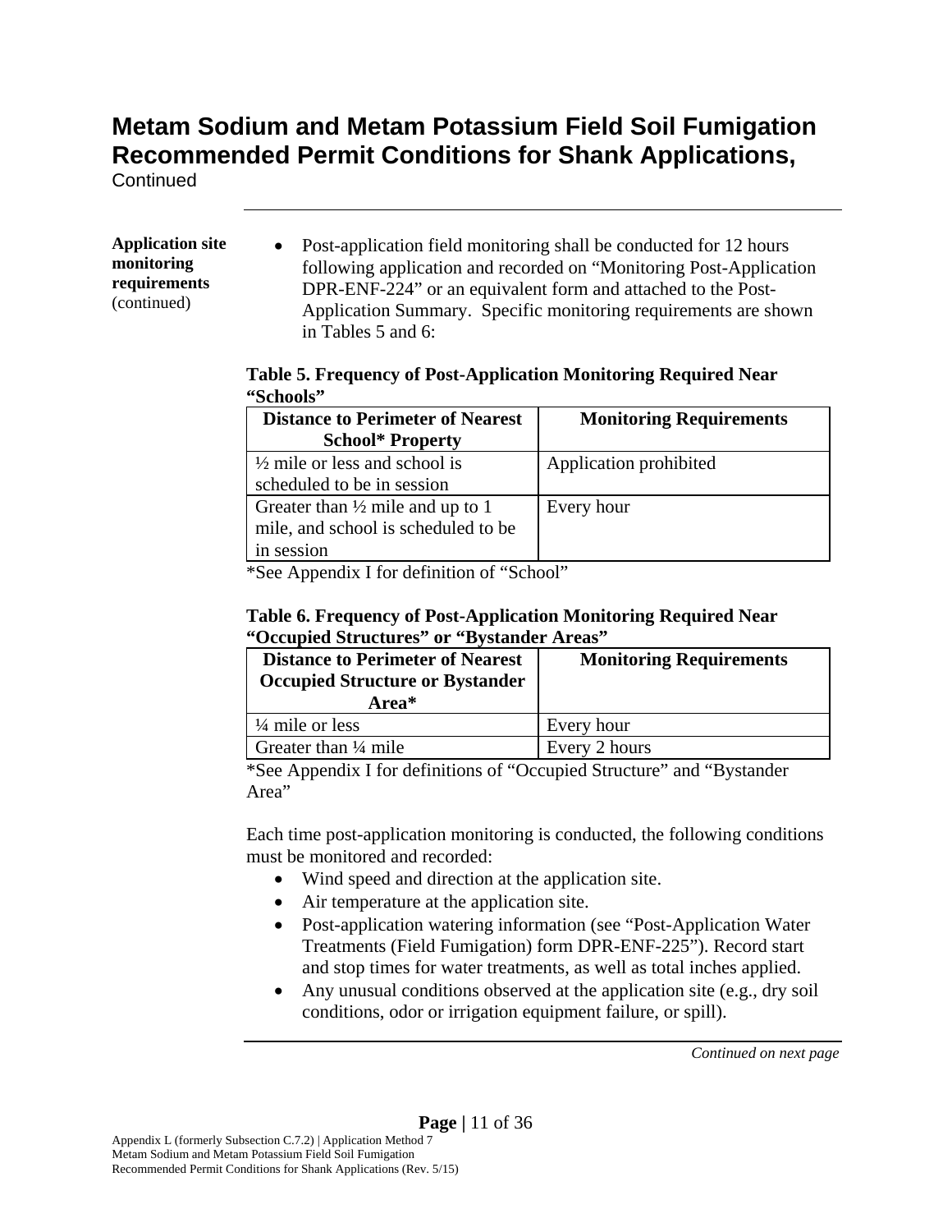# Metam Sodium and Metam Potassium Field Soil Fumigation Recommended Permit Conditions for Shank Applications,

Continued

**Application site monitoring requirements** (continued)

- Post-application field monitoring shall be conducted for 12 hours following application and recorded on "Monitoring Post-Application DPR-ENF-224" or an equivalent form and attached to the Post-Application Summary. Specific monitoring requirements are shown in Tables 5 and 6:

**Table 5. Frequency of Post-Application Monitoring Required Near "Schools"**

| Distance to Perimeter of Nearest School* Property | Monitoring Requirements |
|---|---|
| ½ mile or less and school is scheduled to be in session | Application prohibited |
| Greater than ½ mile and up to 1 mile, and school is scheduled to be in session | Every hour |

*See Appendix I for definition of "School"

**Table 6. Frequency of Post-Application Monitoring Required Near "Occupied Structures" or "Bystander Areas"**

| Distance to Perimeter of Nearest Occupied Structure or Bystander Area* | Monitoring Requirements |
|---|---|
| ¼ mile or less | Every hour |
| Greater than ¼ mile | Every 2 hours |

*See Appendix I for definitions of "Occupied Structure" and "Bystander Area"

Each time post-application monitoring is conducted, the following conditions must be monitored and recorded:

- Wind speed and direction at the application site.
- Air temperature at the application site.
- Post-application watering information (see "Post-Application Water Treatments (Field Fumigation) form DPR-ENF-225"). Record start and stop times for water treatments, as well as total inches applied.
- Any unusual conditions observed at the application site (e.g., dry soil conditions, odor or irrigation equipment failure, or spill).

*Continued on next page*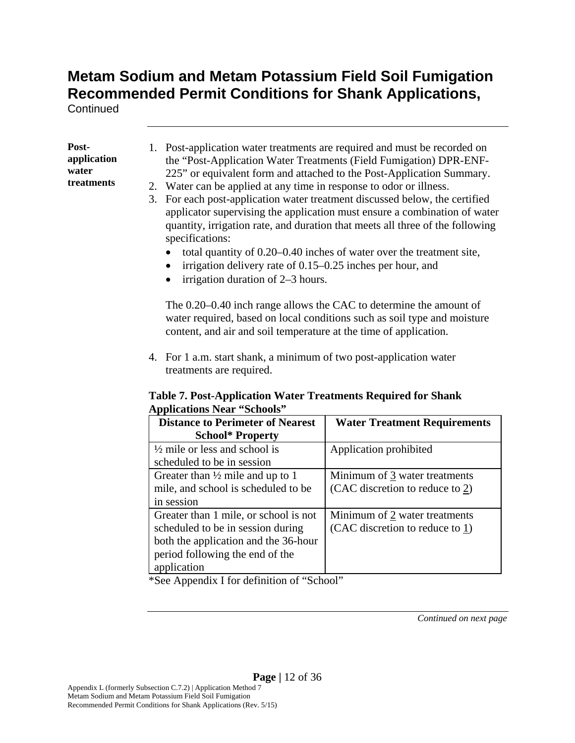# Metam Sodium and Metam Potassium Field Soil Fumigation Recommended Permit Conditions for Shank Applications,
Continued

---

**Post-application water treatments**

1. Post-application water treatments are required and must be recorded on the "Post-Application Water Treatments (Field Fumigation) DPR-ENF-225" or equivalent form and attached to the Post-Application Summary.
2. Water can be applied at any time in response to odor or illness.
3. For each post-application water treatment discussed below, the certified applicator supervising the application must ensure a combination of water quantity, irrigation rate, and duration that meets all three of the following specifications:
   - total quantity of 0.20–0.40 inches of water over the treatment site,
   - irrigation delivery rate of 0.15–0.25 inches per hour, and
   - irrigation duration of 2–3 hours.

   The 0.20–0.40 inch range allows the CAC to determine the amount of water required, based on local conditions such as soil type and moisture content, and air and soil temperature at the time of application.

4. For 1 a.m. start shank, a minimum of two post-application water treatments are required.

**Table 7. Post-Application Water Treatments Required for Shank Applications Near "Schools"**

| Distance to Perimeter of Nearest School* Property | Water Treatment Requirements |
|---|---|
| ½ mile or less and school is scheduled to be in session | Application prohibited |
| Greater than ½ mile and up to 1 mile, and school is scheduled to be in session | Minimum of 3 water treatments (CAC discretion to reduce to 2) |
| Greater than 1 mile, or school is not scheduled to be in session during both the application and the 36-hour period following the end of the application | Minimum of 2 water treatments (CAC discretion to reduce to 1) |

*See Appendix I for definition of "School"

*Continued on next page*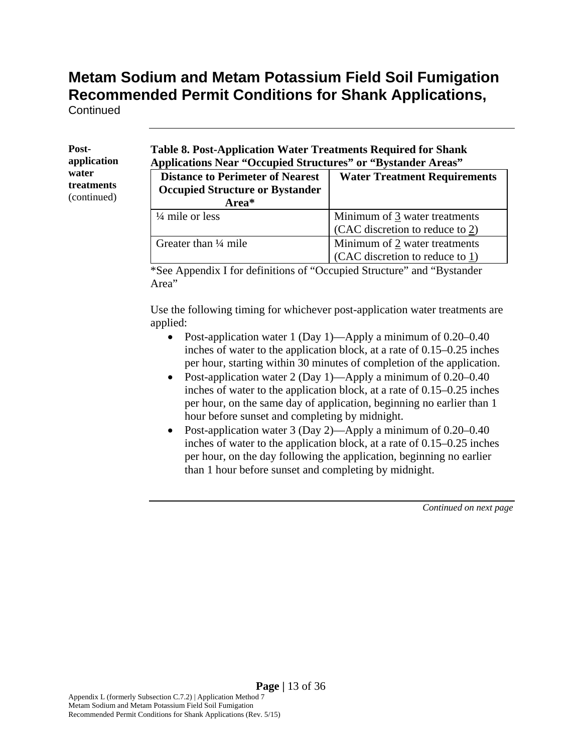# Metam Sodium and Metam Potassium Field Soil Fumigation Recommended Permit Conditions for Shank Applications,

Continued

**Post-application water treatments** (continued)

**Table 8. Post-Application Water Treatments Required for Shank Applications Near "Occupied Structures" or "Bystander Areas"**

| Distance to Perimeter of Nearest Occupied Structure or Bystander Area* | Water Treatment Requirements |
|---|---|
| ¼ mile or less | Minimum of 3 water treatments (CAC discretion to reduce to 2) |
| Greater than ¼ mile | Minimum of 2 water treatments (CAC discretion to reduce to 1) |

*See Appendix I for definitions of "Occupied Structure" and "Bystander Area"

Use the following timing for whichever post-application water treatments are applied:

- Post-application water 1 (Day 1)—Apply a minimum of 0.20–0.40 inches of water to the application block, at a rate of 0.15–0.25 inches per hour, starting within 30 minutes of completion of the application.
- Post-application water 2 (Day 1)—Apply a minimum of 0.20–0.40 inches of water to the application block, at a rate of 0.15–0.25 inches per hour, on the same day of application, beginning no earlier than 1 hour before sunset and completing by midnight.
- Post-application water 3 (Day 2)—Apply a minimum of 0.20–0.40 inches of water to the application block, at a rate of 0.15–0.25 inches per hour, on the day following the application, beginning no earlier than 1 hour before sunset and completing by midnight.

*Continued on next page*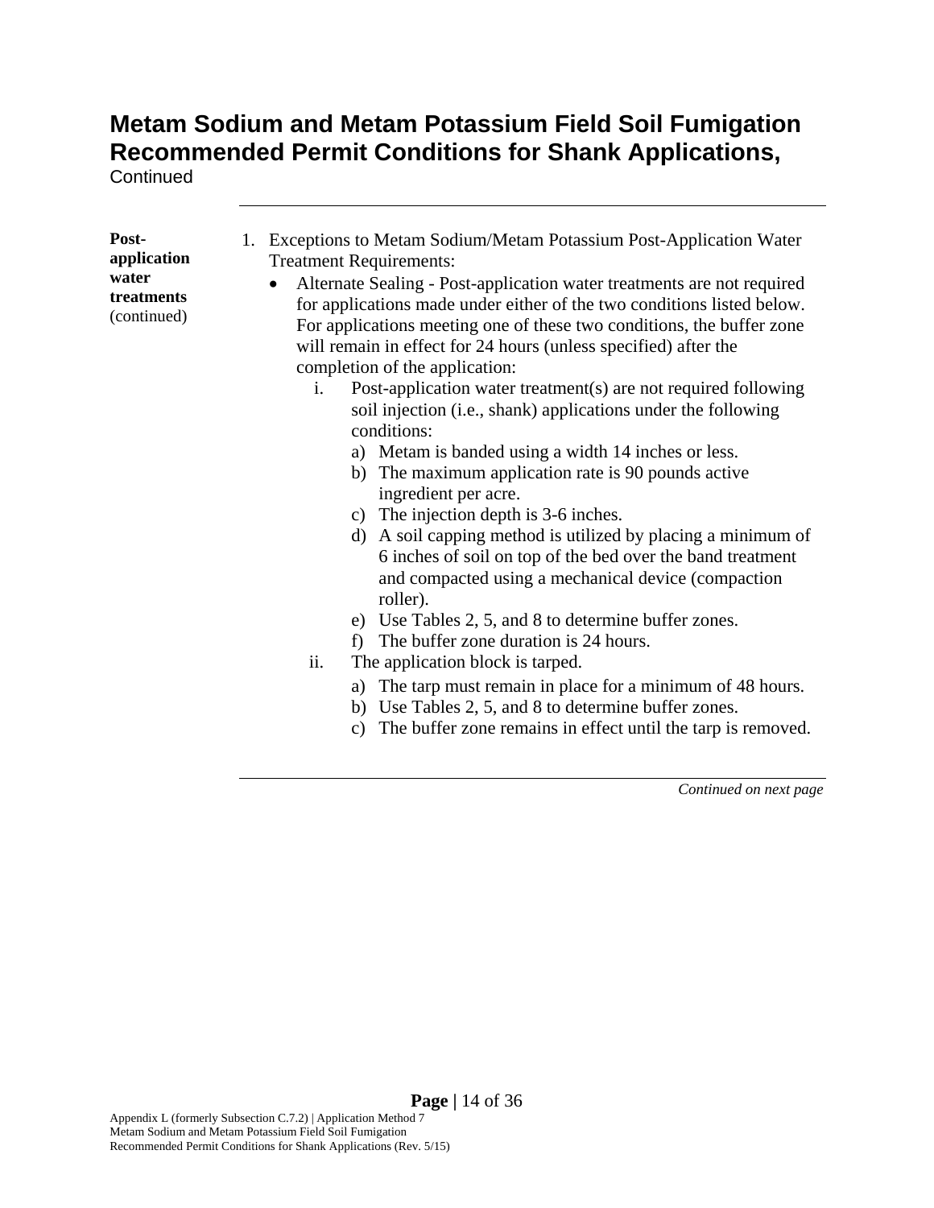# Metam Sodium and Metam Potassium Field Soil Fumigation Recommended Permit Conditions for Shank Applications,

Continued

**Post-application water treatments** (continued)

1. Exceptions to Metam Sodium/Metam Potassium Post-Application Water Treatment Requirements:
   - Alternate Sealing - Post-application water treatments are not required for applications made under either of the two conditions listed below. For applications meeting one of these two conditions, the buffer zone will remain in effect for 24 hours (unless specified) after the completion of the application:
     i. Post-application water treatment(s) are not required following soil injection (i.e., shank) applications under the following conditions:
        a) Metam is banded using a width 14 inches or less.
        b) The maximum application rate is 90 pounds active ingredient per acre.
        c) The injection depth is 3-6 inches.
        d) A soil capping method is utilized by placing a minimum of 6 inches of soil on top of the bed over the band treatment and compacted using a mechanical device (compaction roller).
        e) Use Tables 2, 5, and 8 to determine buffer zones.
        f) The buffer zone duration is 24 hours.

     ii. The application block is tarped.
        a) The tarp must remain in place for a minimum of 48 hours.
        b) Use Tables 2, 5, and 8 to determine buffer zones.
        c) The buffer zone remains in effect until the tarp is removed.

*Continued on next page*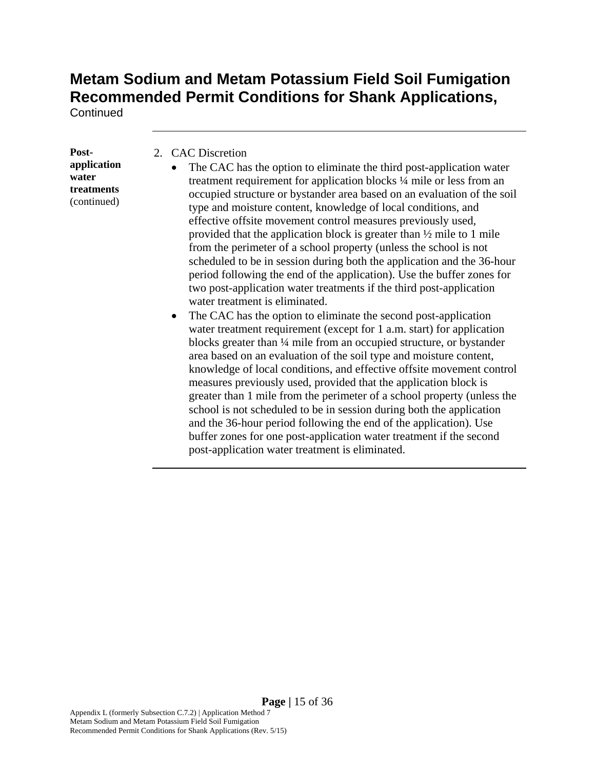# Metam Sodium and Metam Potassium Field Soil Fumigation Recommended Permit Conditions for Shank Applications,

Continued

---

**Post-application water treatments** (continued)

2. CAC Discretion
   - The CAC has the option to eliminate the third post-application water treatment requirement for application blocks ¼ mile or less from an occupied structure or bystander area based on an evaluation of the soil type and moisture content, knowledge of local conditions, and effective offsite movement control measures previously used, provided that the application block is greater than ½ mile to 1 mile from the perimeter of a school property (unless the school is not scheduled to be in session during both the application and the 36-hour period following the end of the application). Use the buffer zones for two post-application water treatments if the third post-application water treatment is eliminated.
   - The CAC has the option to eliminate the second post-application water treatment requirement (except for 1 a.m. start) for application blocks greater than ¼ mile from an occupied structure, or bystander area based on an evaluation of the soil type and moisture content, knowledge of local conditions, and effective offsite movement control measures previously used, provided that the application block is greater than 1 mile from the perimeter of a school property (unless the school is not scheduled to be in session during both the application and the 36-hour period following the end of the application). Use buffer zones for one post-application water treatment if the second post-application water treatment is eliminated.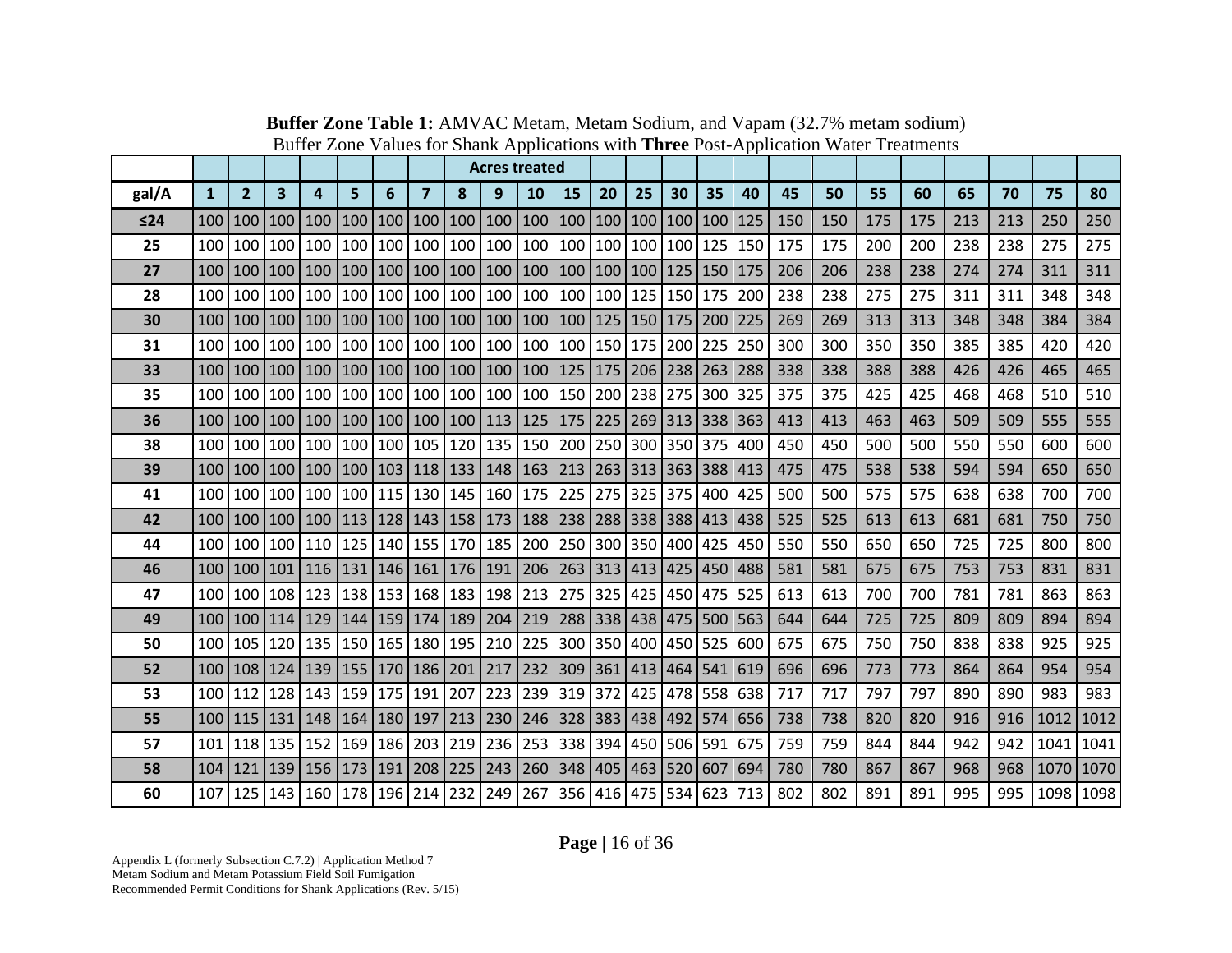**Buffer Zone Table 1:** AMVAC Metam, Metam Sodium, and Vapam (32.7% metam sodium)
Buffer Zone Values for Shank Applications with **Three** Post-Application Water Treatments

| | Acres treated | | | | | | | | | | | | | | | | | | | | | | | |
|---|---|---|---|---|---|---|---|---|---|---|---|---|---|---|---|---|---|---|---|---|---|---|---|---|
| **gal/A** | **1** | **2** | **3** | **4** | **5** | **6** | **7** | **8** | **9** | **10** | **15** | **20** | **25** | **30** | **35** | **40** | **45** | **50** | **55** | **60** | **65** | **70** | **75** | **80** |
| **≤24** | 100 | 100 | 100 | 100 | 100 | 100 | 100 | 100 | 100 | 100 | 100 | 100 | 100 | 100 | 100 | 125 | 150 | 150 | 175 | 175 | 213 | 213 | 250 | 250 |
| **25** | 100 | 100 | 100 | 100 | 100 | 100 | 100 | 100 | 100 | 100 | 100 | 100 | 100 | 100 | 125 | 150 | 175 | 175 | 200 | 200 | 238 | 238 | 275 | 275 |
| **27** | 100 | 100 | 100 | 100 | 100 | 100 | 100 | 100 | 100 | 100 | 100 | 100 | 100 | 125 | 150 | 175 | 206 | 206 | 238 | 238 | 274 | 274 | 311 | 311 |
| **28** | 100 | 100 | 100 | 100 | 100 | 100 | 100 | 100 | 100 | 100 | 100 | 100 | 125 | 150 | 175 | 200 | 238 | 238 | 275 | 275 | 311 | 311 | 348 | 348 |
| **30** | 100 | 100 | 100 | 100 | 100 | 100 | 100 | 100 | 100 | 100 | 100 | 125 | 150 | 175 | 200 | 225 | 269 | 269 | 313 | 313 | 348 | 348 | 384 | 384 |
| **31** | 100 | 100 | 100 | 100 | 100 | 100 | 100 | 100 | 100 | 100 | 100 | 150 | 175 | 200 | 225 | 250 | 300 | 300 | 350 | 350 | 385 | 385 | 420 | 420 |
| **33** | 100 | 100 | 100 | 100 | 100 | 100 | 100 | 100 | 100 | 100 | 125 | 175 | 206 | 238 | 263 | 288 | 338 | 338 | 388 | 388 | 426 | 426 | 465 | 465 |
| **35** | 100 | 100 | 100 | 100 | 100 | 100 | 100 | 100 | 100 | 100 | 150 | 200 | 238 | 275 | 300 | 325 | 375 | 375 | 425 | 425 | 468 | 468 | 510 | 510 |
| **36** | 100 | 100 | 100 | 100 | 100 | 100 | 100 | 100 | 113 | 125 | 175 | 225 | 269 | 313 | 338 | 363 | 413 | 413 | 463 | 463 | 509 | 509 | 555 | 555 |
| **38** | 100 | 100 | 100 | 100 | 100 | 100 | 105 | 120 | 135 | 150 | 200 | 250 | 300 | 350 | 375 | 400 | 450 | 450 | 500 | 500 | 550 | 550 | 600 | 600 |
| **39** | 100 | 100 | 100 | 100 | 100 | 103 | 118 | 133 | 148 | 163 | 213 | 263 | 313 | 363 | 388 | 413 | 475 | 475 | 538 | 538 | 594 | 594 | 650 | 650 |
| **41** | 100 | 100 | 100 | 100 | 100 | 115 | 130 | 145 | 160 | 175 | 225 | 275 | 325 | 375 | 400 | 425 | 500 | 500 | 575 | 575 | 638 | 638 | 700 | 700 |
| **42** | 100 | 100 | 100 | 100 | 113 | 128 | 143 | 158 | 173 | 188 | 238 | 288 | 338 | 388 | 413 | 438 | 525 | 525 | 613 | 613 | 681 | 681 | 750 | 750 |
| **44** | 100 | 100 | 100 | 110 | 125 | 140 | 155 | 170 | 185 | 200 | 250 | 300 | 350 | 400 | 425 | 450 | 550 | 550 | 650 | 650 | 725 | 725 | 800 | 800 |
| **46** | 100 | 100 | 101 | 116 | 131 | 146 | 161 | 176 | 191 | 206 | 263 | 313 | 413 | 425 | 450 | 488 | 581 | 581 | 675 | 675 | 753 | 753 | 831 | 831 |
| **47** | 100 | 100 | 108 | 123 | 138 | 153 | 168 | 183 | 198 | 213 | 275 | 325 | 425 | 450 | 475 | 525 | 613 | 613 | 700 | 700 | 781 | 781 | 863 | 863 |
| **49** | 100 | 100 | 114 | 129 | 144 | 159 | 174 | 189 | 204 | 219 | 288 | 338 | 438 | 475 | 500 | 563 | 644 | 644 | 725 | 725 | 809 | 809 | 894 | 894 |
| **50** | 100 | 105 | 120 | 135 | 150 | 165 | 180 | 195 | 210 | 225 | 300 | 350 | 400 | 450 | 525 | 600 | 675 | 675 | 750 | 750 | 838 | 838 | 925 | 925 |
| **52** | 100 | 108 | 124 | 139 | 155 | 170 | 186 | 201 | 217 | 232 | 309 | 361 | 413 | 464 | 541 | 619 | 696 | 696 | 773 | 773 | 864 | 864 | 954 | 954 |
| **53** | 100 | 112 | 128 | 143 | 159 | 175 | 191 | 207 | 223 | 239 | 319 | 372 | 425 | 478 | 558 | 638 | 717 | 717 | 797 | 797 | 890 | 890 | 983 | 983 |
| **55** | 100 | 115 | 131 | 148 | 164 | 180 | 197 | 213 | 230 | 246 | 328 | 383 | 438 | 492 | 574 | 656 | 738 | 738 | 820 | 820 | 916 | 916 | 1012 | 1012 |
| **57** | 101 | 118 | 135 | 152 | 169 | 186 | 203 | 219 | 236 | 253 | 338 | 394 | 450 | 506 | 591 | 675 | 759 | 759 | 844 | 844 | 942 | 942 | 1041 | 1041 |
| **58** | 104 | 121 | 139 | 156 | 173 | 191 | 208 | 225 | 243 | 260 | 348 | 405 | 463 | 520 | 607 | 694 | 780 | 780 | 867 | 867 | 968 | 968 | 1070 | 1070 |
| **60** | 107 | 125 | 143 | 160 | 178 | 196 | 214 | 232 | 249 | 267 | 356 | 416 | 475 | 534 | 623 | 713 | 802 | 802 | 891 | 891 | 995 | 995 | 1098 | 1098 |

Appendix L (formerly Subsection C.7.2) | Application Method 7
Metam Sodium and Metam Potassium Field Soil Fumigation
Recommended Permit Conditions for Shank Applications (Rev. 5/15)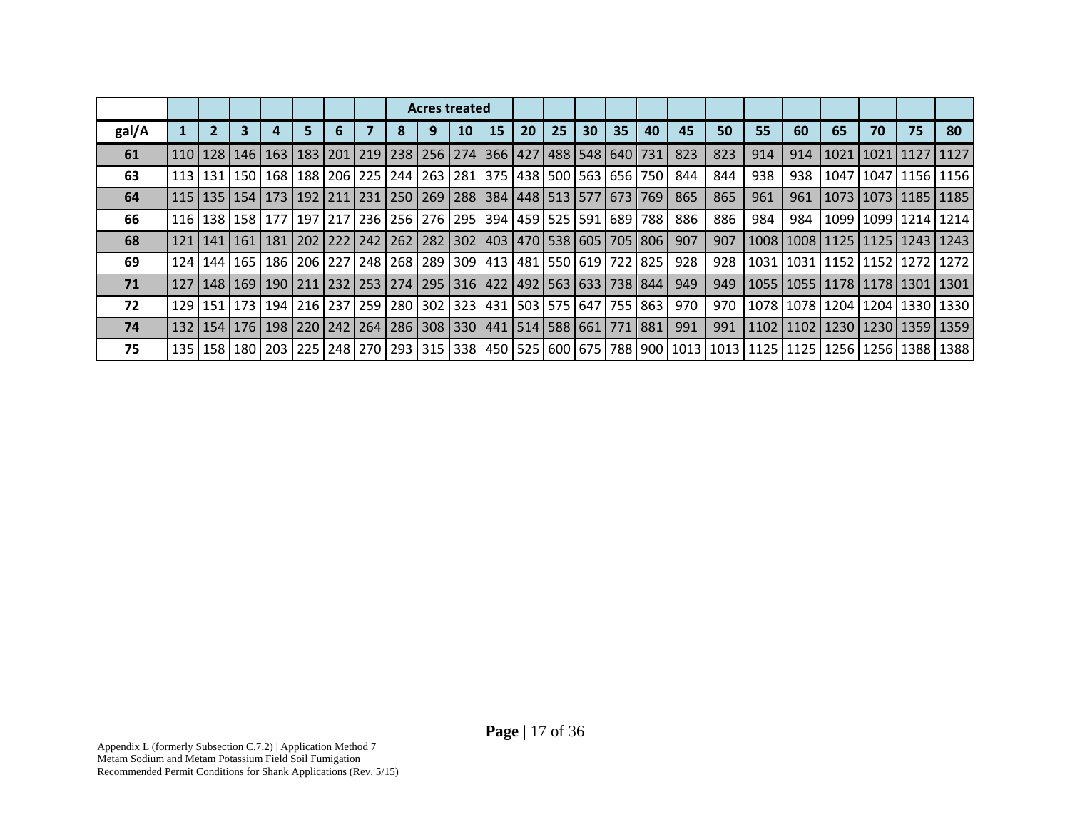| | | | | | | | | Acres treated | | | | | | | | | | | | | | | | |
|---|---|---|---|---|---|---|---|---|---|---|---|---|---|---|---|---|---|---|---|---|---|---|---|---|
| **gal/A** | **1** | **2** | **3** | **4** | **5** | **6** | **7** | **8** | **9** | **10** | **15** | **20** | **25** | **30** | **35** | **40** | **45** | **50** | **55** | **60** | **65** | **70** | **75** | **80** |
| **61** | 110 | 128 | 146 | 163 | 183 | 201 | 219 | 238 | 256 | 274 | 366 | 427 | 488 | 548 | 640 | 731 | 823 | 823 | 914 | 914 | 1021 | 1021 | 1127 | 1127 |
| **63** | 113 | 131 | 150 | 168 | 188 | 206 | 225 | 244 | 263 | 281 | 375 | 438 | 500 | 563 | 656 | 750 | 844 | 844 | 938 | 938 | 1047 | 1047 | 1156 | 1156 |
| **64** | 115 | 135 | 154 | 173 | 192 | 211 | 231 | 250 | 269 | 288 | 384 | 448 | 513 | 577 | 673 | 769 | 865 | 865 | 961 | 961 | 1073 | 1073 | 1185 | 1185 |
| **66** | 116 | 138 | 158 | 177 | 197 | 217 | 236 | 256 | 276 | 295 | 394 | 459 | 525 | 591 | 689 | 788 | 886 | 886 | 984 | 984 | 1099 | 1099 | 1214 | 1214 |
| **68** | 121 | 141 | 161 | 181 | 202 | 222 | 242 | 262 | 282 | 302 | 403 | 470 | 538 | 605 | 705 | 806 | 907 | 907 | 1008 | 1008 | 1125 | 1125 | 1243 | 1243 |
| **69** | 124 | 144 | 165 | 186 | 206 | 227 | 248 | 268 | 289 | 309 | 413 | 481 | 550 | 619 | 722 | 825 | 928 | 928 | 1031 | 1031 | 1152 | 1152 | 1272 | 1272 |
| **71** | 127 | 148 | 169 | 190 | 211 | 232 | 253 | 274 | 295 | 316 | 422 | 492 | 563 | 633 | 738 | 844 | 949 | 949 | 1055 | 1055 | 1178 | 1178 | 1301 | 1301 |
| **72** | 129 | 151 | 173 | 194 | 216 | 237 | 259 | 280 | 302 | 323 | 431 | 503 | 575 | 647 | 755 | 863 | 970 | 970 | 1078 | 1078 | 1204 | 1204 | 1330 | 1330 |
| **74** | 132 | 154 | 176 | 198 | 220 | 242 | 264 | 286 | 308 | 330 | 441 | 514 | 588 | 661 | 771 | 881 | 991 | 991 | 1102 | 1102 | 1230 | 1230 | 1359 | 1359 |
| **75** | 135 | 158 | 180 | 203 | 225 | 248 | 270 | 293 | 315 | 338 | 450 | 525 | 600 | 675 | 788 | 900 | 1013 | 1013 | 1125 | 1125 | 1256 | 1256 | 1388 | 1388 |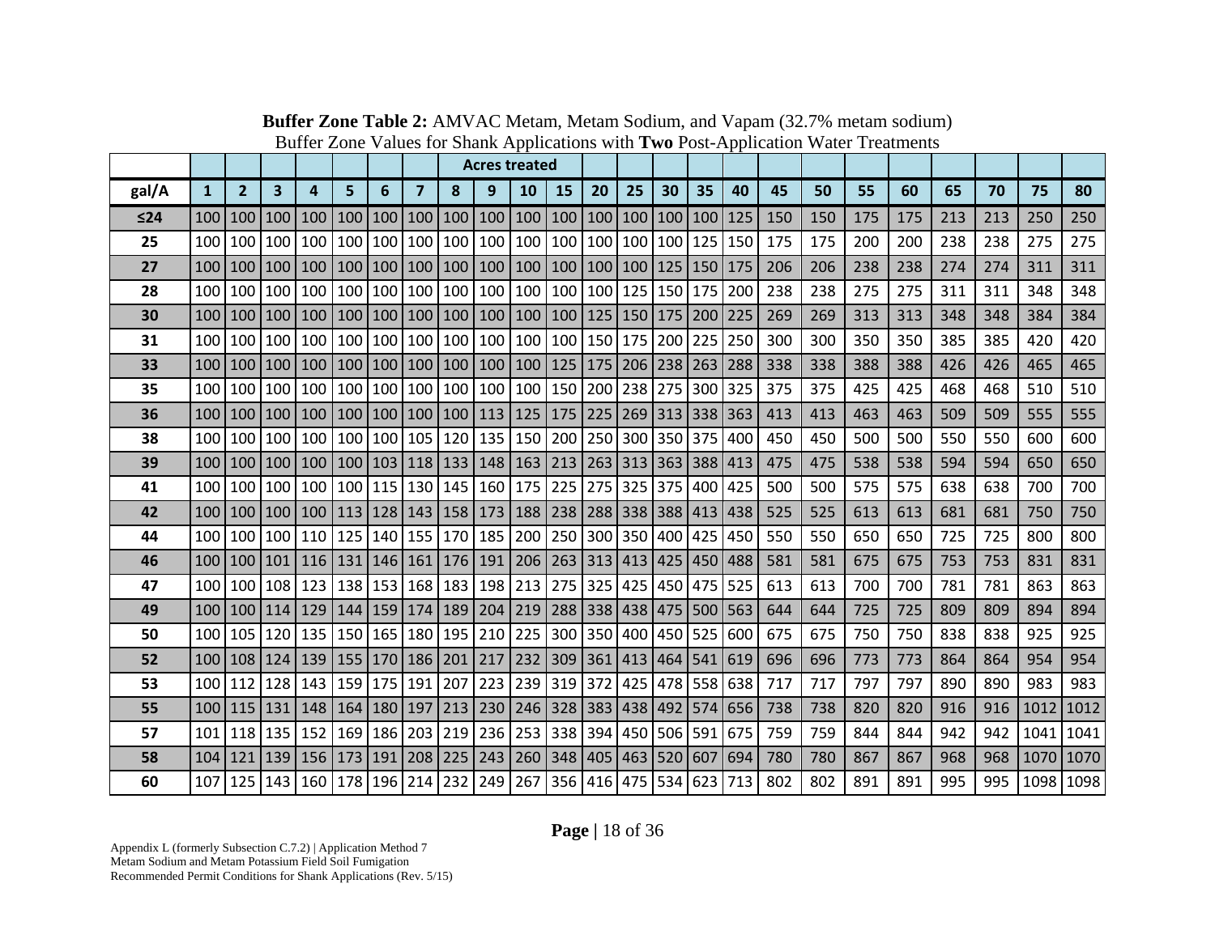**Buffer Zone Table 2:** AMVAC Metam, Metam Sodium, and Vapam (32.7% metam sodium)
Buffer Zone Values for Shank Applications with **Two** Post-Application Water Treatments

| | Acres treated | | | | | | | | | | | | | | | | | | | | | | | |
|---|---|---|---|---|---|---|---|---|---|---|---|---|---|---|---|---|---|---|---|---|---|---|---|---|
| **gal/A** | **1** | **2** | **3** | **4** | **5** | **6** | **7** | **8** | **9** | **10** | **15** | **20** | **25** | **30** | **35** | **40** | **45** | **50** | **55** | **60** | **65** | **70** | **75** | **80** |
| **≤24** | 100 | 100 | 100 | 100 | 100 | 100 | 100 | 100 | 100 | 100 | 100 | 100 | 100 | 100 | 100 | 125 | 150 | 150 | 175 | 175 | 213 | 213 | 250 | 250 |
| **25** | 100 | 100 | 100 | 100 | 100 | 100 | 100 | 100 | 100 | 100 | 100 | 100 | 100 | 100 | 125 | 150 | 175 | 175 | 200 | 200 | 238 | 238 | 275 | 275 |
| **27** | 100 | 100 | 100 | 100 | 100 | 100 | 100 | 100 | 100 | 100 | 100 | 100 | 100 | 125 | 150 | 175 | 206 | 206 | 238 | 238 | 274 | 274 | 311 | 311 |
| **28** | 100 | 100 | 100 | 100 | 100 | 100 | 100 | 100 | 100 | 100 | 100 | 100 | 125 | 150 | 175 | 200 | 238 | 238 | 275 | 275 | 311 | 311 | 348 | 348 |
| **30** | 100 | 100 | 100 | 100 | 100 | 100 | 100 | 100 | 100 | 100 | 100 | 125 | 150 | 175 | 200 | 225 | 269 | 269 | 313 | 313 | 348 | 348 | 384 | 384 |
| **31** | 100 | 100 | 100 | 100 | 100 | 100 | 100 | 100 | 100 | 100 | 100 | 150 | 175 | 200 | 225 | 250 | 300 | 300 | 350 | 350 | 385 | 385 | 420 | 420 |
| **33** | 100 | 100 | 100 | 100 | 100 | 100 | 100 | 100 | 100 | 100 | 125 | 175 | 206 | 238 | 263 | 288 | 338 | 338 | 388 | 388 | 426 | 426 | 465 | 465 |
| **35** | 100 | 100 | 100 | 100 | 100 | 100 | 100 | 100 | 100 | 100 | 150 | 200 | 238 | 275 | 300 | 325 | 375 | 375 | 425 | 425 | 468 | 468 | 510 | 510 |
| **36** | 100 | 100 | 100 | 100 | 100 | 100 | 100 | 100 | 113 | 125 | 175 | 225 | 269 | 313 | 338 | 363 | 413 | 413 | 463 | 463 | 509 | 509 | 555 | 555 |
| **38** | 100 | 100 | 100 | 100 | 100 | 100 | 105 | 120 | 135 | 150 | 200 | 250 | 300 | 350 | 375 | 400 | 450 | 450 | 500 | 500 | 550 | 550 | 600 | 600 |
| **39** | 100 | 100 | 100 | 100 | 100 | 103 | 118 | 133 | 148 | 163 | 213 | 263 | 313 | 363 | 388 | 413 | 475 | 475 | 538 | 538 | 594 | 594 | 650 | 650 |
| **41** | 100 | 100 | 100 | 100 | 100 | 115 | 130 | 145 | 160 | 175 | 225 | 275 | 325 | 375 | 400 | 425 | 500 | 500 | 575 | 575 | 638 | 638 | 700 | 700 |
| **42** | 100 | 100 | 100 | 100 | 113 | 128 | 143 | 158 | 173 | 188 | 238 | 288 | 338 | 388 | 413 | 438 | 525 | 525 | 613 | 613 | 681 | 681 | 750 | 750 |
| **44** | 100 | 100 | 100 | 110 | 125 | 140 | 155 | 170 | 185 | 200 | 250 | 300 | 350 | 400 | 425 | 450 | 550 | 550 | 650 | 650 | 725 | 725 | 800 | 800 |
| **46** | 100 | 100 | 101 | 116 | 131 | 146 | 161 | 176 | 191 | 206 | 263 | 313 | 413 | 425 | 450 | 488 | 581 | 581 | 675 | 675 | 753 | 753 | 831 | 831 |
| **47** | 100 | 100 | 108 | 123 | 138 | 153 | 168 | 183 | 198 | 213 | 275 | 325 | 425 | 450 | 475 | 525 | 613 | 613 | 700 | 700 | 781 | 781 | 863 | 863 |
| **49** | 100 | 100 | 114 | 129 | 144 | 159 | 174 | 189 | 204 | 219 | 288 | 338 | 438 | 475 | 500 | 563 | 644 | 644 | 725 | 725 | 809 | 809 | 894 | 894 |
| **50** | 100 | 105 | 120 | 135 | 150 | 165 | 180 | 195 | 210 | 225 | 300 | 350 | 400 | 450 | 525 | 600 | 675 | 675 | 750 | 750 | 838 | 838 | 925 | 925 |
| **52** | 100 | 108 | 124 | 139 | 155 | 170 | 186 | 201 | 217 | 232 | 309 | 361 | 413 | 464 | 541 | 619 | 696 | 696 | 773 | 773 | 864 | 864 | 954 | 954 |
| **53** | 100 | 112 | 128 | 143 | 159 | 175 | 191 | 207 | 223 | 239 | 319 | 372 | 425 | 478 | 558 | 638 | 717 | 717 | 797 | 797 | 890 | 890 | 983 | 983 |
| **55** | 100 | 115 | 131 | 148 | 164 | 180 | 197 | 213 | 230 | 246 | 328 | 383 | 438 | 492 | 574 | 656 | 738 | 738 | 820 | 820 | 916 | 916 | 1012 | 1012 |
| **57** | 101 | 118 | 135 | 152 | 169 | 186 | 203 | 219 | 236 | 253 | 338 | 394 | 450 | 506 | 591 | 675 | 759 | 759 | 844 | 844 | 942 | 942 | 1041 | 1041 |
| **58** | 104 | 121 | 139 | 156 | 173 | 191 | 208 | 225 | 243 | 260 | 348 | 405 | 463 | 520 | 607 | 694 | 780 | 780 | 867 | 867 | 968 | 968 | 1070 | 1070 |
| **60** | 107 | 125 | 143 | 160 | 178 | 196 | 214 | 232 | 249 | 267 | 356 | 416 | 475 | 534 | 623 | 713 | 802 | 802 | 891 | 891 | 995 | 995 | 1098 | 1098 |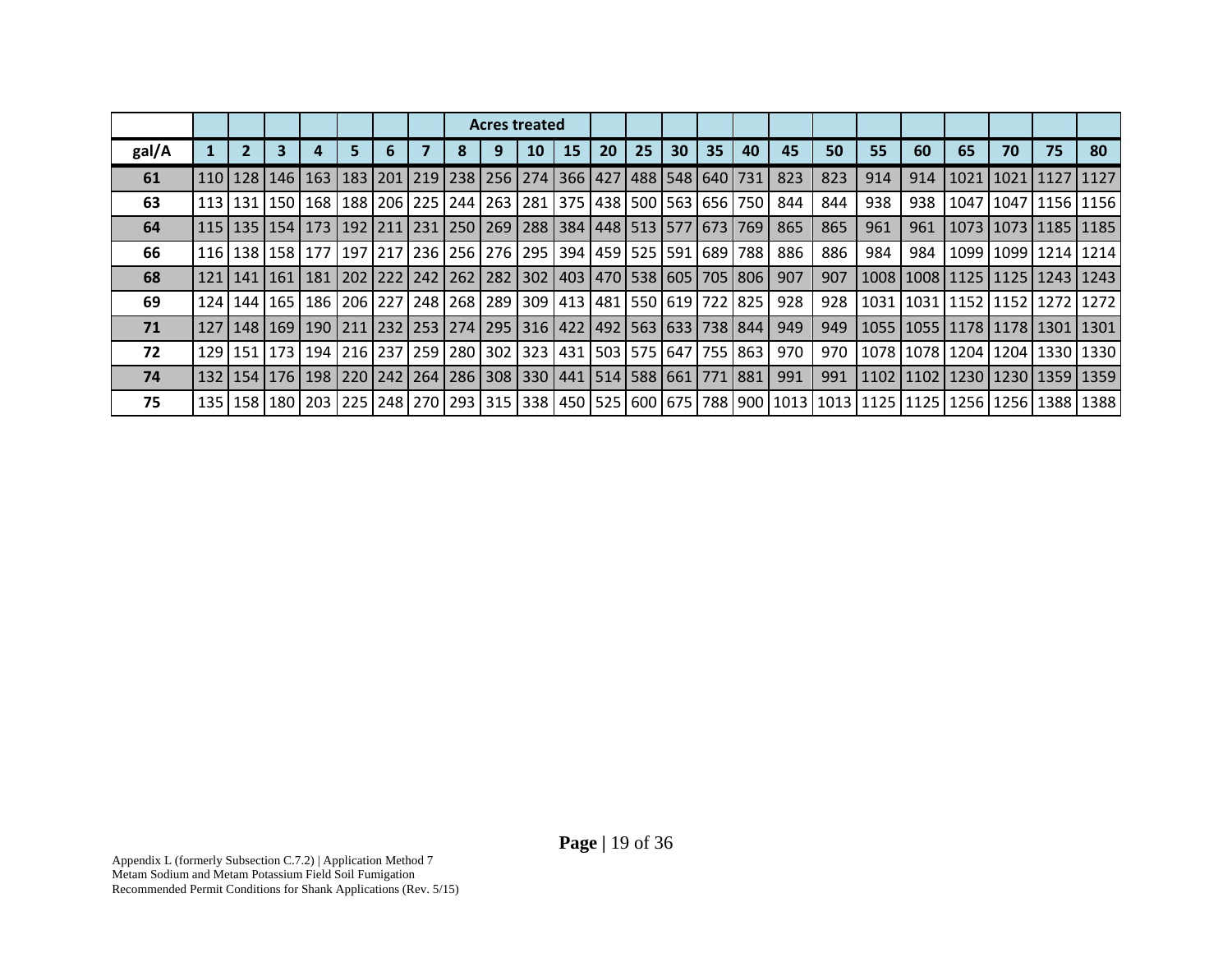| | | | | | | | | Acres treated | | | | | | | | | | | | | | | | |
|---|---|---|---|---|---|---|---|---|---|---|---|---|---|---|---|---|---|---|---|---|---|---|---|---|
| **gal/A** | **1** | **2** | **3** | **4** | **5** | **6** | **7** | **8** | **9** | **10** | **15** | **20** | **25** | **30** | **35** | **40** | **45** | **50** | **55** | **60** | **65** | **70** | **75** | **80** |
| **61** | 110 | 128 | 146 | 163 | 183 | 201 | 219 | 238 | 256 | 274 | 366 | 427 | 488 | 548 | 640 | 731 | 823 | 823 | 914 | 914 | 1021 | 1021 | 1127 | 1127 |
| **63** | 113 | 131 | 150 | 168 | 188 | 206 | 225 | 244 | 263 | 281 | 375 | 438 | 500 | 563 | 656 | 750 | 844 | 844 | 938 | 938 | 1047 | 1047 | 1156 | 1156 |
| **64** | 115 | 135 | 154 | 173 | 192 | 211 | 231 | 250 | 269 | 288 | 384 | 448 | 513 | 577 | 673 | 769 | 865 | 865 | 961 | 961 | 1073 | 1073 | 1185 | 1185 |
| **66** | 116 | 138 | 158 | 177 | 197 | 217 | 236 | 256 | 276 | 295 | 394 | 459 | 525 | 591 | 689 | 788 | 886 | 886 | 984 | 984 | 1099 | 1099 | 1214 | 1214 |
| **68** | 121 | 141 | 161 | 181 | 202 | 222 | 242 | 262 | 282 | 302 | 403 | 470 | 538 | 605 | 705 | 806 | 907 | 907 | 1008 | 1008 | 1125 | 1125 | 1243 | 1243 |
| **69** | 124 | 144 | 165 | 186 | 206 | 227 | 248 | 268 | 289 | 309 | 413 | 481 | 550 | 619 | 722 | 825 | 928 | 928 | 1031 | 1031 | 1152 | 1152 | 1272 | 1272 |
| **71** | 127 | 148 | 169 | 190 | 211 | 232 | 253 | 274 | 295 | 316 | 422 | 492 | 563 | 633 | 738 | 844 | 949 | 949 | 1055 | 1055 | 1178 | 1178 | 1301 | 1301 |
| **72** | 129 | 151 | 173 | 194 | 216 | 237 | 259 | 280 | 302 | 323 | 431 | 503 | 575 | 647 | 755 | 863 | 970 | 970 | 1078 | 1078 | 1204 | 1204 | 1330 | 1330 |
| **74** | 132 | 154 | 176 | 198 | 220 | 242 | 264 | 286 | 308 | 330 | 441 | 514 | 588 | 661 | 771 | 881 | 991 | 991 | 1102 | 1102 | 1230 | 1230 | 1359 | 1359 |
| **75** | 135 | 158 | 180 | 203 | 225 | 248 | 270 | 293 | 315 | 338 | 450 | 525 | 600 | 675 | 788 | 900 | 1013 | 1013 | 1125 | 1125 | 1256 | 1256 | 1388 | 1388 |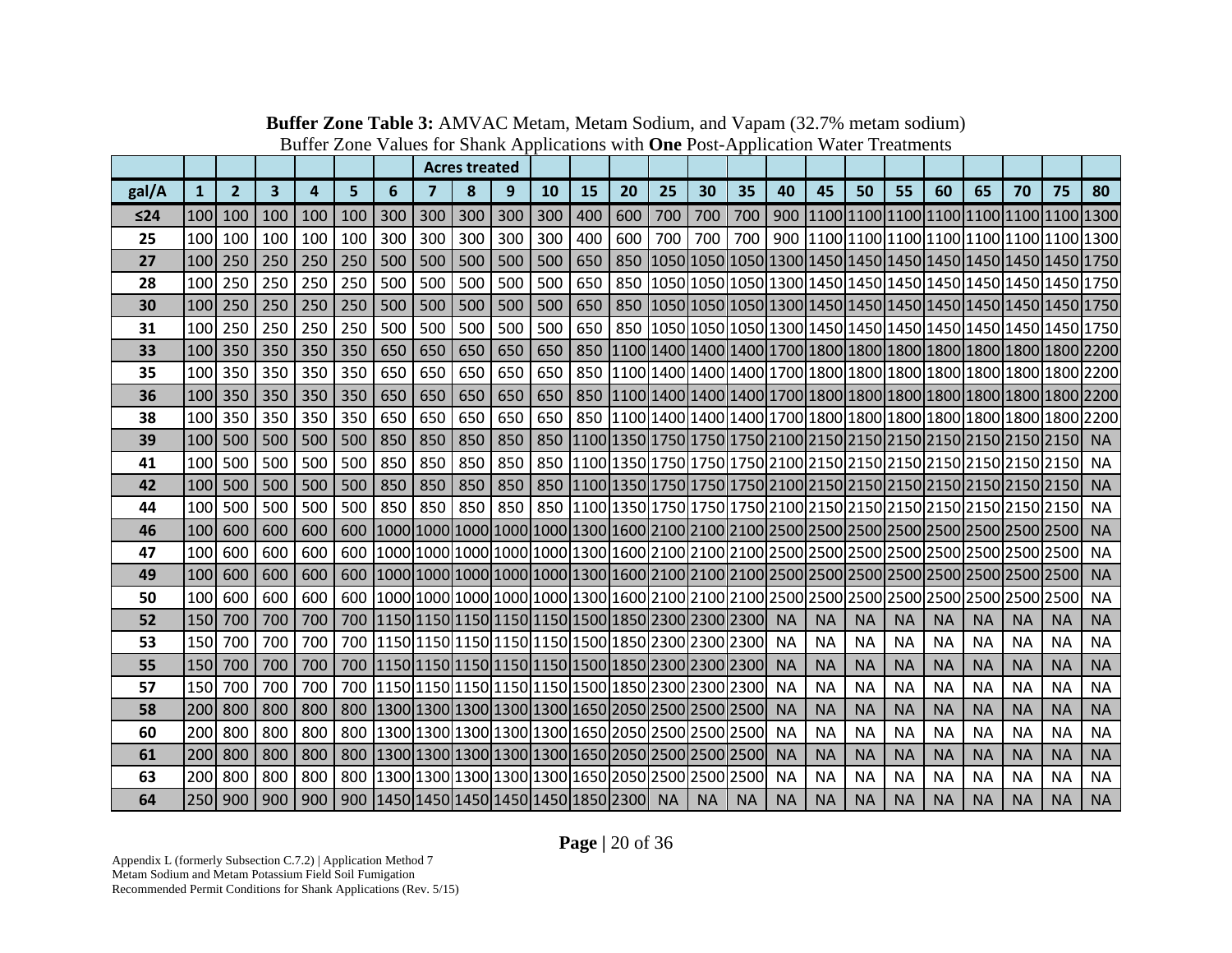**Buffer Zone Table 3:** AMVAC Metam, Metam Sodium, and Vapam (32.7% metam sodium)
Buffer Zone Values for Shank Applications with **One** Post-Application Water Treatments

| | | | | | | | Acres treated | | | | | | | | | | | | | | | | | |
|---|---|---|---|---|---|---|---|---|---|---|---|---|---|---|---|---|---|---|---|---|---|---|---|---|
| **gal/A** | **1** | **2** | **3** | **4** | **5** | **6** | **7** | **8** | **9** | **10** | **15** | **20** | **25** | **30** | **35** | **40** | **45** | **50** | **55** | **60** | **65** | **70** | **75** | **80** |
| **≤24** | 100 | 100 | 100 | 100 | 100 | 300 | 300 | 300 | 300 | 300 | 400 | 600 | 700 | 700 | 700 | 900 | 1100 | 1100 | 1100 | 1100 | 1100 | 1100 | 1100 | 1300 |
| **25** | 100 | 100 | 100 | 100 | 100 | 300 | 300 | 300 | 300 | 300 | 400 | 600 | 700 | 700 | 700 | 900 | 1100 | 1100 | 1100 | 1100 | 1100 | 1100 | 1100 | 1300 |
| **27** | 100 | 250 | 250 | 250 | 250 | 500 | 500 | 500 | 500 | 500 | 650 | 850 | 1050 | 1050 | 1050 | 1300 | 1450 | 1450 | 1450 | 1450 | 1450 | 1450 | 1450 | 1750 |
| **28** | 100 | 250 | 250 | 250 | 250 | 500 | 500 | 500 | 500 | 500 | 650 | 850 | 1050 | 1050 | 1050 | 1300 | 1450 | 1450 | 1450 | 1450 | 1450 | 1450 | 1450 | 1750 |
| **30** | 100 | 250 | 250 | 250 | 250 | 500 | 500 | 500 | 500 | 500 | 650 | 850 | 1050 | 1050 | 1050 | 1300 | 1450 | 1450 | 1450 | 1450 | 1450 | 1450 | 1450 | 1750 |
| **31** | 100 | 250 | 250 | 250 | 250 | 500 | 500 | 500 | 500 | 500 | 650 | 850 | 1050 | 1050 | 1050 | 1300 | 1450 | 1450 | 1450 | 1450 | 1450 | 1450 | 1450 | 1750 |
| **33** | 100 | 350 | 350 | 350 | 350 | 650 | 650 | 650 | 650 | 650 | 850 | 1100 | 1400 | 1400 | 1400 | 1700 | 1800 | 1800 | 1800 | 1800 | 1800 | 1800 | 1800 | 2200 |
| **35** | 100 | 350 | 350 | 350 | 350 | 650 | 650 | 650 | 650 | 650 | 850 | 1100 | 1400 | 1400 | 1400 | 1700 | 1800 | 1800 | 1800 | 1800 | 1800 | 1800 | 1800 | 2200 |
| **36** | 100 | 350 | 350 | 350 | 350 | 650 | 650 | 650 | 650 | 650 | 850 | 1100 | 1400 | 1400 | 1400 | 1700 | 1800 | 1800 | 1800 | 1800 | 1800 | 1800 | 1800 | 2200 |
| **38** | 100 | 350 | 350 | 350 | 350 | 650 | 650 | 650 | 650 | 650 | 850 | 1100 | 1400 | 1400 | 1400 | 1700 | 1800 | 1800 | 1800 | 1800 | 1800 | 1800 | 1800 | 2200 |
| **39** | 100 | 500 | 500 | 500 | 500 | 850 | 850 | 850 | 850 | 850 | 1100 | 1350 | 1750 | 1750 | 1750 | 2100 | 2150 | 2150 | 2150 | 2150 | 2150 | 2150 | 2150 | NA |
| **41** | 100 | 500 | 500 | 500 | 500 | 850 | 850 | 850 | 850 | 850 | 1100 | 1350 | 1750 | 1750 | 1750 | 2100 | 2150 | 2150 | 2150 | 2150 | 2150 | 2150 | 2150 | NA |
| **42** | 100 | 500 | 500 | 500 | 500 | 850 | 850 | 850 | 850 | 850 | 1100 | 1350 | 1750 | 1750 | 1750 | 2100 | 2150 | 2150 | 2150 | 2150 | 2150 | 2150 | 2150 | NA |
| **44** | 100 | 500 | 500 | 500 | 500 | 850 | 850 | 850 | 850 | 850 | 1100 | 1350 | 1750 | 1750 | 1750 | 2100 | 2150 | 2150 | 2150 | 2150 | 2150 | 2150 | 2150 | NA |
| **46** | 100 | 600 | 600 | 600 | 600 | 1000 | 1000 | 1000 | 1000 | 1000 | 1300 | 1600 | 2100 | 2100 | 2100 | 2500 | 2500 | 2500 | 2500 | 2500 | 2500 | 2500 | 2500 | NA |
| **47** | 100 | 600 | 600 | 600 | 600 | 1000 | 1000 | 1000 | 1000 | 1000 | 1300 | 1600 | 2100 | 2100 | 2100 | 2500 | 2500 | 2500 | 2500 | 2500 | 2500 | 2500 | 2500 | NA |
| **49** | 100 | 600 | 600 | 600 | 600 | 1000 | 1000 | 1000 | 1000 | 1000 | 1300 | 1600 | 2100 | 2100 | 2100 | 2500 | 2500 | 2500 | 2500 | 2500 | 2500 | 2500 | 2500 | NA |
| **50** | 100 | 600 | 600 | 600 | 600 | 1000 | 1000 | 1000 | 1000 | 1000 | 1300 | 1600 | 2100 | 2100 | 2100 | 2500 | 2500 | 2500 | 2500 | 2500 | 2500 | 2500 | 2500 | NA |
| **52** | 150 | 700 | 700 | 700 | 700 | 1150 | 1150 | 1150 | 1150 | 1150 | 1500 | 1850 | 2300 | 2300 | 2300 | NA | NA | NA | NA | NA | NA | NA | NA | NA |
| **53** | 150 | 700 | 700 | 700 | 700 | 1150 | 1150 | 1150 | 1150 | 1150 | 1500 | 1850 | 2300 | 2300 | 2300 | NA | NA | NA | NA | NA | NA | NA | NA | NA |
| **55** | 150 | 700 | 700 | 700 | 700 | 1150 | 1150 | 1150 | 1150 | 1150 | 1500 | 1850 | 2300 | 2300 | 2300 | NA | NA | NA | NA | NA | NA | NA | NA | NA |
| **57** | 150 | 700 | 700 | 700 | 700 | 1150 | 1150 | 1150 | 1150 | 1150 | 1500 | 1850 | 2300 | 2300 | 2300 | NA | NA | NA | NA | NA | NA | NA | NA | NA |
| **58** | 200 | 800 | 800 | 800 | 800 | 1300 | 1300 | 1300 | 1300 | 1300 | 1650 | 2050 | 2500 | 2500 | 2500 | NA | NA | NA | NA | NA | NA | NA | NA | NA |
| **60** | 200 | 800 | 800 | 800 | 800 | 1300 | 1300 | 1300 | 1300 | 1300 | 1650 | 2050 | 2500 | 2500 | 2500 | NA | NA | NA | NA | NA | NA | NA | NA | NA |
| **61** | 200 | 800 | 800 | 800 | 800 | 1300 | 1300 | 1300 | 1300 | 1300 | 1650 | 2050 | 2500 | 2500 | 2500 | NA | NA | NA | NA | NA | NA | NA | NA | NA |
| **63** | 200 | 800 | 800 | 800 | 800 | 1300 | 1300 | 1300 | 1300 | 1300 | 1650 | 2050 | 2500 | 2500 | 2500 | NA | NA | NA | NA | NA | NA | NA | NA | NA |
| **64** | 250 | 900 | 900 | 900 | 900 | 1450 | 1450 | 1450 | 1450 | 1450 | 1850 | 2300 | NA | NA | NA | NA | NA | NA | NA | NA | NA | NA | NA | NA |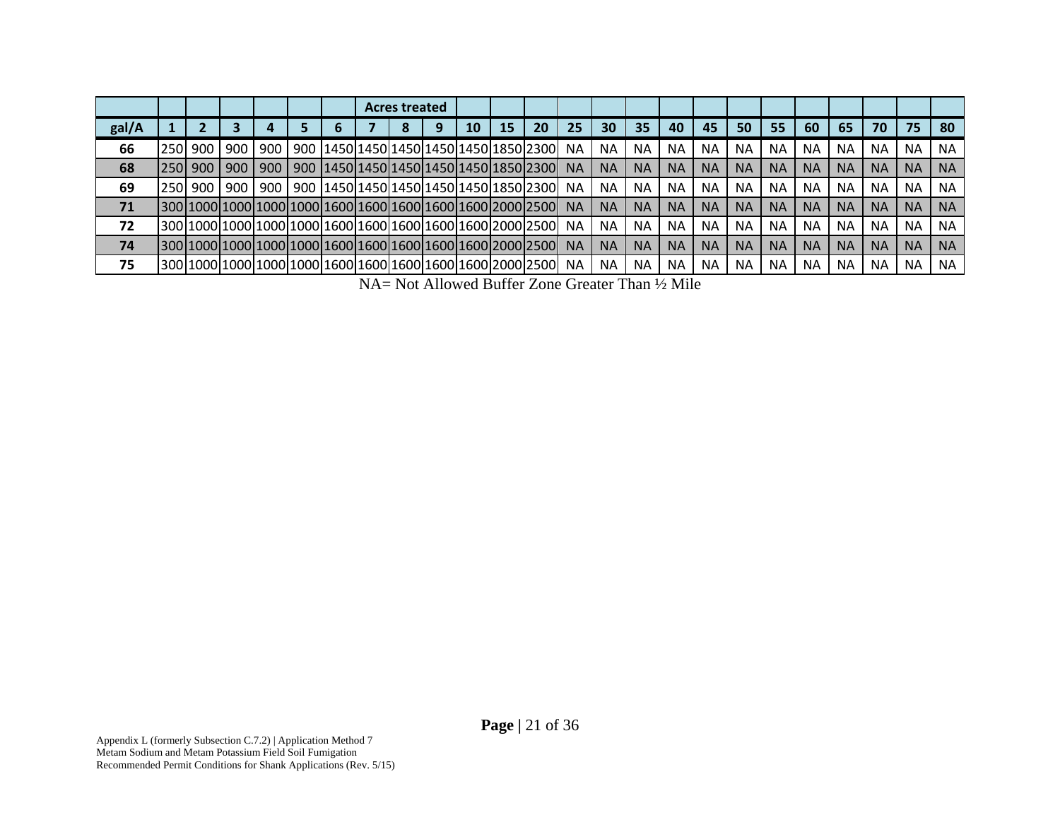| | | | | | | | Acres treated | | | | | | | | | | | | | | | | | |
|---|---|---|---|---|---|---|---|---|---|---|---|---|---|---|---|---|---|---|---|---|---|---|---|---|
| gal/A | 1 | 2 | 3 | 4 | 5 | 6 | 7 | 8 | 9 | 10 | 15 | 20 | 25 | 30 | 35 | 40 | 45 | 50 | 55 | 60 | 65 | 70 | 75 | 80 |
| 66 | 250 | 900 | 900 | 900 | 900 | 1450 | 1450 | 1450 | 1450 | 1450 | 1850 | 2300 | NA | NA | NA | NA | NA | NA | NA | NA | NA | NA | NA | NA |
| 68 | 250 | 900 | 900 | 900 | 900 | 1450 | 1450 | 1450 | 1450 | 1450 | 1850 | 2300 | NA | NA | NA | NA | NA | NA | NA | NA | NA | NA | NA | NA |
| 69 | 250 | 900 | 900 | 900 | 900 | 1450 | 1450 | 1450 | 1450 | 1450 | 1850 | 2300 | NA | NA | NA | NA | NA | NA | NA | NA | NA | NA | NA | NA |
| 71 | 300 | 1000 | 1000 | 1000 | 1000 | 1600 | 1600 | 1600 | 1600 | 1600 | 2000 | 2500 | NA | NA | NA | NA | NA | NA | NA | NA | NA | NA | NA | NA |
| 72 | 300 | 1000 | 1000 | 1000 | 1000 | 1600 | 1600 | 1600 | 1600 | 1600 | 2000 | 2500 | NA | NA | NA | NA | NA | NA | NA | NA | NA | NA | NA | NA |
| 74 | 300 | 1000 | 1000 | 1000 | 1000 | 1600 | 1600 | 1600 | 1600 | 1600 | 2000 | 2500 | NA | NA | NA | NA | NA | NA | NA | NA | NA | NA | NA | NA |
| 75 | 300 | 1000 | 1000 | 1000 | 1000 | 1600 | 1600 | 1600 | 1600 | 1600 | 2000 | 2500 | NA | NA | NA | NA | NA | NA | NA | NA | NA | NA | NA | NA |

NA= Not Allowed Buffer Zone Greater Than ½ Mile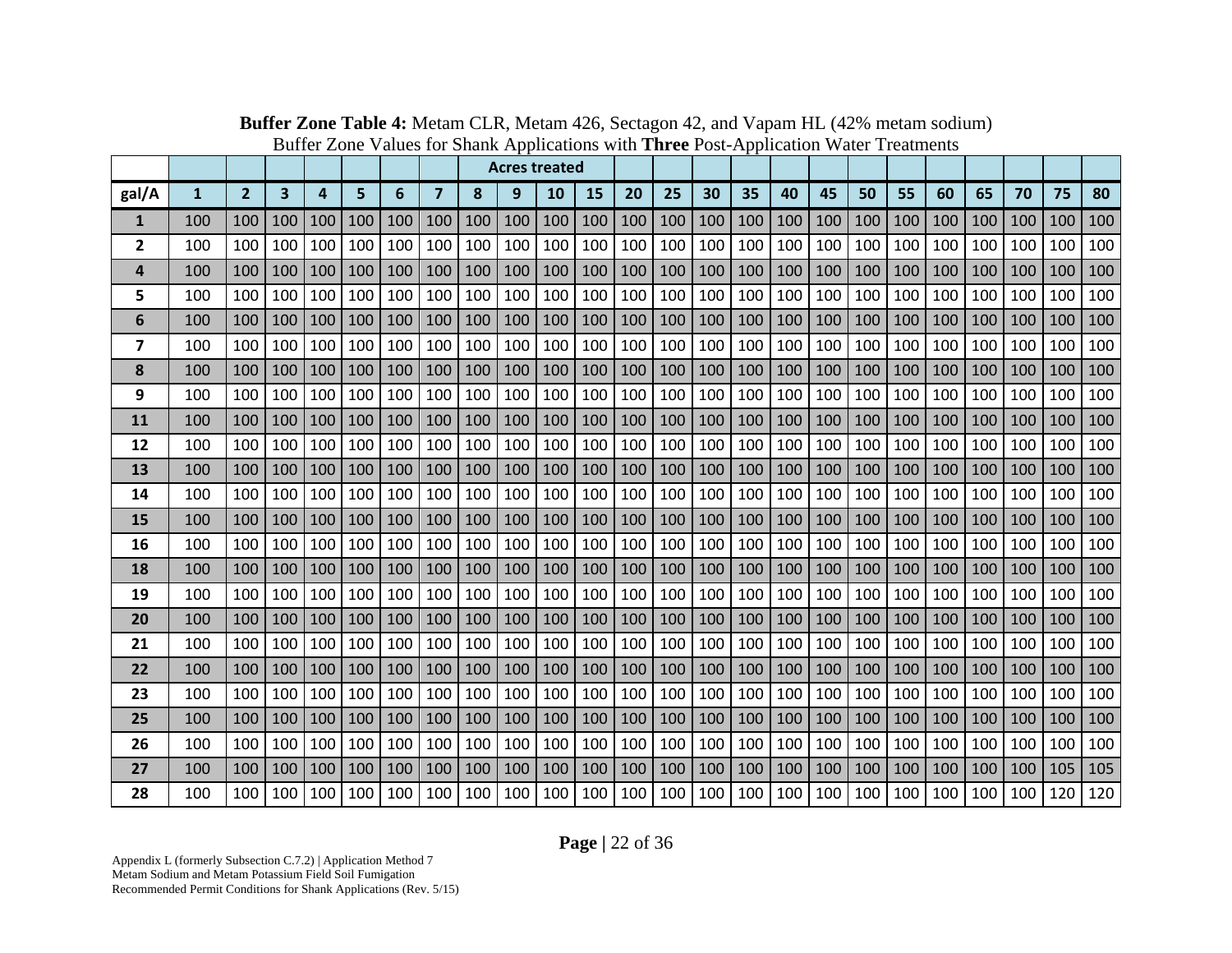**Buffer Zone Table 4:** Metam CLR, Metam 426, Sectagon 42, and Vapam HL (42% metam sodium)
Buffer Zone Values for Shank Applications with **Three** Post-Application Water Treatments

| | Acres treated | | | | | | | | | | | | | | | | | | | | | | |
|---|---|---|---|---|---|---|---|---|---|---|---|---|---|---|---|---|---|---|---|---|---|---|---|
| **gal/A** | **1** | **2** | **3** | **4** | **5** | **6** | **7** | **8** | **9** | **10** | **15** | **20** | **25** | **30** | **35** | **40** | **45** | **50** | **55** | **60** | **65** | **70** | **75** | **80** |
| **1** | 100 | 100 | 100 | 100 | 100 | 100 | 100 | 100 | 100 | 100 | 100 | 100 | 100 | 100 | 100 | 100 | 100 | 100 | 100 | 100 | 100 | 100 | 100 | 100 |
| **2** | 100 | 100 | 100 | 100 | 100 | 100 | 100 | 100 | 100 | 100 | 100 | 100 | 100 | 100 | 100 | 100 | 100 | 100 | 100 | 100 | 100 | 100 | 100 | 100 |
| **4** | 100 | 100 | 100 | 100 | 100 | 100 | 100 | 100 | 100 | 100 | 100 | 100 | 100 | 100 | 100 | 100 | 100 | 100 | 100 | 100 | 100 | 100 | 100 | 100 |
| **5** | 100 | 100 | 100 | 100 | 100 | 100 | 100 | 100 | 100 | 100 | 100 | 100 | 100 | 100 | 100 | 100 | 100 | 100 | 100 | 100 | 100 | 100 | 100 | 100 |
| **6** | 100 | 100 | 100 | 100 | 100 | 100 | 100 | 100 | 100 | 100 | 100 | 100 | 100 | 100 | 100 | 100 | 100 | 100 | 100 | 100 | 100 | 100 | 100 | 100 |
| **7** | 100 | 100 | 100 | 100 | 100 | 100 | 100 | 100 | 100 | 100 | 100 | 100 | 100 | 100 | 100 | 100 | 100 | 100 | 100 | 100 | 100 | 100 | 100 | 100 |
| **8** | 100 | 100 | 100 | 100 | 100 | 100 | 100 | 100 | 100 | 100 | 100 | 100 | 100 | 100 | 100 | 100 | 100 | 100 | 100 | 100 | 100 | 100 | 100 | 100 |
| **9** | 100 | 100 | 100 | 100 | 100 | 100 | 100 | 100 | 100 | 100 | 100 | 100 | 100 | 100 | 100 | 100 | 100 | 100 | 100 | 100 | 100 | 100 | 100 | 100 |
| **11** | 100 | 100 | 100 | 100 | 100 | 100 | 100 | 100 | 100 | 100 | 100 | 100 | 100 | 100 | 100 | 100 | 100 | 100 | 100 | 100 | 100 | 100 | 100 | 100 |
| **12** | 100 | 100 | 100 | 100 | 100 | 100 | 100 | 100 | 100 | 100 | 100 | 100 | 100 | 100 | 100 | 100 | 100 | 100 | 100 | 100 | 100 | 100 | 100 | 100 |
| **13** | 100 | 100 | 100 | 100 | 100 | 100 | 100 | 100 | 100 | 100 | 100 | 100 | 100 | 100 | 100 | 100 | 100 | 100 | 100 | 100 | 100 | 100 | 100 | 100 |
| **14** | 100 | 100 | 100 | 100 | 100 | 100 | 100 | 100 | 100 | 100 | 100 | 100 | 100 | 100 | 100 | 100 | 100 | 100 | 100 | 100 | 100 | 100 | 100 | 100 |
| **15** | 100 | 100 | 100 | 100 | 100 | 100 | 100 | 100 | 100 | 100 | 100 | 100 | 100 | 100 | 100 | 100 | 100 | 100 | 100 | 100 | 100 | 100 | 100 | 100 |
| **16** | 100 | 100 | 100 | 100 | 100 | 100 | 100 | 100 | 100 | 100 | 100 | 100 | 100 | 100 | 100 | 100 | 100 | 100 | 100 | 100 | 100 | 100 | 100 | 100 |
| **18** | 100 | 100 | 100 | 100 | 100 | 100 | 100 | 100 | 100 | 100 | 100 | 100 | 100 | 100 | 100 | 100 | 100 | 100 | 100 | 100 | 100 | 100 | 100 | 100 |
| **19** | 100 | 100 | 100 | 100 | 100 | 100 | 100 | 100 | 100 | 100 | 100 | 100 | 100 | 100 | 100 | 100 | 100 | 100 | 100 | 100 | 100 | 100 | 100 | 100 |
| **20** | 100 | 100 | 100 | 100 | 100 | 100 | 100 | 100 | 100 | 100 | 100 | 100 | 100 | 100 | 100 | 100 | 100 | 100 | 100 | 100 | 100 | 100 | 100 | 100 |
| **21** | 100 | 100 | 100 | 100 | 100 | 100 | 100 | 100 | 100 | 100 | 100 | 100 | 100 | 100 | 100 | 100 | 100 | 100 | 100 | 100 | 100 | 100 | 100 | 100 |
| **22** | 100 | 100 | 100 | 100 | 100 | 100 | 100 | 100 | 100 | 100 | 100 | 100 | 100 | 100 | 100 | 100 | 100 | 100 | 100 | 100 | 100 | 100 | 100 | 100 |
| **23** | 100 | 100 | 100 | 100 | 100 | 100 | 100 | 100 | 100 | 100 | 100 | 100 | 100 | 100 | 100 | 100 | 100 | 100 | 100 | 100 | 100 | 100 | 100 | 100 |
| **25** | 100 | 100 | 100 | 100 | 100 | 100 | 100 | 100 | 100 | 100 | 100 | 100 | 100 | 100 | 100 | 100 | 100 | 100 | 100 | 100 | 100 | 100 | 100 | 100 |
| **26** | 100 | 100 | 100 | 100 | 100 | 100 | 100 | 100 | 100 | 100 | 100 | 100 | 100 | 100 | 100 | 100 | 100 | 100 | 100 | 100 | 100 | 100 | 100 | 100 |
| **27** | 100 | 100 | 100 | 100 | 100 | 100 | 100 | 100 | 100 | 100 | 100 | 100 | 100 | 100 | 100 | 100 | 100 | 100 | 100 | 100 | 100 | 100 | 105 | 105 |
| **28** | 100 | 100 | 100 | 100 | 100 | 100 | 100 | 100 | 100 | 100 | 100 | 100 | 100 | 100 | 100 | 100 | 100 | 100 | 100 | 100 | 100 | 100 | 120 | 120 |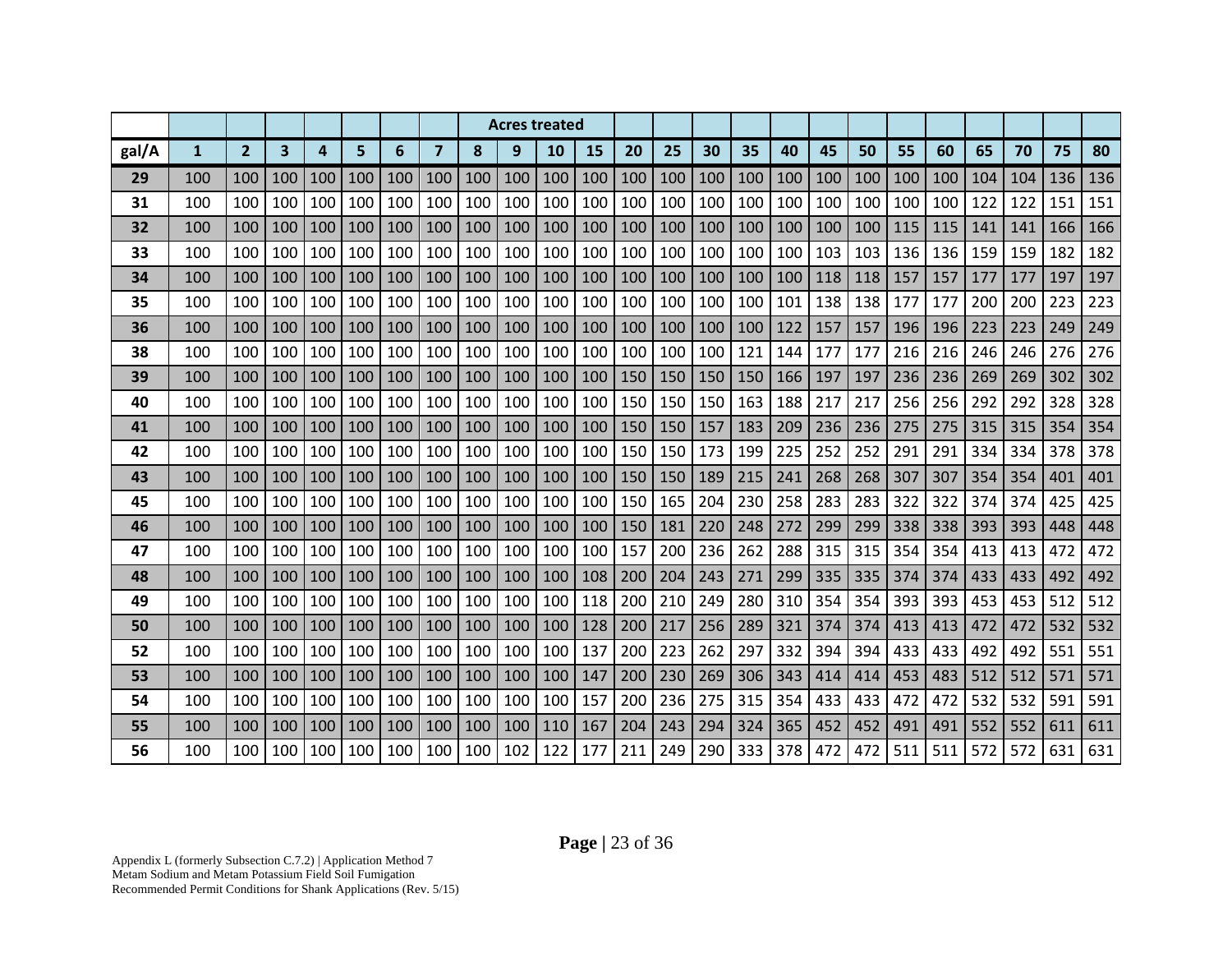| | | | | | | | | Acres treated | | | | | | | | | | | | | | | |
|---|---|---|---|---|---|---|---|---|---|---|---|---|---|---|---|---|---|---|---|---|---|---|---|
| gal/A | 1 | 2 | 3 | 4 | 5 | 6 | 7 | 8 | 9 | 10 | 15 | 20 | 25 | 30 | 35 | 40 | 45 | 50 | 55 | 60 | 65 | 70 | 75 | 80 |
| 29 | 100 | 100 | 100 | 100 | 100 | 100 | 100 | 100 | 100 | 100 | 100 | 100 | 100 | 100 | 100 | 100 | 100 | 100 | 100 | 100 | 104 | 104 | 136 | 136 |
| 31 | 100 | 100 | 100 | 100 | 100 | 100 | 100 | 100 | 100 | 100 | 100 | 100 | 100 | 100 | 100 | 100 | 100 | 100 | 100 | 100 | 122 | 122 | 151 | 151 |
| 32 | 100 | 100 | 100 | 100 | 100 | 100 | 100 | 100 | 100 | 100 | 100 | 100 | 100 | 100 | 100 | 100 | 100 | 100 | 115 | 115 | 141 | 141 | 166 | 166 |
| 33 | 100 | 100 | 100 | 100 | 100 | 100 | 100 | 100 | 100 | 100 | 100 | 100 | 100 | 100 | 100 | 100 | 103 | 103 | 136 | 136 | 159 | 159 | 182 | 182 |
| 34 | 100 | 100 | 100 | 100 | 100 | 100 | 100 | 100 | 100 | 100 | 100 | 100 | 100 | 100 | 100 | 100 | 118 | 118 | 157 | 157 | 177 | 177 | 197 | 197 |
| 35 | 100 | 100 | 100 | 100 | 100 | 100 | 100 | 100 | 100 | 100 | 100 | 100 | 100 | 100 | 100 | 101 | 138 | 138 | 177 | 177 | 200 | 200 | 223 | 223 |
| 36 | 100 | 100 | 100 | 100 | 100 | 100 | 100 | 100 | 100 | 100 | 100 | 100 | 100 | 100 | 100 | 122 | 157 | 157 | 196 | 196 | 223 | 223 | 249 | 249 |
| 38 | 100 | 100 | 100 | 100 | 100 | 100 | 100 | 100 | 100 | 100 | 100 | 100 | 100 | 100 | 121 | 144 | 177 | 177 | 216 | 216 | 246 | 246 | 276 | 276 |
| 39 | 100 | 100 | 100 | 100 | 100 | 100 | 100 | 100 | 100 | 100 | 100 | 150 | 150 | 150 | 150 | 166 | 197 | 197 | 236 | 236 | 269 | 269 | 302 | 302 |
| 40 | 100 | 100 | 100 | 100 | 100 | 100 | 100 | 100 | 100 | 100 | 100 | 150 | 150 | 150 | 163 | 188 | 217 | 217 | 256 | 256 | 292 | 292 | 328 | 328 |
| 41 | 100 | 100 | 100 | 100 | 100 | 100 | 100 | 100 | 100 | 100 | 100 | 150 | 150 | 157 | 183 | 209 | 236 | 236 | 275 | 275 | 315 | 315 | 354 | 354 |
| 42 | 100 | 100 | 100 | 100 | 100 | 100 | 100 | 100 | 100 | 100 | 100 | 150 | 150 | 173 | 199 | 225 | 252 | 252 | 291 | 291 | 334 | 334 | 378 | 378 |
| 43 | 100 | 100 | 100 | 100 | 100 | 100 | 100 | 100 | 100 | 100 | 100 | 150 | 150 | 189 | 215 | 241 | 268 | 268 | 307 | 307 | 354 | 354 | 401 | 401 |
| 45 | 100 | 100 | 100 | 100 | 100 | 100 | 100 | 100 | 100 | 100 | 100 | 150 | 165 | 204 | 230 | 258 | 283 | 283 | 322 | 322 | 374 | 374 | 425 | 425 |
| 46 | 100 | 100 | 100 | 100 | 100 | 100 | 100 | 100 | 100 | 100 | 100 | 150 | 181 | 220 | 248 | 272 | 299 | 299 | 338 | 338 | 393 | 393 | 448 | 448 |
| 47 | 100 | 100 | 100 | 100 | 100 | 100 | 100 | 100 | 100 | 100 | 100 | 157 | 200 | 236 | 262 | 288 | 315 | 315 | 354 | 354 | 413 | 413 | 472 | 472 |
| 48 | 100 | 100 | 100 | 100 | 100 | 100 | 100 | 100 | 100 | 100 | 108 | 200 | 204 | 243 | 271 | 299 | 335 | 335 | 374 | 374 | 433 | 433 | 492 | 492 |
| 49 | 100 | 100 | 100 | 100 | 100 | 100 | 100 | 100 | 100 | 100 | 118 | 200 | 210 | 249 | 280 | 310 | 354 | 354 | 393 | 393 | 453 | 453 | 512 | 512 |
| 50 | 100 | 100 | 100 | 100 | 100 | 100 | 100 | 100 | 100 | 100 | 128 | 200 | 217 | 256 | 289 | 321 | 374 | 374 | 413 | 413 | 472 | 472 | 532 | 532 |
| 52 | 100 | 100 | 100 | 100 | 100 | 100 | 100 | 100 | 100 | 100 | 137 | 200 | 223 | 262 | 297 | 332 | 394 | 394 | 433 | 433 | 492 | 492 | 551 | 551 |
| 53 | 100 | 100 | 100 | 100 | 100 | 100 | 100 | 100 | 100 | 100 | 147 | 200 | 230 | 269 | 306 | 343 | 414 | 414 | 453 | 483 | 512 | 512 | 571 | 571 |
| 54 | 100 | 100 | 100 | 100 | 100 | 100 | 100 | 100 | 100 | 100 | 157 | 200 | 236 | 275 | 315 | 354 | 433 | 433 | 472 | 472 | 532 | 532 | 591 | 591 |
| 55 | 100 | 100 | 100 | 100 | 100 | 100 | 100 | 100 | 100 | 110 | 167 | 204 | 243 | 294 | 324 | 365 | 452 | 452 | 491 | 491 | 552 | 552 | 611 | 611 |
| 56 | 100 | 100 | 100 | 100 | 100 | 100 | 100 | 100 | 102 | 122 | 177 | 211 | 249 | 290 | 333 | 378 | 472 | 472 | 511 | 511 | 572 | 572 | 631 | 631 |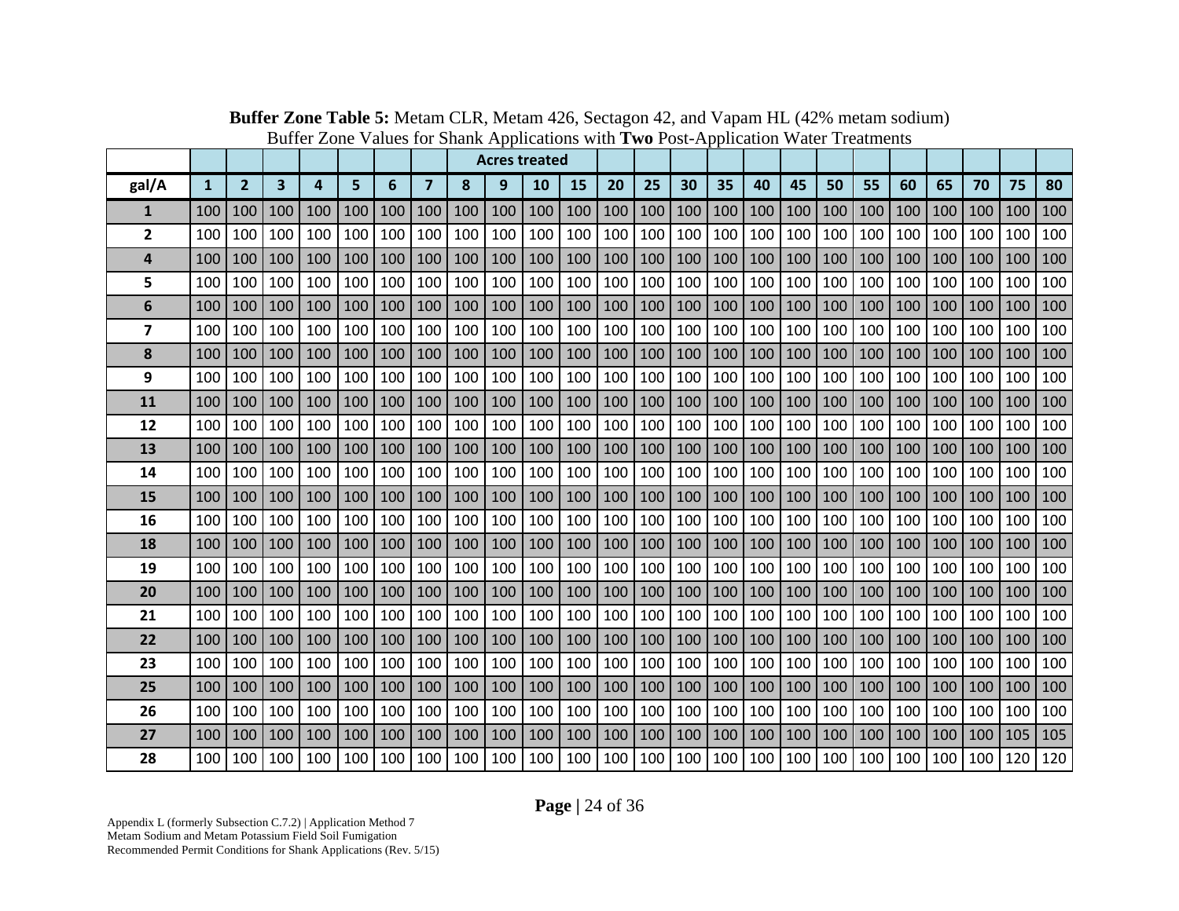**Buffer Zone Table 5:** Metam CLR, Metam 426, Sectagon 42, and Vapam HL (42% metam sodium)
Buffer Zone Values for Shank Applications with **Two** Post-Application Water Treatments

| | Acres treated | | | | | | | | | | | | | | | | | | | | | | | |
|---|---|---|---|---|---|---|---|---|---|---|---|---|---|---|---|---|---|---|---|---|---|---|---|---|
| **gal/A** | **1** | **2** | **3** | **4** | **5** | **6** | **7** | **8** | **9** | **10** | **15** | **20** | **25** | **30** | **35** | **40** | **45** | **50** | **55** | **60** | **65** | **70** | **75** | **80** |
| **1** | 100 | 100 | 100 | 100 | 100 | 100 | 100 | 100 | 100 | 100 | 100 | 100 | 100 | 100 | 100 | 100 | 100 | 100 | 100 | 100 | 100 | 100 | 100 | 100 |
| **2** | 100 | 100 | 100 | 100 | 100 | 100 | 100 | 100 | 100 | 100 | 100 | 100 | 100 | 100 | 100 | 100 | 100 | 100 | 100 | 100 | 100 | 100 | 100 | 100 |
| **4** | 100 | 100 | 100 | 100 | 100 | 100 | 100 | 100 | 100 | 100 | 100 | 100 | 100 | 100 | 100 | 100 | 100 | 100 | 100 | 100 | 100 | 100 | 100 | 100 |
| **5** | 100 | 100 | 100 | 100 | 100 | 100 | 100 | 100 | 100 | 100 | 100 | 100 | 100 | 100 | 100 | 100 | 100 | 100 | 100 | 100 | 100 | 100 | 100 | 100 |
| **6** | 100 | 100 | 100 | 100 | 100 | 100 | 100 | 100 | 100 | 100 | 100 | 100 | 100 | 100 | 100 | 100 | 100 | 100 | 100 | 100 | 100 | 100 | 100 | 100 |
| **7** | 100 | 100 | 100 | 100 | 100 | 100 | 100 | 100 | 100 | 100 | 100 | 100 | 100 | 100 | 100 | 100 | 100 | 100 | 100 | 100 | 100 | 100 | 100 | 100 |
| **8** | 100 | 100 | 100 | 100 | 100 | 100 | 100 | 100 | 100 | 100 | 100 | 100 | 100 | 100 | 100 | 100 | 100 | 100 | 100 | 100 | 100 | 100 | 100 | 100 |
| **9** | 100 | 100 | 100 | 100 | 100 | 100 | 100 | 100 | 100 | 100 | 100 | 100 | 100 | 100 | 100 | 100 | 100 | 100 | 100 | 100 | 100 | 100 | 100 | 100 |
| **11** | 100 | 100 | 100 | 100 | 100 | 100 | 100 | 100 | 100 | 100 | 100 | 100 | 100 | 100 | 100 | 100 | 100 | 100 | 100 | 100 | 100 | 100 | 100 | 100 |
| **12** | 100 | 100 | 100 | 100 | 100 | 100 | 100 | 100 | 100 | 100 | 100 | 100 | 100 | 100 | 100 | 100 | 100 | 100 | 100 | 100 | 100 | 100 | 100 | 100 |
| **13** | 100 | 100 | 100 | 100 | 100 | 100 | 100 | 100 | 100 | 100 | 100 | 100 | 100 | 100 | 100 | 100 | 100 | 100 | 100 | 100 | 100 | 100 | 100 | 100 |
| **14** | 100 | 100 | 100 | 100 | 100 | 100 | 100 | 100 | 100 | 100 | 100 | 100 | 100 | 100 | 100 | 100 | 100 | 100 | 100 | 100 | 100 | 100 | 100 | 100 |
| **15** | 100 | 100 | 100 | 100 | 100 | 100 | 100 | 100 | 100 | 100 | 100 | 100 | 100 | 100 | 100 | 100 | 100 | 100 | 100 | 100 | 100 | 100 | 100 | 100 |
| **16** | 100 | 100 | 100 | 100 | 100 | 100 | 100 | 100 | 100 | 100 | 100 | 100 | 100 | 100 | 100 | 100 | 100 | 100 | 100 | 100 | 100 | 100 | 100 | 100 |
| **18** | 100 | 100 | 100 | 100 | 100 | 100 | 100 | 100 | 100 | 100 | 100 | 100 | 100 | 100 | 100 | 100 | 100 | 100 | 100 | 100 | 100 | 100 | 100 | 100 |
| **19** | 100 | 100 | 100 | 100 | 100 | 100 | 100 | 100 | 100 | 100 | 100 | 100 | 100 | 100 | 100 | 100 | 100 | 100 | 100 | 100 | 100 | 100 | 100 | 100 |
| **20** | 100 | 100 | 100 | 100 | 100 | 100 | 100 | 100 | 100 | 100 | 100 | 100 | 100 | 100 | 100 | 100 | 100 | 100 | 100 | 100 | 100 | 100 | 100 | 100 |
| **21** | 100 | 100 | 100 | 100 | 100 | 100 | 100 | 100 | 100 | 100 | 100 | 100 | 100 | 100 | 100 | 100 | 100 | 100 | 100 | 100 | 100 | 100 | 100 | 100 |
| **22** | 100 | 100 | 100 | 100 | 100 | 100 | 100 | 100 | 100 | 100 | 100 | 100 | 100 | 100 | 100 | 100 | 100 | 100 | 100 | 100 | 100 | 100 | 100 | 100 |
| **23** | 100 | 100 | 100 | 100 | 100 | 100 | 100 | 100 | 100 | 100 | 100 | 100 | 100 | 100 | 100 | 100 | 100 | 100 | 100 | 100 | 100 | 100 | 100 | 100 |
| **25** | 100 | 100 | 100 | 100 | 100 | 100 | 100 | 100 | 100 | 100 | 100 | 100 | 100 | 100 | 100 | 100 | 100 | 100 | 100 | 100 | 100 | 100 | 100 | 100 |
| **26** | 100 | 100 | 100 | 100 | 100 | 100 | 100 | 100 | 100 | 100 | 100 | 100 | 100 | 100 | 100 | 100 | 100 | 100 | 100 | 100 | 100 | 100 | 100 | 100 |
| **27** | 100 | 100 | 100 | 100 | 100 | 100 | 100 | 100 | 100 | 100 | 100 | 100 | 100 | 100 | 100 | 100 | 100 | 100 | 100 | 100 | 100 | 100 | 105 | 105 |
| **28** | 100 | 100 | 100 | 100 | 100 | 100 | 100 | 100 | 100 | 100 | 100 | 100 | 100 | 100 | 100 | 100 | 100 | 100 | 100 | 100 | 100 | 100 | 120 | 120 |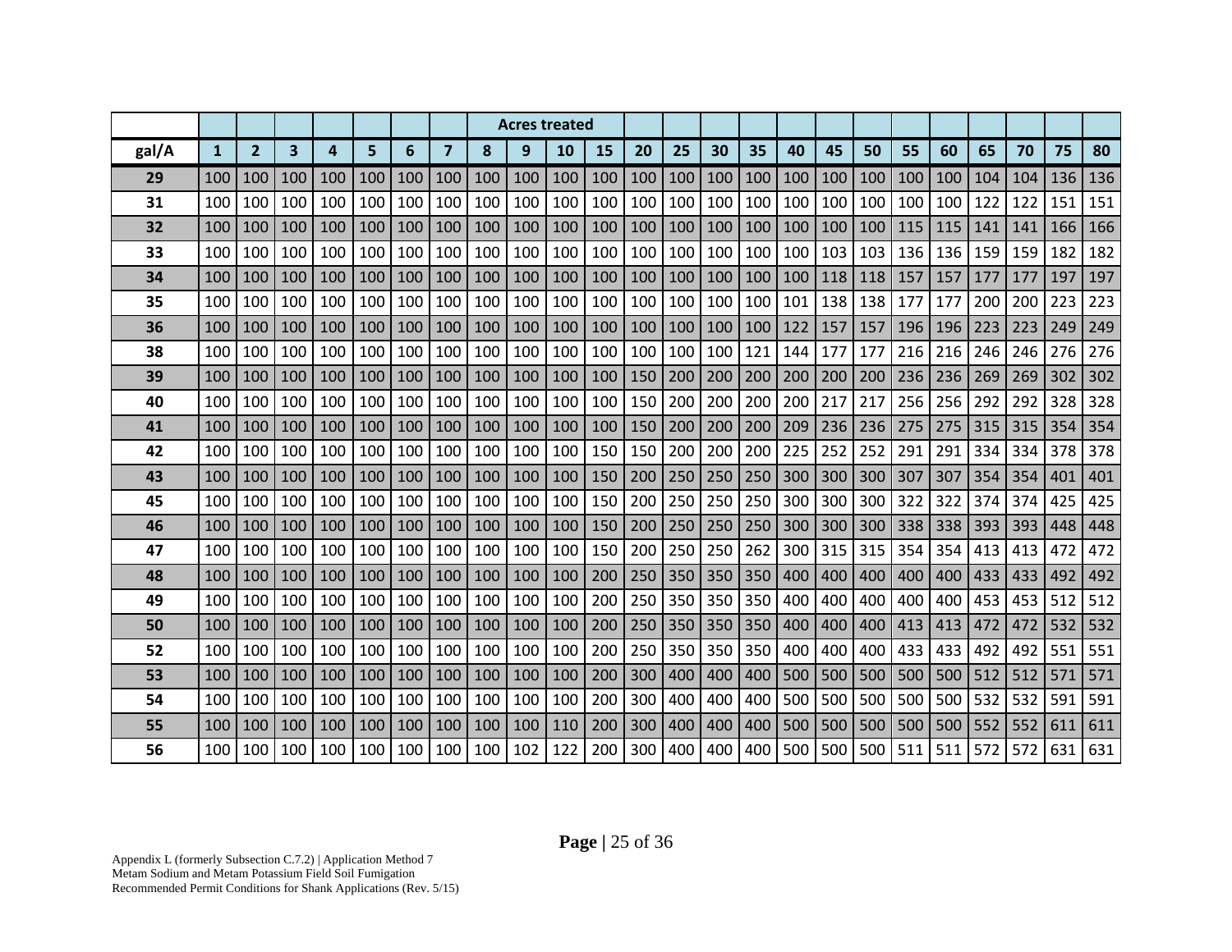| | | | | | | | | Acres treated | | | | | | | | | | | | | | | | |
|---|---|---|---|---|---|---|---|---|---|---|---|---|---|---|---|---|---|---|---|---|---|---|---|---|
| **gal/A** | **1** | **2** | **3** | **4** | **5** | **6** | **7** | **8** | **9** | **10** | **15** | **20** | **25** | **30** | **35** | **40** | **45** | **50** | **55** | **60** | **65** | **70** | **75** | **80** |
| **29** | 100 | 100 | 100 | 100 | 100 | 100 | 100 | 100 | 100 | 100 | 100 | 100 | 100 | 100 | 100 | 100 | 100 | 100 | 100 | 100 | 104 | 104 | 136 | 136 |
| **31** | 100 | 100 | 100 | 100 | 100 | 100 | 100 | 100 | 100 | 100 | 100 | 100 | 100 | 100 | 100 | 100 | 100 | 100 | 100 | 100 | 122 | 122 | 151 | 151 |
| **32** | 100 | 100 | 100 | 100 | 100 | 100 | 100 | 100 | 100 | 100 | 100 | 100 | 100 | 100 | 100 | 100 | 100 | 100 | 115 | 115 | 141 | 141 | 166 | 166 |
| **33** | 100 | 100 | 100 | 100 | 100 | 100 | 100 | 100 | 100 | 100 | 100 | 100 | 100 | 100 | 100 | 100 | 103 | 103 | 136 | 136 | 159 | 159 | 182 | 182 |
| **34** | 100 | 100 | 100 | 100 | 100 | 100 | 100 | 100 | 100 | 100 | 100 | 100 | 100 | 100 | 100 | 100 | 118 | 118 | 157 | 157 | 177 | 177 | 197 | 197 |
| **35** | 100 | 100 | 100 | 100 | 100 | 100 | 100 | 100 | 100 | 100 | 100 | 100 | 100 | 100 | 100 | 101 | 138 | 138 | 177 | 177 | 200 | 200 | 223 | 223 |
| **36** | 100 | 100 | 100 | 100 | 100 | 100 | 100 | 100 | 100 | 100 | 100 | 100 | 100 | 100 | 100 | 122 | 157 | 157 | 196 | 196 | 223 | 223 | 249 | 249 |
| **38** | 100 | 100 | 100 | 100 | 100 | 100 | 100 | 100 | 100 | 100 | 100 | 100 | 100 | 100 | 121 | 144 | 177 | 177 | 216 | 216 | 246 | 246 | 276 | 276 |
| **39** | 100 | 100 | 100 | 100 | 100 | 100 | 100 | 100 | 100 | 100 | 100 | 150 | 200 | 200 | 200 | 200 | 200 | 200 | 236 | 236 | 269 | 269 | 302 | 302 |
| **40** | 100 | 100 | 100 | 100 | 100 | 100 | 100 | 100 | 100 | 100 | 100 | 150 | 200 | 200 | 200 | 200 | 217 | 217 | 256 | 256 | 292 | 292 | 328 | 328 |
| **41** | 100 | 100 | 100 | 100 | 100 | 100 | 100 | 100 | 100 | 100 | 100 | 150 | 200 | 200 | 200 | 209 | 236 | 236 | 275 | 275 | 315 | 315 | 354 | 354 |
| **42** | 100 | 100 | 100 | 100 | 100 | 100 | 100 | 100 | 100 | 100 | 150 | 150 | 200 | 200 | 200 | 225 | 252 | 252 | 291 | 291 | 334 | 334 | 378 | 378 |
| **43** | 100 | 100 | 100 | 100 | 100 | 100 | 100 | 100 | 100 | 100 | 150 | 200 | 250 | 250 | 250 | 300 | 300 | 300 | 307 | 307 | 354 | 354 | 401 | 401 |
| **45** | 100 | 100 | 100 | 100 | 100 | 100 | 100 | 100 | 100 | 100 | 150 | 200 | 250 | 250 | 250 | 300 | 300 | 300 | 322 | 322 | 374 | 374 | 425 | 425 |
| **46** | 100 | 100 | 100 | 100 | 100 | 100 | 100 | 100 | 100 | 100 | 150 | 200 | 250 | 250 | 250 | 300 | 300 | 300 | 338 | 338 | 393 | 393 | 448 | 448 |
| **47** | 100 | 100 | 100 | 100 | 100 | 100 | 100 | 100 | 100 | 100 | 150 | 200 | 250 | 250 | 262 | 300 | 315 | 315 | 354 | 354 | 413 | 413 | 472 | 472 |
| **48** | 100 | 100 | 100 | 100 | 100 | 100 | 100 | 100 | 100 | 100 | 200 | 250 | 350 | 350 | 350 | 400 | 400 | 400 | 400 | 400 | 433 | 433 | 492 | 492 |
| **49** | 100 | 100 | 100 | 100 | 100 | 100 | 100 | 100 | 100 | 100 | 200 | 250 | 350 | 350 | 350 | 400 | 400 | 400 | 400 | 400 | 453 | 453 | 512 | 512 |
| **50** | 100 | 100 | 100 | 100 | 100 | 100 | 100 | 100 | 100 | 100 | 200 | 250 | 350 | 350 | 350 | 400 | 400 | 400 | 413 | 413 | 472 | 472 | 532 | 532 |
| **52** | 100 | 100 | 100 | 100 | 100 | 100 | 100 | 100 | 100 | 100 | 200 | 250 | 350 | 350 | 350 | 400 | 400 | 400 | 433 | 433 | 492 | 492 | 551 | 551 |
| **53** | 100 | 100 | 100 | 100 | 100 | 100 | 100 | 100 | 100 | 100 | 200 | 300 | 400 | 400 | 400 | 500 | 500 | 500 | 500 | 500 | 512 | 512 | 571 | 571 |
| **54** | 100 | 100 | 100 | 100 | 100 | 100 | 100 | 100 | 100 | 100 | 200 | 300 | 400 | 400 | 400 | 500 | 500 | 500 | 500 | 500 | 532 | 532 | 591 | 591 |
| **55** | 100 | 100 | 100 | 100 | 100 | 100 | 100 | 100 | 100 | 110 | 200 | 300 | 400 | 400 | 400 | 500 | 500 | 500 | 500 | 500 | 552 | 552 | 611 | 611 |
| **56** | 100 | 100 | 100 | 100 | 100 | 100 | 100 | 100 | 102 | 122 | 200 | 300 | 400 | 400 | 400 | 500 | 500 | 500 | 511 | 511 | 572 | 572 | 631 | 631 |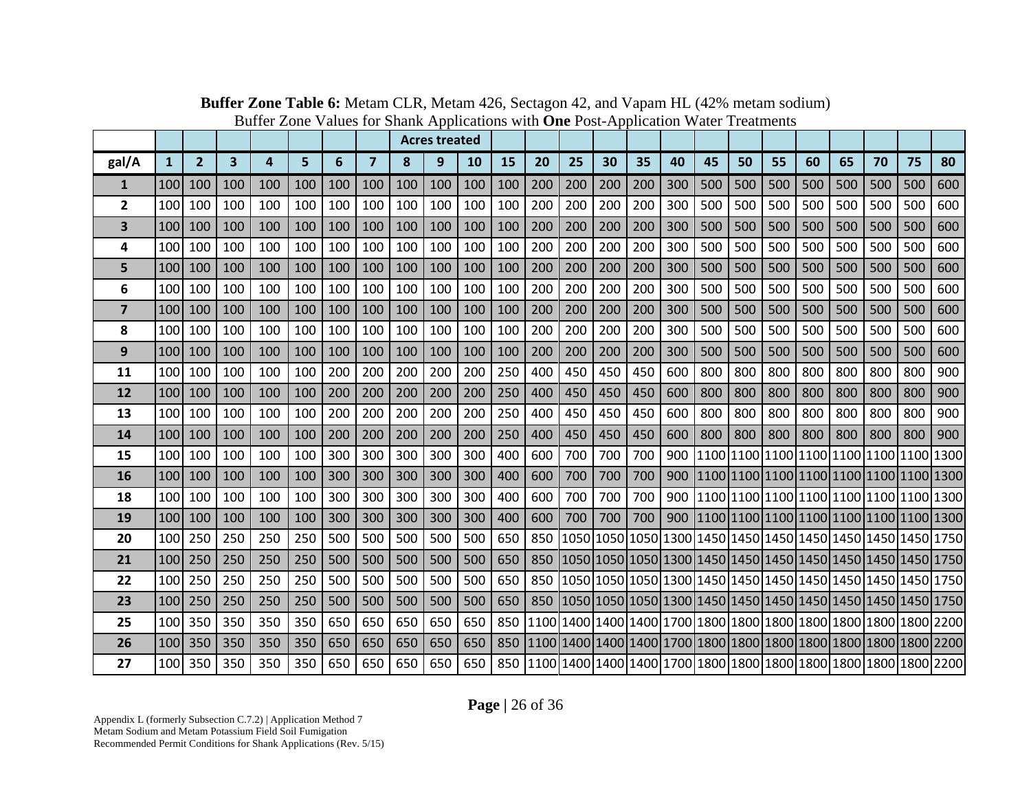**Buffer Zone Table 6:** Metam CLR, Metam 426, Sectagon 42, and Vapam HL (42% metam sodium)
Buffer Zone Values for Shank Applications with **One** Post-Application Water Treatments

| | Acres treated | | | | | | | | | | | | | | | | | | | | | | | |
|---|---|---|---|---|---|---|---|---|---|---|---|---|---|---|---|---|---|---|---|---|---|---|---|---|
| **gal/A** | **1** | **2** | **3** | **4** | **5** | **6** | **7** | **8** | **9** | **10** | **15** | **20** | **25** | **30** | **35** | **40** | **45** | **50** | **55** | **60** | **65** | **70** | **75** | **80** |
| **1** | 100 | 100 | 100 | 100 | 100 | 100 | 100 | 100 | 100 | 100 | 100 | 200 | 200 | 200 | 200 | 300 | 500 | 500 | 500 | 500 | 500 | 500 | 500 | 600 |
| **2** | 100 | 100 | 100 | 100 | 100 | 100 | 100 | 100 | 100 | 100 | 100 | 200 | 200 | 200 | 200 | 300 | 500 | 500 | 500 | 500 | 500 | 500 | 500 | 600 |
| **3** | 100 | 100 | 100 | 100 | 100 | 100 | 100 | 100 | 100 | 100 | 100 | 200 | 200 | 200 | 200 | 300 | 500 | 500 | 500 | 500 | 500 | 500 | 500 | 600 |
| **4** | 100 | 100 | 100 | 100 | 100 | 100 | 100 | 100 | 100 | 100 | 100 | 200 | 200 | 200 | 200 | 300 | 500 | 500 | 500 | 500 | 500 | 500 | 500 | 600 |
| **5** | 100 | 100 | 100 | 100 | 100 | 100 | 100 | 100 | 100 | 100 | 100 | 200 | 200 | 200 | 200 | 300 | 500 | 500 | 500 | 500 | 500 | 500 | 500 | 600 |
| **6** | 100 | 100 | 100 | 100 | 100 | 100 | 100 | 100 | 100 | 100 | 100 | 200 | 200 | 200 | 200 | 300 | 500 | 500 | 500 | 500 | 500 | 500 | 500 | 600 |
| **7** | 100 | 100 | 100 | 100 | 100 | 100 | 100 | 100 | 100 | 100 | 100 | 200 | 200 | 200 | 200 | 300 | 500 | 500 | 500 | 500 | 500 | 500 | 500 | 600 |
| **8** | 100 | 100 | 100 | 100 | 100 | 100 | 100 | 100 | 100 | 100 | 100 | 200 | 200 | 200 | 200 | 300 | 500 | 500 | 500 | 500 | 500 | 500 | 500 | 600 |
| **9** | 100 | 100 | 100 | 100 | 100 | 100 | 100 | 100 | 100 | 100 | 100 | 200 | 200 | 200 | 200 | 300 | 500 | 500 | 500 | 500 | 500 | 500 | 500 | 600 |
| **11** | 100 | 100 | 100 | 100 | 100 | 200 | 200 | 200 | 200 | 200 | 250 | 400 | 450 | 450 | 450 | 600 | 800 | 800 | 800 | 800 | 800 | 800 | 800 | 900 |
| **12** | 100 | 100 | 100 | 100 | 100 | 200 | 200 | 200 | 200 | 200 | 250 | 400 | 450 | 450 | 450 | 600 | 800 | 800 | 800 | 800 | 800 | 800 | 800 | 900 |
| **13** | 100 | 100 | 100 | 100 | 100 | 200 | 200 | 200 | 200 | 200 | 250 | 400 | 450 | 450 | 450 | 600 | 800 | 800 | 800 | 800 | 800 | 800 | 800 | 900 |
| **14** | 100 | 100 | 100 | 100 | 100 | 200 | 200 | 200 | 200 | 200 | 250 | 400 | 450 | 450 | 450 | 600 | 800 | 800 | 800 | 800 | 800 | 800 | 800 | 900 |
| **15** | 100 | 100 | 100 | 100 | 100 | 300 | 300 | 300 | 300 | 300 | 400 | 600 | 700 | 700 | 700 | 900 | 1100 | 1100 | 1100 | 1100 | 1100 | 1100 | 1100 | 1300 |
| **16** | 100 | 100 | 100 | 100 | 100 | 300 | 300 | 300 | 300 | 300 | 400 | 600 | 700 | 700 | 700 | 900 | 1100 | 1100 | 1100 | 1100 | 1100 | 1100 | 1100 | 1300 |
| **18** | 100 | 100 | 100 | 100 | 100 | 300 | 300 | 300 | 300 | 300 | 400 | 600 | 700 | 700 | 700 | 900 | 1100 | 1100 | 1100 | 1100 | 1100 | 1100 | 1100 | 1300 |
| **19** | 100 | 100 | 100 | 100 | 100 | 300 | 300 | 300 | 300 | 300 | 400 | 600 | 700 | 700 | 700 | 900 | 1100 | 1100 | 1100 | 1100 | 1100 | 1100 | 1100 | 1300 |
| **20** | 100 | 250 | 250 | 250 | 250 | 500 | 500 | 500 | 500 | 500 | 650 | 850 | 1050 | 1050 | 1050 | 1300 | 1450 | 1450 | 1450 | 1450 | 1450 | 1450 | 1450 | 1750 |
| **21** | 100 | 250 | 250 | 250 | 250 | 500 | 500 | 500 | 500 | 500 | 650 | 850 | 1050 | 1050 | 1050 | 1300 | 1450 | 1450 | 1450 | 1450 | 1450 | 1450 | 1450 | 1750 |
| **22** | 100 | 250 | 250 | 250 | 250 | 500 | 500 | 500 | 500 | 500 | 650 | 850 | 1050 | 1050 | 1050 | 1300 | 1450 | 1450 | 1450 | 1450 | 1450 | 1450 | 1450 | 1750 |
| **23** | 100 | 250 | 250 | 250 | 250 | 500 | 500 | 500 | 500 | 500 | 650 | 850 | 1050 | 1050 | 1050 | 1300 | 1450 | 1450 | 1450 | 1450 | 1450 | 1450 | 1450 | 1750 |
| **25** | 100 | 350 | 350 | 350 | 350 | 650 | 650 | 650 | 650 | 650 | 850 | 1100 | 1400 | 1400 | 1400 | 1700 | 1800 | 1800 | 1800 | 1800 | 1800 | 1800 | 1800 | 2200 |
| **26** | 100 | 350 | 350 | 350 | 350 | 650 | 650 | 650 | 650 | 650 | 850 | 1100 | 1400 | 1400 | 1400 | 1700 | 1800 | 1800 | 1800 | 1800 | 1800 | 1800 | 1800 | 2200 |
| **27** | 100 | 350 | 350 | 350 | 350 | 650 | 650 | 650 | 650 | 650 | 850 | 1100 | 1400 | 1400 | 1400 | 1700 | 1800 | 1800 | 1800 | 1800 | 1800 | 1800 | 1800 | 2200 |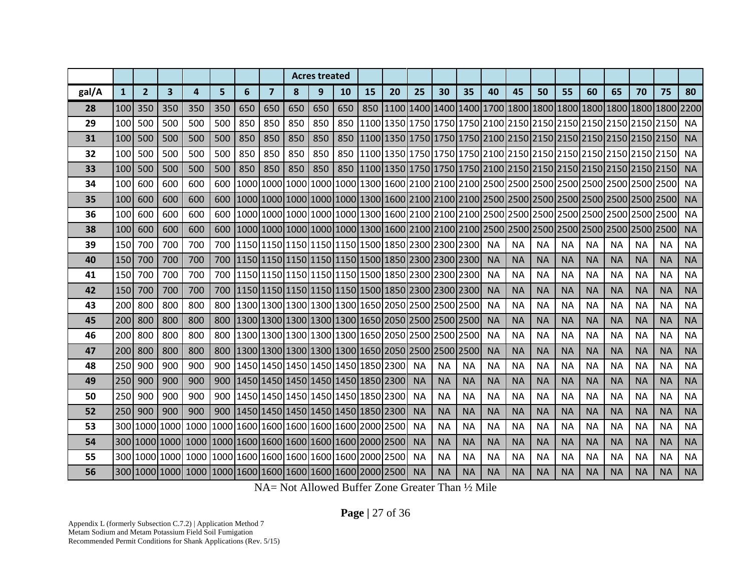| | | | | | | | | Acres treated | | | | | | | | | | | | | | | | |
|---|---|---|---|---|---|---|---|---|---|---|---|---|---|---|---|---|---|---|---|---|---|---|---|---|
| **gal/A** | **1** | **2** | **3** | **4** | **5** | **6** | **7** | **8** | **9** | **10** | **15** | **20** | **25** | **30** | **35** | **40** | **45** | **50** | **55** | **60** | **65** | **70** | **75** | **80** |
| **28** | 100 | 350 | 350 | 350 | 350 | 650 | 650 | 650 | 650 | 650 | 850 | 1100 | 1400 | 1400 | 1400 | 1700 | 1800 | 1800 | 1800 | 1800 | 1800 | 1800 | 1800 | 2200 |
| **29** | 100 | 500 | 500 | 500 | 500 | 850 | 850 | 850 | 850 | 850 | 1100 | 1350 | 1750 | 1750 | 1750 | 2100 | 2150 | 2150 | 2150 | 2150 | 2150 | 2150 | 2150 | NA |
| **31** | 100 | 500 | 500 | 500 | 500 | 850 | 850 | 850 | 850 | 850 | 1100 | 1350 | 1750 | 1750 | 1750 | 2100 | 2150 | 2150 | 2150 | 2150 | 2150 | 2150 | 2150 | NA |
| **32** | 100 | 500 | 500 | 500 | 500 | 850 | 850 | 850 | 850 | 850 | 1100 | 1350 | 1750 | 1750 | 1750 | 2100 | 2150 | 2150 | 2150 | 2150 | 2150 | 2150 | 2150 | NA |
| **33** | 100 | 500 | 500 | 500 | 500 | 850 | 850 | 850 | 850 | 850 | 1100 | 1350 | 1750 | 1750 | 1750 | 2100 | 2150 | 2150 | 2150 | 2150 | 2150 | 2150 | 2150 | NA |
| **34** | 100 | 600 | 600 | 600 | 600 | 1000 | 1000 | 1000 | 1000 | 1000 | 1300 | 1600 | 2100 | 2100 | 2100 | 2500 | 2500 | 2500 | 2500 | 2500 | 2500 | 2500 | 2500 | NA |
| **35** | 100 | 600 | 600 | 600 | 600 | 1000 | 1000 | 1000 | 1000 | 1000 | 1300 | 1600 | 2100 | 2100 | 2100 | 2500 | 2500 | 2500 | 2500 | 2500 | 2500 | 2500 | 2500 | NA |
| **36** | 100 | 600 | 600 | 600 | 600 | 1000 | 1000 | 1000 | 1000 | 1000 | 1300 | 1600 | 2100 | 2100 | 2100 | 2500 | 2500 | 2500 | 2500 | 2500 | 2500 | 2500 | 2500 | NA |
| **38** | 100 | 600 | 600 | 600 | 600 | 1000 | 1000 | 1000 | 1000 | 1000 | 1300 | 1600 | 2100 | 2100 | 2100 | 2500 | 2500 | 2500 | 2500 | 2500 | 2500 | 2500 | 2500 | NA |
| **39** | 150 | 700 | 700 | 700 | 700 | 1150 | 1150 | 1150 | 1150 | 1150 | 1500 | 1850 | 2300 | 2300 | 2300 | NA | NA | NA | NA | NA | NA | NA | NA | NA |
| **40** | 150 | 700 | 700 | 700 | 700 | 1150 | 1150 | 1150 | 1150 | 1150 | 1500 | 1850 | 2300 | 2300 | 2300 | NA | NA | NA | NA | NA | NA | NA | NA | NA |
| **41** | 150 | 700 | 700 | 700 | 700 | 1150 | 1150 | 1150 | 1150 | 1150 | 1500 | 1850 | 2300 | 2300 | 2300 | NA | NA | NA | NA | NA | NA | NA | NA | NA |
| **42** | 150 | 700 | 700 | 700 | 700 | 1150 | 1150 | 1150 | 1150 | 1150 | 1500 | 1850 | 2300 | 2300 | 2300 | NA | NA | NA | NA | NA | NA | NA | NA | NA |
| **43** | 200 | 800 | 800 | 800 | 800 | 1300 | 1300 | 1300 | 1300 | 1300 | 1650 | 2050 | 2500 | 2500 | 2500 | NA | NA | NA | NA | NA | NA | NA | NA | NA |
| **45** | 200 | 800 | 800 | 800 | 800 | 1300 | 1300 | 1300 | 1300 | 1300 | 1650 | 2050 | 2500 | 2500 | 2500 | NA | NA | NA | NA | NA | NA | NA | NA | NA |
| **46** | 200 | 800 | 800 | 800 | 800 | 1300 | 1300 | 1300 | 1300 | 1300 | 1650 | 2050 | 2500 | 2500 | 2500 | NA | NA | NA | NA | NA | NA | NA | NA | NA |
| **47** | 200 | 800 | 800 | 800 | 800 | 1300 | 1300 | 1300 | 1300 | 1300 | 1650 | 2050 | 2500 | 2500 | 2500 | NA | NA | NA | NA | NA | NA | NA | NA | NA |
| **48** | 250 | 900 | 900 | 900 | 900 | 1450 | 1450 | 1450 | 1450 | 1450 | 1850 | 2300 | NA | NA | NA | NA | NA | NA | NA | NA | NA | NA | NA | NA |
| **49** | 250 | 900 | 900 | 900 | 900 | 1450 | 1450 | 1450 | 1450 | 1450 | 1850 | 2300 | NA | NA | NA | NA | NA | NA | NA | NA | NA | NA | NA | NA |
| **50** | 250 | 900 | 900 | 900 | 900 | 1450 | 1450 | 1450 | 1450 | 1450 | 1850 | 2300 | NA | NA | NA | NA | NA | NA | NA | NA | NA | NA | NA | NA |
| **52** | 250 | 900 | 900 | 900 | 900 | 1450 | 1450 | 1450 | 1450 | 1450 | 1850 | 2300 | NA | NA | NA | NA | NA | NA | NA | NA | NA | NA | NA | NA |
| **53** | 300 | 1000 | 1000 | 1000 | 1000 | 1600 | 1600 | 1600 | 1600 | 1600 | 2000 | 2500 | NA | NA | NA | NA | NA | NA | NA | NA | NA | NA | NA | NA |
| **54** | 300 | 1000 | 1000 | 1000 | 1000 | 1600 | 1600 | 1600 | 1600 | 1600 | 2000 | 2500 | NA | NA | NA | NA | NA | NA | NA | NA | NA | NA | NA | NA |
| **55** | 300 | 1000 | 1000 | 1000 | 1000 | 1600 | 1600 | 1600 | 1600 | 1600 | 2000 | 2500 | NA | NA | NA | NA | NA | NA | NA | NA | NA | NA | NA | NA |
| **56** | 300 | 1000 | 1000 | 1000 | 1000 | 1600 | 1600 | 1600 | 1600 | 1600 | 2000 | 2500 | NA | NA | NA | NA | NA | NA | NA | NA | NA | NA | NA | NA |

NA= Not Allowed Buffer Zone Greater Than ½ Mile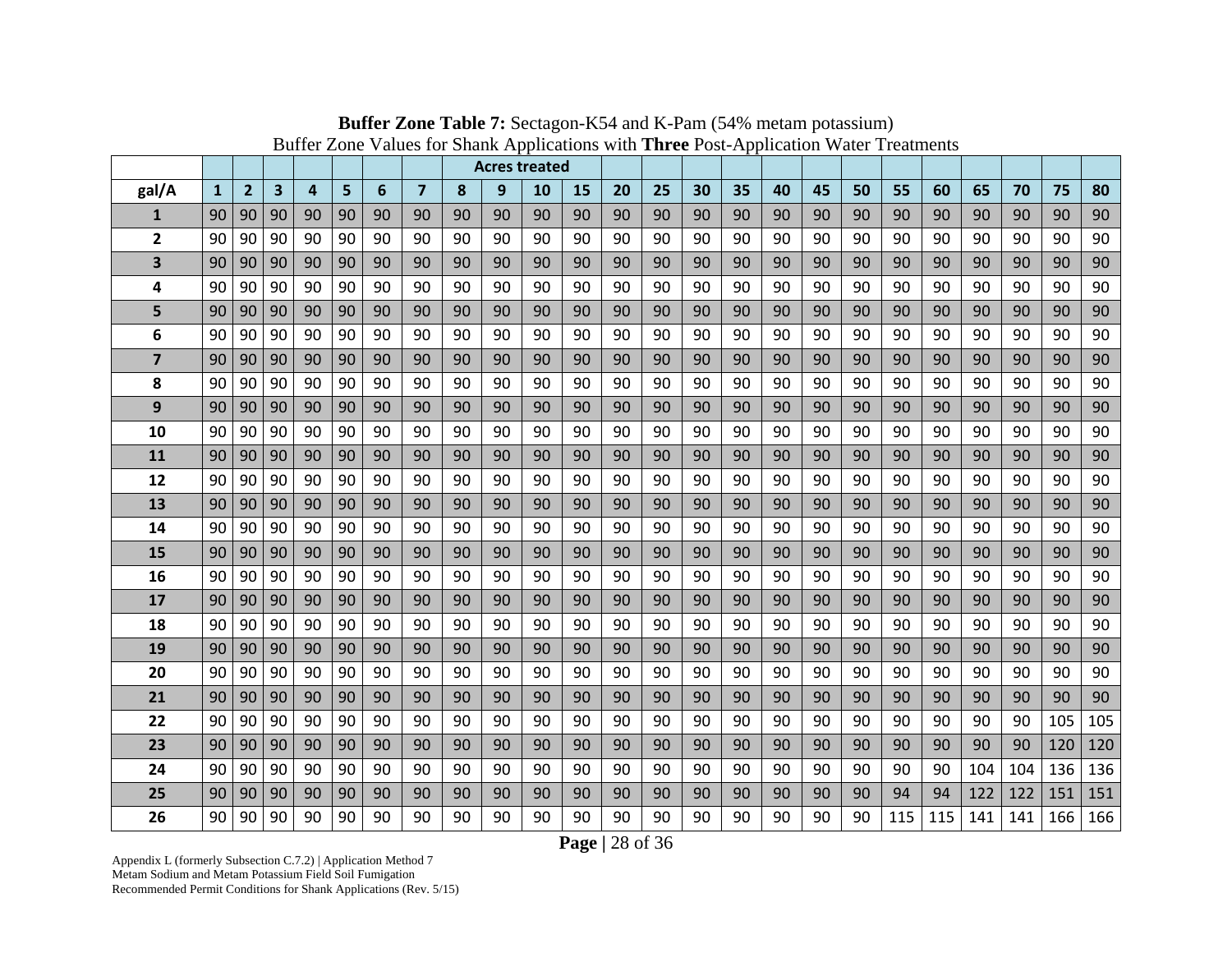**Buffer Zone Table 7:** Sectagon-K54 and K-Pam (54% metam potassium)
Buffer Zone Values for Shank Applications with **Three** Post-Application Water Treatments

| | Acres treated | | | | | | | | | | | | | | | | | | | | | | | |
|---|---|---|---|---|---|---|---|---|---|---|---|---|---|---|---|---|---|---|---|---|---|---|---|---|
| **gal/A** | **1** | **2** | **3** | **4** | **5** | **6** | **7** | **8** | **9** | **10** | **15** | **20** | **25** | **30** | **35** | **40** | **45** | **50** | **55** | **60** | **65** | **70** | **75** | **80** |
| **1** | 90 | 90 | 90 | 90 | 90 | 90 | 90 | 90 | 90 | 90 | 90 | 90 | 90 | 90 | 90 | 90 | 90 | 90 | 90 | 90 | 90 | 90 | 90 | 90 |
| **2** | 90 | 90 | 90 | 90 | 90 | 90 | 90 | 90 | 90 | 90 | 90 | 90 | 90 | 90 | 90 | 90 | 90 | 90 | 90 | 90 | 90 | 90 | 90 | 90 |
| **3** | 90 | 90 | 90 | 90 | 90 | 90 | 90 | 90 | 90 | 90 | 90 | 90 | 90 | 90 | 90 | 90 | 90 | 90 | 90 | 90 | 90 | 90 | 90 | 90 |
| **4** | 90 | 90 | 90 | 90 | 90 | 90 | 90 | 90 | 90 | 90 | 90 | 90 | 90 | 90 | 90 | 90 | 90 | 90 | 90 | 90 | 90 | 90 | 90 | 90 |
| **5** | 90 | 90 | 90 | 90 | 90 | 90 | 90 | 90 | 90 | 90 | 90 | 90 | 90 | 90 | 90 | 90 | 90 | 90 | 90 | 90 | 90 | 90 | 90 | 90 |
| **6** | 90 | 90 | 90 | 90 | 90 | 90 | 90 | 90 | 90 | 90 | 90 | 90 | 90 | 90 | 90 | 90 | 90 | 90 | 90 | 90 | 90 | 90 | 90 | 90 |
| **7** | 90 | 90 | 90 | 90 | 90 | 90 | 90 | 90 | 90 | 90 | 90 | 90 | 90 | 90 | 90 | 90 | 90 | 90 | 90 | 90 | 90 | 90 | 90 | 90 |
| **8** | 90 | 90 | 90 | 90 | 90 | 90 | 90 | 90 | 90 | 90 | 90 | 90 | 90 | 90 | 90 | 90 | 90 | 90 | 90 | 90 | 90 | 90 | 90 | 90 |
| **9** | 90 | 90 | 90 | 90 | 90 | 90 | 90 | 90 | 90 | 90 | 90 | 90 | 90 | 90 | 90 | 90 | 90 | 90 | 90 | 90 | 90 | 90 | 90 | 90 |
| **10** | 90 | 90 | 90 | 90 | 90 | 90 | 90 | 90 | 90 | 90 | 90 | 90 | 90 | 90 | 90 | 90 | 90 | 90 | 90 | 90 | 90 | 90 | 90 | 90 |
| **11** | 90 | 90 | 90 | 90 | 90 | 90 | 90 | 90 | 90 | 90 | 90 | 90 | 90 | 90 | 90 | 90 | 90 | 90 | 90 | 90 | 90 | 90 | 90 | 90 |
| **12** | 90 | 90 | 90 | 90 | 90 | 90 | 90 | 90 | 90 | 90 | 90 | 90 | 90 | 90 | 90 | 90 | 90 | 90 | 90 | 90 | 90 | 90 | 90 | 90 |
| **13** | 90 | 90 | 90 | 90 | 90 | 90 | 90 | 90 | 90 | 90 | 90 | 90 | 90 | 90 | 90 | 90 | 90 | 90 | 90 | 90 | 90 | 90 | 90 | 90 |
| **14** | 90 | 90 | 90 | 90 | 90 | 90 | 90 | 90 | 90 | 90 | 90 | 90 | 90 | 90 | 90 | 90 | 90 | 90 | 90 | 90 | 90 | 90 | 90 | 90 |
| **15** | 90 | 90 | 90 | 90 | 90 | 90 | 90 | 90 | 90 | 90 | 90 | 90 | 90 | 90 | 90 | 90 | 90 | 90 | 90 | 90 | 90 | 90 | 90 | 90 |
| **16** | 90 | 90 | 90 | 90 | 90 | 90 | 90 | 90 | 90 | 90 | 90 | 90 | 90 | 90 | 90 | 90 | 90 | 90 | 90 | 90 | 90 | 90 | 90 | 90 |
| **17** | 90 | 90 | 90 | 90 | 90 | 90 | 90 | 90 | 90 | 90 | 90 | 90 | 90 | 90 | 90 | 90 | 90 | 90 | 90 | 90 | 90 | 90 | 90 | 90 |
| **18** | 90 | 90 | 90 | 90 | 90 | 90 | 90 | 90 | 90 | 90 | 90 | 90 | 90 | 90 | 90 | 90 | 90 | 90 | 90 | 90 | 90 | 90 | 90 | 90 |
| **19** | 90 | 90 | 90 | 90 | 90 | 90 | 90 | 90 | 90 | 90 | 90 | 90 | 90 | 90 | 90 | 90 | 90 | 90 | 90 | 90 | 90 | 90 | 90 | 90 |
| **20** | 90 | 90 | 90 | 90 | 90 | 90 | 90 | 90 | 90 | 90 | 90 | 90 | 90 | 90 | 90 | 90 | 90 | 90 | 90 | 90 | 90 | 90 | 90 | 90 |
| **21** | 90 | 90 | 90 | 90 | 90 | 90 | 90 | 90 | 90 | 90 | 90 | 90 | 90 | 90 | 90 | 90 | 90 | 90 | 90 | 90 | 90 | 90 | 90 | 90 |
| **22** | 90 | 90 | 90 | 90 | 90 | 90 | 90 | 90 | 90 | 90 | 90 | 90 | 90 | 90 | 90 | 90 | 90 | 90 | 90 | 90 | 90 | 90 | 105 | 105 |
| **23** | 90 | 90 | 90 | 90 | 90 | 90 | 90 | 90 | 90 | 90 | 90 | 90 | 90 | 90 | 90 | 90 | 90 | 90 | 90 | 90 | 90 | 90 | 120 | 120 |
| **24** | 90 | 90 | 90 | 90 | 90 | 90 | 90 | 90 | 90 | 90 | 90 | 90 | 90 | 90 | 90 | 90 | 90 | 90 | 90 | 90 | 104 | 104 | 136 | 136 |
| **25** | 90 | 90 | 90 | 90 | 90 | 90 | 90 | 90 | 90 | 90 | 90 | 90 | 90 | 90 | 90 | 90 | 90 | 90 | 94 | 94 | 122 | 122 | 151 | 151 |
| **26** | 90 | 90 | 90 | 90 | 90 | 90 | 90 | 90 | 90 | 90 | 90 | 90 | 90 | 90 | 90 | 90 | 90 | 90 | 115 | 115 | 141 | 141 | 166 | 166 |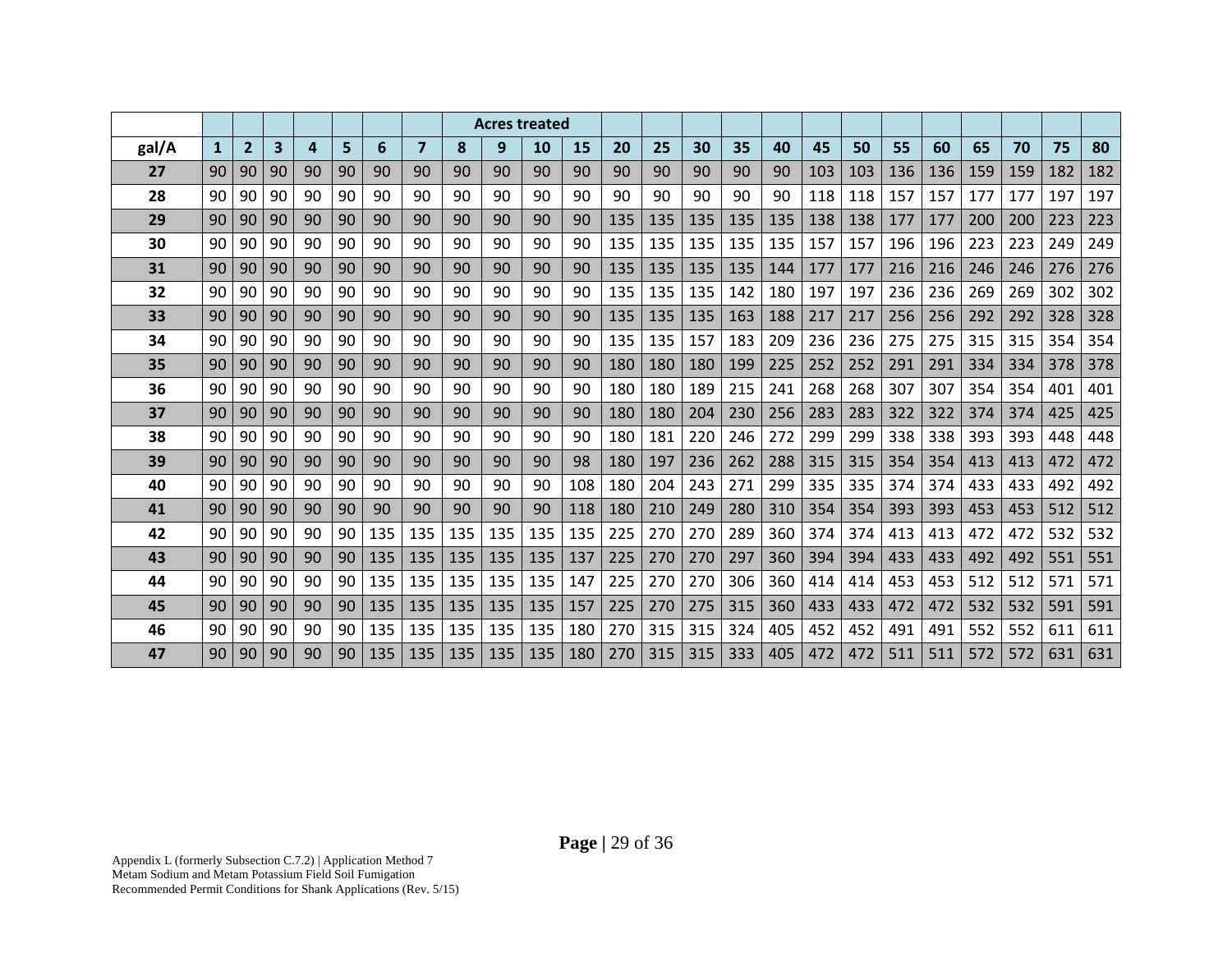| | | | | | | | | Acres treated | | | | | | | | | | | | | | | | |
|---|---|---|---|---|---|---|---|---|---|---|---|---|---|---|---|---|---|---|---|---|---|---|---|---|
| **gal/A** | **1** | **2** | **3** | **4** | **5** | **6** | **7** | **8** | **9** | **10** | **15** | **20** | **25** | **30** | **35** | **40** | **45** | **50** | **55** | **60** | **65** | **70** | **75** | **80** |
| **27** | 90 | 90 | 90 | 90 | 90 | 90 | 90 | 90 | 90 | 90 | 90 | 90 | 90 | 90 | 90 | 90 | 103 | 103 | 136 | 136 | 159 | 159 | 182 | 182 |
| **28** | 90 | 90 | 90 | 90 | 90 | 90 | 90 | 90 | 90 | 90 | 90 | 90 | 90 | 90 | 90 | 90 | 118 | 118 | 157 | 157 | 177 | 177 | 197 | 197 |
| **29** | 90 | 90 | 90 | 90 | 90 | 90 | 90 | 90 | 90 | 90 | 90 | 135 | 135 | 135 | 135 | 135 | 138 | 138 | 177 | 177 | 200 | 200 | 223 | 223 |
| **30** | 90 | 90 | 90 | 90 | 90 | 90 | 90 | 90 | 90 | 90 | 90 | 135 | 135 | 135 | 135 | 135 | 157 | 157 | 196 | 196 | 223 | 223 | 249 | 249 |
| **31** | 90 | 90 | 90 | 90 | 90 | 90 | 90 | 90 | 90 | 90 | 90 | 135 | 135 | 135 | 135 | 144 | 177 | 177 | 216 | 216 | 246 | 246 | 276 | 276 |
| **32** | 90 | 90 | 90 | 90 | 90 | 90 | 90 | 90 | 90 | 90 | 90 | 135 | 135 | 135 | 142 | 180 | 197 | 197 | 236 | 236 | 269 | 269 | 302 | 302 |
| **33** | 90 | 90 | 90 | 90 | 90 | 90 | 90 | 90 | 90 | 90 | 90 | 135 | 135 | 135 | 163 | 188 | 217 | 217 | 256 | 256 | 292 | 292 | 328 | 328 |
| **34** | 90 | 90 | 90 | 90 | 90 | 90 | 90 | 90 | 90 | 90 | 90 | 135 | 135 | 157 | 183 | 209 | 236 | 236 | 275 | 275 | 315 | 315 | 354 | 354 |
| **35** | 90 | 90 | 90 | 90 | 90 | 90 | 90 | 90 | 90 | 90 | 90 | 180 | 180 | 180 | 199 | 225 | 252 | 252 | 291 | 291 | 334 | 334 | 378 | 378 |
| **36** | 90 | 90 | 90 | 90 | 90 | 90 | 90 | 90 | 90 | 90 | 90 | 180 | 180 | 189 | 215 | 241 | 268 | 268 | 307 | 307 | 354 | 354 | 401 | 401 |
| **37** | 90 | 90 | 90 | 90 | 90 | 90 | 90 | 90 | 90 | 90 | 90 | 180 | 180 | 204 | 230 | 256 | 283 | 283 | 322 | 322 | 374 | 374 | 425 | 425 |
| **38** | 90 | 90 | 90 | 90 | 90 | 90 | 90 | 90 | 90 | 90 | 90 | 180 | 181 | 220 | 246 | 272 | 299 | 299 | 338 | 338 | 393 | 393 | 448 | 448 |
| **39** | 90 | 90 | 90 | 90 | 90 | 90 | 90 | 90 | 90 | 90 | 98 | 180 | 197 | 236 | 262 | 288 | 315 | 315 | 354 | 354 | 413 | 413 | 472 | 472 |
| **40** | 90 | 90 | 90 | 90 | 90 | 90 | 90 | 90 | 90 | 90 | 108 | 180 | 204 | 243 | 271 | 299 | 335 | 335 | 374 | 374 | 433 | 433 | 492 | 492 |
| **41** | 90 | 90 | 90 | 90 | 90 | 90 | 90 | 90 | 90 | 90 | 118 | 180 | 210 | 249 | 280 | 310 | 354 | 354 | 393 | 393 | 453 | 453 | 512 | 512 |
| **42** | 90 | 90 | 90 | 90 | 90 | 135 | 135 | 135 | 135 | 135 | 135 | 225 | 270 | 270 | 289 | 360 | 374 | 374 | 413 | 413 | 472 | 472 | 532 | 532 |
| **43** | 90 | 90 | 90 | 90 | 90 | 135 | 135 | 135 | 135 | 135 | 137 | 225 | 270 | 270 | 297 | 360 | 394 | 394 | 433 | 433 | 492 | 492 | 551 | 551 |
| **44** | 90 | 90 | 90 | 90 | 90 | 135 | 135 | 135 | 135 | 135 | 147 | 225 | 270 | 270 | 306 | 360 | 414 | 414 | 453 | 453 | 512 | 512 | 571 | 571 |
| **45** | 90 | 90 | 90 | 90 | 90 | 135 | 135 | 135 | 135 | 135 | 157 | 225 | 270 | 275 | 315 | 360 | 433 | 433 | 472 | 472 | 532 | 532 | 591 | 591 |
| **46** | 90 | 90 | 90 | 90 | 90 | 135 | 135 | 135 | 135 | 135 | 180 | 270 | 315 | 315 | 324 | 405 | 452 | 452 | 491 | 491 | 552 | 552 | 611 | 611 |
| **47** | 90 | 90 | 90 | 90 | 90 | 135 | 135 | 135 | 135 | 135 | 180 | 270 | 315 | 315 | 333 | 405 | 472 | 472 | 511 | 511 | 572 | 572 | 631 | 631 |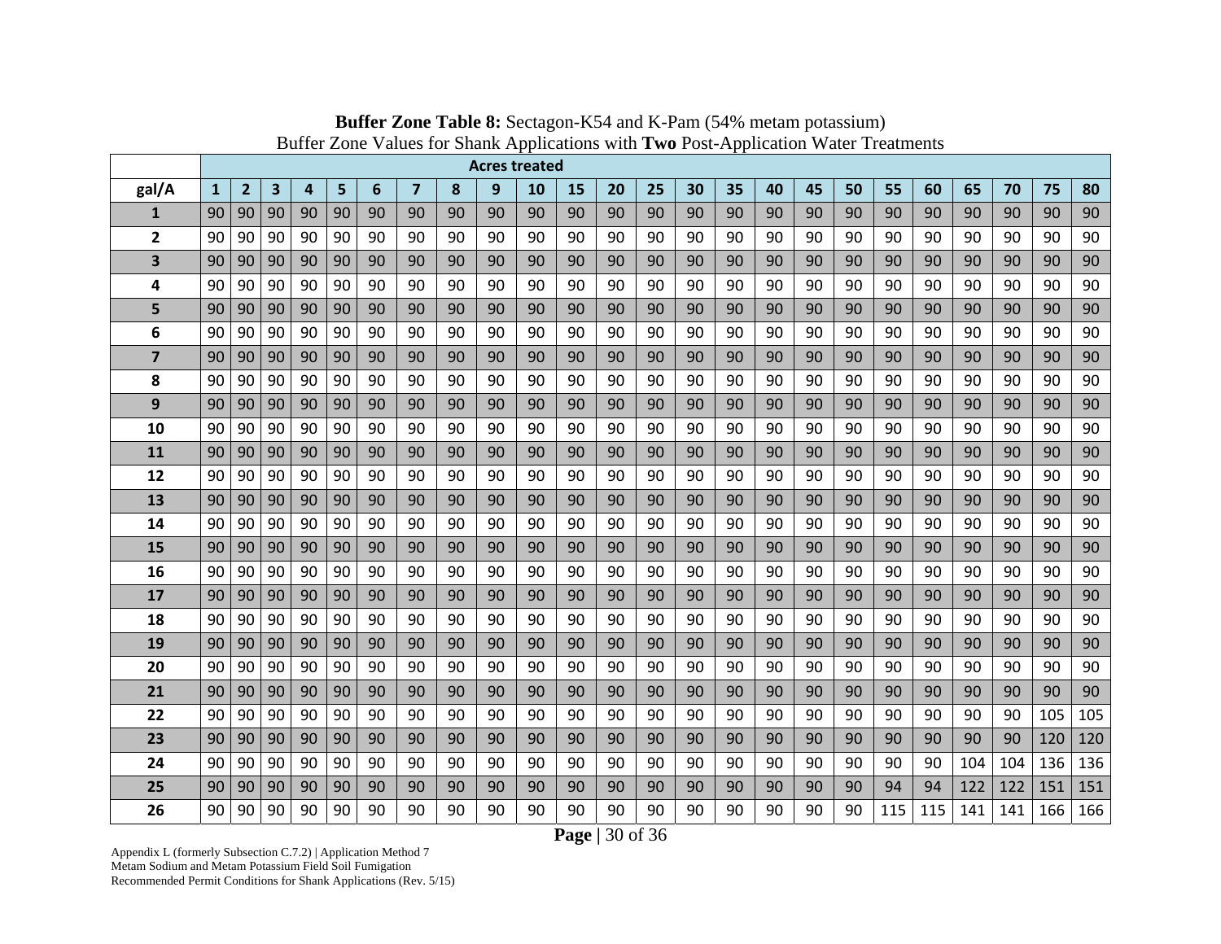**Buffer Zone Table 8:** Sectagon-K54 and K-Pam (54% metam potassium)
Buffer Zone Values for Shank Applications with **Two** Post-Application Water Treatments

| | Acres treated | | | | | | | | | | | | | | | | | | | | | | | |
|---|---|---|---|---|---|---|---|---|---|---|---|---|---|---|---|---|---|---|---|---|---|---|---|---|
| **gal/A** | **1** | **2** | **3** | **4** | **5** | **6** | **7** | **8** | **9** | **10** | **15** | **20** | **25** | **30** | **35** | **40** | **45** | **50** | **55** | **60** | **65** | **70** | **75** | **80** |
| **1** | 90 | 90 | 90 | 90 | 90 | 90 | 90 | 90 | 90 | 90 | 90 | 90 | 90 | 90 | 90 | 90 | 90 | 90 | 90 | 90 | 90 | 90 | 90 | 90 |
| **2** | 90 | 90 | 90 | 90 | 90 | 90 | 90 | 90 | 90 | 90 | 90 | 90 | 90 | 90 | 90 | 90 | 90 | 90 | 90 | 90 | 90 | 90 | 90 | 90 |
| **3** | 90 | 90 | 90 | 90 | 90 | 90 | 90 | 90 | 90 | 90 | 90 | 90 | 90 | 90 | 90 | 90 | 90 | 90 | 90 | 90 | 90 | 90 | 90 | 90 |
| **4** | 90 | 90 | 90 | 90 | 90 | 90 | 90 | 90 | 90 | 90 | 90 | 90 | 90 | 90 | 90 | 90 | 90 | 90 | 90 | 90 | 90 | 90 | 90 | 90 |
| **5** | 90 | 90 | 90 | 90 | 90 | 90 | 90 | 90 | 90 | 90 | 90 | 90 | 90 | 90 | 90 | 90 | 90 | 90 | 90 | 90 | 90 | 90 | 90 | 90 |
| **6** | 90 | 90 | 90 | 90 | 90 | 90 | 90 | 90 | 90 | 90 | 90 | 90 | 90 | 90 | 90 | 90 | 90 | 90 | 90 | 90 | 90 | 90 | 90 | 90 |
| **7** | 90 | 90 | 90 | 90 | 90 | 90 | 90 | 90 | 90 | 90 | 90 | 90 | 90 | 90 | 90 | 90 | 90 | 90 | 90 | 90 | 90 | 90 | 90 | 90 |
| **8** | 90 | 90 | 90 | 90 | 90 | 90 | 90 | 90 | 90 | 90 | 90 | 90 | 90 | 90 | 90 | 90 | 90 | 90 | 90 | 90 | 90 | 90 | 90 | 90 |
| **9** | 90 | 90 | 90 | 90 | 90 | 90 | 90 | 90 | 90 | 90 | 90 | 90 | 90 | 90 | 90 | 90 | 90 | 90 | 90 | 90 | 90 | 90 | 90 | 90 |
| **10** | 90 | 90 | 90 | 90 | 90 | 90 | 90 | 90 | 90 | 90 | 90 | 90 | 90 | 90 | 90 | 90 | 90 | 90 | 90 | 90 | 90 | 90 | 90 | 90 |
| **11** | 90 | 90 | 90 | 90 | 90 | 90 | 90 | 90 | 90 | 90 | 90 | 90 | 90 | 90 | 90 | 90 | 90 | 90 | 90 | 90 | 90 | 90 | 90 | 90 |
| **12** | 90 | 90 | 90 | 90 | 90 | 90 | 90 | 90 | 90 | 90 | 90 | 90 | 90 | 90 | 90 | 90 | 90 | 90 | 90 | 90 | 90 | 90 | 90 | 90 |
| **13** | 90 | 90 | 90 | 90 | 90 | 90 | 90 | 90 | 90 | 90 | 90 | 90 | 90 | 90 | 90 | 90 | 90 | 90 | 90 | 90 | 90 | 90 | 90 | 90 |
| **14** | 90 | 90 | 90 | 90 | 90 | 90 | 90 | 90 | 90 | 90 | 90 | 90 | 90 | 90 | 90 | 90 | 90 | 90 | 90 | 90 | 90 | 90 | 90 | 90 |
| **15** | 90 | 90 | 90 | 90 | 90 | 90 | 90 | 90 | 90 | 90 | 90 | 90 | 90 | 90 | 90 | 90 | 90 | 90 | 90 | 90 | 90 | 90 | 90 | 90 |
| **16** | 90 | 90 | 90 | 90 | 90 | 90 | 90 | 90 | 90 | 90 | 90 | 90 | 90 | 90 | 90 | 90 | 90 | 90 | 90 | 90 | 90 | 90 | 90 | 90 |
| **17** | 90 | 90 | 90 | 90 | 90 | 90 | 90 | 90 | 90 | 90 | 90 | 90 | 90 | 90 | 90 | 90 | 90 | 90 | 90 | 90 | 90 | 90 | 90 | 90 |
| **18** | 90 | 90 | 90 | 90 | 90 | 90 | 90 | 90 | 90 | 90 | 90 | 90 | 90 | 90 | 90 | 90 | 90 | 90 | 90 | 90 | 90 | 90 | 90 | 90 |
| **19** | 90 | 90 | 90 | 90 | 90 | 90 | 90 | 90 | 90 | 90 | 90 | 90 | 90 | 90 | 90 | 90 | 90 | 90 | 90 | 90 | 90 | 90 | 90 | 90 |
| **20** | 90 | 90 | 90 | 90 | 90 | 90 | 90 | 90 | 90 | 90 | 90 | 90 | 90 | 90 | 90 | 90 | 90 | 90 | 90 | 90 | 90 | 90 | 90 | 90 |
| **21** | 90 | 90 | 90 | 90 | 90 | 90 | 90 | 90 | 90 | 90 | 90 | 90 | 90 | 90 | 90 | 90 | 90 | 90 | 90 | 90 | 90 | 90 | 90 | 90 |
| **22** | 90 | 90 | 90 | 90 | 90 | 90 | 90 | 90 | 90 | 90 | 90 | 90 | 90 | 90 | 90 | 90 | 90 | 90 | 90 | 90 | 90 | 90 | 105 | 105 |
| **23** | 90 | 90 | 90 | 90 | 90 | 90 | 90 | 90 | 90 | 90 | 90 | 90 | 90 | 90 | 90 | 90 | 90 | 90 | 90 | 90 | 90 | 90 | 120 | 120 |
| **24** | 90 | 90 | 90 | 90 | 90 | 90 | 90 | 90 | 90 | 90 | 90 | 90 | 90 | 90 | 90 | 90 | 90 | 90 | 90 | 90 | 104 | 104 | 136 | 136 |
| **25** | 90 | 90 | 90 | 90 | 90 | 90 | 90 | 90 | 90 | 90 | 90 | 90 | 90 | 90 | 90 | 90 | 90 | 90 | 94 | 94 | 122 | 122 | 151 | 151 |
| **26** | 90 | 90 | 90 | 90 | 90 | 90 | 90 | 90 | 90 | 90 | 90 | 90 | 90 | 90 | 90 | 90 | 90 | 90 | 115 | 115 | 141 | 141 | 166 | 166 |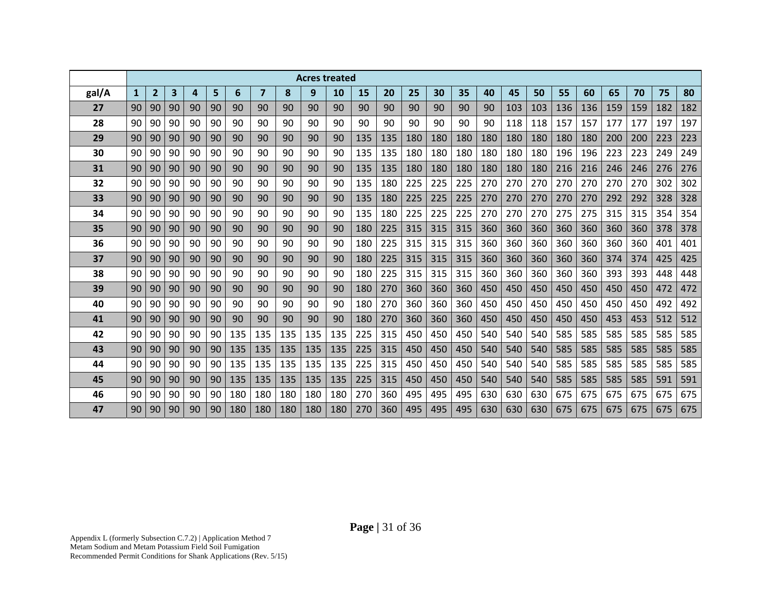| | Acres treated | | | | | | | | | | | | | | | | | | | | | | | |
|---|---|---|---|---|---|---|---|---|---|---|---|---|---|---|---|---|---|---|---|---|---|---|---|---|
| gal/A | 1 | 2 | 3 | 4 | 5 | 6 | 7 | 8 | 9 | 10 | 15 | 20 | 25 | 30 | 35 | 40 | 45 | 50 | 55 | 60 | 65 | 70 | 75 | 80 |
| 27 | 90 | 90 | 90 | 90 | 90 | 90 | 90 | 90 | 90 | 90 | 90 | 90 | 90 | 90 | 90 | 90 | 103 | 103 | 136 | 136 | 159 | 159 | 182 | 182 |
| 28 | 90 | 90 | 90 | 90 | 90 | 90 | 90 | 90 | 90 | 90 | 90 | 90 | 90 | 90 | 90 | 90 | 118 | 118 | 157 | 157 | 177 | 177 | 197 | 197 |
| 29 | 90 | 90 | 90 | 90 | 90 | 90 | 90 | 90 | 90 | 90 | 135 | 135 | 180 | 180 | 180 | 180 | 180 | 180 | 180 | 180 | 200 | 200 | 223 | 223 |
| 30 | 90 | 90 | 90 | 90 | 90 | 90 | 90 | 90 | 90 | 90 | 135 | 135 | 180 | 180 | 180 | 180 | 180 | 180 | 196 | 196 | 223 | 223 | 249 | 249 |
| 31 | 90 | 90 | 90 | 90 | 90 | 90 | 90 | 90 | 90 | 90 | 135 | 135 | 180 | 180 | 180 | 180 | 180 | 180 | 216 | 216 | 246 | 246 | 276 | 276 |
| 32 | 90 | 90 | 90 | 90 | 90 | 90 | 90 | 90 | 90 | 90 | 135 | 180 | 225 | 225 | 225 | 270 | 270 | 270 | 270 | 270 | 270 | 270 | 302 | 302 |
| 33 | 90 | 90 | 90 | 90 | 90 | 90 | 90 | 90 | 90 | 90 | 135 | 180 | 225 | 225 | 225 | 270 | 270 | 270 | 270 | 270 | 292 | 292 | 328 | 328 |
| 34 | 90 | 90 | 90 | 90 | 90 | 90 | 90 | 90 | 90 | 90 | 135 | 180 | 225 | 225 | 225 | 270 | 270 | 270 | 275 | 275 | 315 | 315 | 354 | 354 |
| 35 | 90 | 90 | 90 | 90 | 90 | 90 | 90 | 90 | 90 | 90 | 180 | 225 | 315 | 315 | 315 | 360 | 360 | 360 | 360 | 360 | 360 | 360 | 378 | 378 |
| 36 | 90 | 90 | 90 | 90 | 90 | 90 | 90 | 90 | 90 | 90 | 180 | 225 | 315 | 315 | 315 | 360 | 360 | 360 | 360 | 360 | 360 | 360 | 401 | 401 |
| 37 | 90 | 90 | 90 | 90 | 90 | 90 | 90 | 90 | 90 | 90 | 180 | 225 | 315 | 315 | 315 | 360 | 360 | 360 | 360 | 360 | 374 | 374 | 425 | 425 |
| 38 | 90 | 90 | 90 | 90 | 90 | 90 | 90 | 90 | 90 | 90 | 180 | 225 | 315 | 315 | 315 | 360 | 360 | 360 | 360 | 360 | 393 | 393 | 448 | 448 |
| 39 | 90 | 90 | 90 | 90 | 90 | 90 | 90 | 90 | 90 | 90 | 180 | 270 | 360 | 360 | 360 | 450 | 450 | 450 | 450 | 450 | 450 | 450 | 472 | 472 |
| 40 | 90 | 90 | 90 | 90 | 90 | 90 | 90 | 90 | 90 | 90 | 180 | 270 | 360 | 360 | 360 | 450 | 450 | 450 | 450 | 450 | 450 | 450 | 492 | 492 |
| 41 | 90 | 90 | 90 | 90 | 90 | 90 | 90 | 90 | 90 | 90 | 180 | 270 | 360 | 360 | 360 | 450 | 450 | 450 | 450 | 450 | 453 | 453 | 512 | 512 |
| 42 | 90 | 90 | 90 | 90 | 90 | 135 | 135 | 135 | 135 | 135 | 225 | 315 | 450 | 450 | 450 | 540 | 540 | 540 | 585 | 585 | 585 | 585 | 585 | 585 |
| 43 | 90 | 90 | 90 | 90 | 90 | 135 | 135 | 135 | 135 | 135 | 225 | 315 | 450 | 450 | 450 | 540 | 540 | 540 | 585 | 585 | 585 | 585 | 585 | 585 |
| 44 | 90 | 90 | 90 | 90 | 90 | 135 | 135 | 135 | 135 | 135 | 225 | 315 | 450 | 450 | 450 | 540 | 540 | 540 | 585 | 585 | 585 | 585 | 585 | 585 |
| 45 | 90 | 90 | 90 | 90 | 90 | 135 | 135 | 135 | 135 | 135 | 225 | 315 | 450 | 450 | 450 | 540 | 540 | 540 | 585 | 585 | 585 | 585 | 591 | 591 |
| 46 | 90 | 90 | 90 | 90 | 90 | 180 | 180 | 180 | 180 | 180 | 270 | 360 | 495 | 495 | 495 | 630 | 630 | 630 | 675 | 675 | 675 | 675 | 675 | 675 |
| 47 | 90 | 90 | 90 | 90 | 90 | 180 | 180 | 180 | 180 | 180 | 270 | 360 | 495 | 495 | 495 | 630 | 630 | 630 | 675 | 675 | 675 | 675 | 675 | 675 |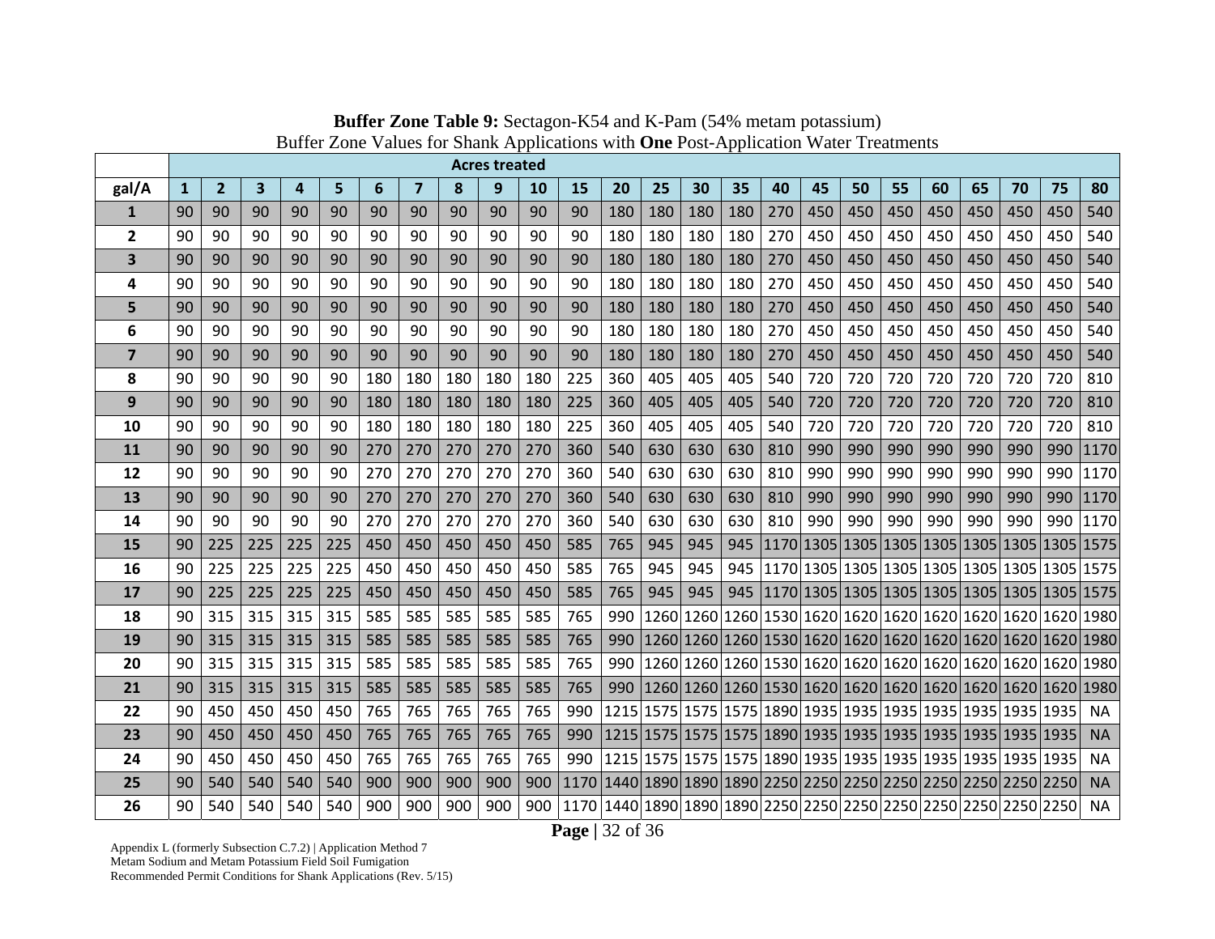**Buffer Zone Table 9:** Sectagon-K54 and K-Pam (54% metam potassium)
Buffer Zone Values for Shank Applications with **One** Post-Application Water Treatments

| | Acres treated | | | | | | | | | | | | | | | | | | | | | | |
|---|---|---|---|---|---|---|---|---|---|---|---|---|---|---|---|---|---|---|---|---|---|---|---|
| **gal/A** | **1** | **2** | **3** | **4** | **5** | **6** | **7** | **8** | **9** | **10** | **15** | **20** | **25** | **30** | **35** | **40** | **45** | **50** | **55** | **60** | **65** | **70** | **75** | **80** |
| **1** | 90 | 90 | 90 | 90 | 90 | 90 | 90 | 90 | 90 | 90 | 90 | 180 | 180 | 180 | 180 | 270 | 450 | 450 | 450 | 450 | 450 | 450 | 450 | 540 |
| **2** | 90 | 90 | 90 | 90 | 90 | 90 | 90 | 90 | 90 | 90 | 90 | 180 | 180 | 180 | 180 | 270 | 450 | 450 | 450 | 450 | 450 | 450 | 450 | 540 |
| **3** | 90 | 90 | 90 | 90 | 90 | 90 | 90 | 90 | 90 | 90 | 90 | 180 | 180 | 180 | 180 | 270 | 450 | 450 | 450 | 450 | 450 | 450 | 450 | 540 |
| **4** | 90 | 90 | 90 | 90 | 90 | 90 | 90 | 90 | 90 | 90 | 90 | 180 | 180 | 180 | 180 | 270 | 450 | 450 | 450 | 450 | 450 | 450 | 450 | 540 |
| **5** | 90 | 90 | 90 | 90 | 90 | 90 | 90 | 90 | 90 | 90 | 90 | 180 | 180 | 180 | 180 | 270 | 450 | 450 | 450 | 450 | 450 | 450 | 450 | 540 |
| **6** | 90 | 90 | 90 | 90 | 90 | 90 | 90 | 90 | 90 | 90 | 90 | 180 | 180 | 180 | 180 | 270 | 450 | 450 | 450 | 450 | 450 | 450 | 450 | 540 |
| **7** | 90 | 90 | 90 | 90 | 90 | 90 | 90 | 90 | 90 | 90 | 90 | 180 | 180 | 180 | 180 | 270 | 450 | 450 | 450 | 450 | 450 | 450 | 450 | 540 |
| **8** | 90 | 90 | 90 | 90 | 90 | 180 | 180 | 180 | 180 | 180 | 225 | 360 | 405 | 405 | 405 | 540 | 720 | 720 | 720 | 720 | 720 | 720 | 720 | 810 |
| **9** | 90 | 90 | 90 | 90 | 90 | 180 | 180 | 180 | 180 | 180 | 225 | 360 | 405 | 405 | 405 | 540 | 720 | 720 | 720 | 720 | 720 | 720 | 720 | 810 |
| **10** | 90 | 90 | 90 | 90 | 90 | 180 | 180 | 180 | 180 | 180 | 225 | 360 | 405 | 405 | 405 | 540 | 720 | 720 | 720 | 720 | 720 | 720 | 720 | 810 |
| **11** | 90 | 90 | 90 | 90 | 90 | 270 | 270 | 270 | 270 | 270 | 360 | 540 | 630 | 630 | 630 | 810 | 990 | 990 | 990 | 990 | 990 | 990 | 990 | 1170 |
| **12** | 90 | 90 | 90 | 90 | 90 | 270 | 270 | 270 | 270 | 270 | 360 | 540 | 630 | 630 | 630 | 810 | 990 | 990 | 990 | 990 | 990 | 990 | 990 | 1170 |
| **13** | 90 | 90 | 90 | 90 | 90 | 270 | 270 | 270 | 270 | 270 | 360 | 540 | 630 | 630 | 630 | 810 | 990 | 990 | 990 | 990 | 990 | 990 | 990 | 1170 |
| **14** | 90 | 90 | 90 | 90 | 90 | 270 | 270 | 270 | 270 | 270 | 360 | 540 | 630 | 630 | 630 | 810 | 990 | 990 | 990 | 990 | 990 | 990 | 990 | 1170 |
| **15** | 90 | 225 | 225 | 225 | 225 | 450 | 450 | 450 | 450 | 450 | 585 | 765 | 945 | 945 | 945 | 1170 | 1305 | 1305 | 1305 | 1305 | 1305 | 1305 | 1305 | 1575 |
| **16** | 90 | 225 | 225 | 225 | 225 | 450 | 450 | 450 | 450 | 450 | 585 | 765 | 945 | 945 | 945 | 1170 | 1305 | 1305 | 1305 | 1305 | 1305 | 1305 | 1305 | 1575 |
| **17** | 90 | 225 | 225 | 225 | 225 | 450 | 450 | 450 | 450 | 450 | 585 | 765 | 945 | 945 | 945 | 1170 | 1305 | 1305 | 1305 | 1305 | 1305 | 1305 | 1305 | 1575 |
| **18** | 90 | 315 | 315 | 315 | 315 | 585 | 585 | 585 | 585 | 585 | 765 | 990 | 1260 | 1260 | 1260 | 1530 | 1620 | 1620 | 1620 | 1620 | 1620 | 1620 | 1620 | 1980 |
| **19** | 90 | 315 | 315 | 315 | 315 | 585 | 585 | 585 | 585 | 585 | 765 | 990 | 1260 | 1260 | 1260 | 1530 | 1620 | 1620 | 1620 | 1620 | 1620 | 1620 | 1620 | 1980 |
| **20** | 90 | 315 | 315 | 315 | 315 | 585 | 585 | 585 | 585 | 585 | 765 | 990 | 1260 | 1260 | 1260 | 1530 | 1620 | 1620 | 1620 | 1620 | 1620 | 1620 | 1620 | 1980 |
| **21** | 90 | 315 | 315 | 315 | 315 | 585 | 585 | 585 | 585 | 585 | 765 | 990 | 1260 | 1260 | 1260 | 1530 | 1620 | 1620 | 1620 | 1620 | 1620 | 1620 | 1620 | 1980 |
| **22** | 90 | 450 | 450 | 450 | 450 | 765 | 765 | 765 | 765 | 765 | 990 | 1215 | 1575 | 1575 | 1575 | 1890 | 1935 | 1935 | 1935 | 1935 | 1935 | 1935 | 1935 | NA |
| **23** | 90 | 450 | 450 | 450 | 450 | 765 | 765 | 765 | 765 | 765 | 990 | 1215 | 1575 | 1575 | 1575 | 1890 | 1935 | 1935 | 1935 | 1935 | 1935 | 1935 | 1935 | NA |
| **24** | 90 | 450 | 450 | 450 | 450 | 765 | 765 | 765 | 765 | 765 | 990 | 1215 | 1575 | 1575 | 1575 | 1890 | 1935 | 1935 | 1935 | 1935 | 1935 | 1935 | 1935 | NA |
| **25** | 90 | 540 | 540 | 540 | 540 | 900 | 900 | 900 | 900 | 900 | 1170 | 1440 | 1890 | 1890 | 1890 | 2250 | 2250 | 2250 | 2250 | 2250 | 2250 | 2250 | 2250 | NA |
| **26** | 90 | 540 | 540 | 540 | 540 | 900 | 900 | 900 | 900 | 900 | 1170 | 1440 | 1890 | 1890 | 1890 | 2250 | 2250 | 2250 | 2250 | 2250 | 2250 | 2250 | 2250 | NA |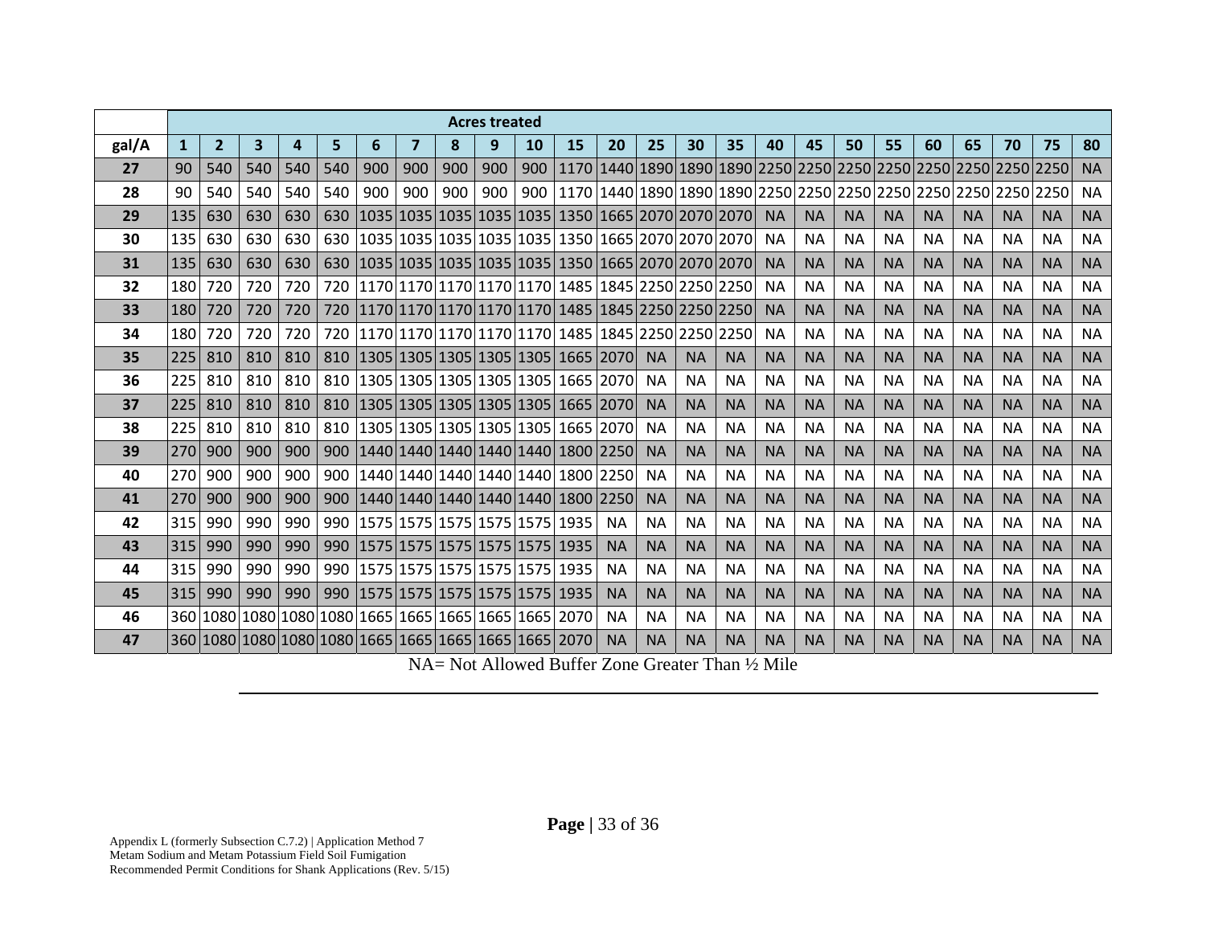| | Acres treated | | | | | | | | | | | | | | | | | | | | | | | |
|---|---|---|---|---|---|---|---|---|---|---|---|---|---|---|---|---|---|---|---|---|---|---|---|---|
| **gal/A** | **1** | **2** | **3** | **4** | **5** | **6** | **7** | **8** | **9** | **10** | **15** | **20** | **25** | **30** | **35** | **40** | **45** | **50** | **55** | **60** | **65** | **70** | **75** | **80** |
| **27** | 90 | 540 | 540 | 540 | 540 | 900 | 900 | 900 | 900 | 900 | 1170 | 1440 | 1890 | 1890 | 1890 | 2250 | 2250 | 2250 | 2250 | 2250 | 2250 | 2250 | 2250 | NA |
| **28** | 90 | 540 | 540 | 540 | 540 | 900 | 900 | 900 | 900 | 900 | 1170 | 1440 | 1890 | 1890 | 1890 | 2250 | 2250 | 2250 | 2250 | 2250 | 2250 | 2250 | 2250 | NA |
| **29** | 135 | 630 | 630 | 630 | 630 | 1035 | 1035 | 1035 | 1035 | 1035 | 1350 | 1665 | 2070 | 2070 | 2070 | NA | NA | NA | NA | NA | NA | NA | NA | NA |
| **30** | 135 | 630 | 630 | 630 | 630 | 1035 | 1035 | 1035 | 1035 | 1035 | 1350 | 1665 | 2070 | 2070 | 2070 | NA | NA | NA | NA | NA | NA | NA | NA | NA |
| **31** | 135 | 630 | 630 | 630 | 630 | 1035 | 1035 | 1035 | 1035 | 1035 | 1350 | 1665 | 2070 | 2070 | 2070 | NA | NA | NA | NA | NA | NA | NA | NA | NA |
| **32** | 180 | 720 | 720 | 720 | 720 | 1170 | 1170 | 1170 | 1170 | 1170 | 1485 | 1845 | 2250 | 2250 | 2250 | NA | NA | NA | NA | NA | NA | NA | NA | NA |
| **33** | 180 | 720 | 720 | 720 | 720 | 1170 | 1170 | 1170 | 1170 | 1170 | 1485 | 1845 | 2250 | 2250 | 2250 | NA | NA | NA | NA | NA | NA | NA | NA | NA |
| **34** | 180 | 720 | 720 | 720 | 720 | 1170 | 1170 | 1170 | 1170 | 1170 | 1485 | 1845 | 2250 | 2250 | 2250 | NA | NA | NA | NA | NA | NA | NA | NA | NA |
| **35** | 225 | 810 | 810 | 810 | 810 | 1305 | 1305 | 1305 | 1305 | 1305 | 1665 | 2070 | NA | NA | NA | NA | NA | NA | NA | NA | NA | NA | NA | NA |
| **36** | 225 | 810 | 810 | 810 | 810 | 1305 | 1305 | 1305 | 1305 | 1305 | 1665 | 2070 | NA | NA | NA | NA | NA | NA | NA | NA | NA | NA | NA | NA |
| **37** | 225 | 810 | 810 | 810 | 810 | 1305 | 1305 | 1305 | 1305 | 1305 | 1665 | 2070 | NA | NA | NA | NA | NA | NA | NA | NA | NA | NA | NA | NA |
| **38** | 225 | 810 | 810 | 810 | 810 | 1305 | 1305 | 1305 | 1305 | 1305 | 1665 | 2070 | NA | NA | NA | NA | NA | NA | NA | NA | NA | NA | NA | NA |
| **39** | 270 | 900 | 900 | 900 | 900 | 1440 | 1440 | 1440 | 1440 | 1440 | 1800 | 2250 | NA | NA | NA | NA | NA | NA | NA | NA | NA | NA | NA | NA |
| **40** | 270 | 900 | 900 | 900 | 900 | 1440 | 1440 | 1440 | 1440 | 1440 | 1800 | 2250 | NA | NA | NA | NA | NA | NA | NA | NA | NA | NA | NA | NA |
| **41** | 270 | 900 | 900 | 900 | 900 | 1440 | 1440 | 1440 | 1440 | 1440 | 1800 | 2250 | NA | NA | NA | NA | NA | NA | NA | NA | NA | NA | NA | NA |
| **42** | 315 | 990 | 990 | 990 | 990 | 1575 | 1575 | 1575 | 1575 | 1575 | 1935 | NA | NA | NA | NA | NA | NA | NA | NA | NA | NA | NA | NA | NA |
| **43** | 315 | 990 | 990 | 990 | 990 | 1575 | 1575 | 1575 | 1575 | 1575 | 1935 | NA | NA | NA | NA | NA | NA | NA | NA | NA | NA | NA | NA | NA |
| **44** | 315 | 990 | 990 | 990 | 990 | 1575 | 1575 | 1575 | 1575 | 1575 | 1935 | NA | NA | NA | NA | NA | NA | NA | NA | NA | NA | NA | NA | NA |
| **45** | 315 | 990 | 990 | 990 | 990 | 1575 | 1575 | 1575 | 1575 | 1575 | 1935 | NA | NA | NA | NA | NA | NA | NA | NA | NA | NA | NA | NA | NA |
| **46** | 360 | 1080 | 1080 | 1080 | 1080 | 1665 | 1665 | 1665 | 1665 | 1665 | 2070 | NA | NA | NA | NA | NA | NA | NA | NA | NA | NA | NA | NA | NA |
| **47** | 360 | 1080 | 1080 | 1080 | 1080 | 1665 | 1665 | 1665 | 1665 | 1665 | 2070 | NA | NA | NA | NA | NA | NA | NA | NA | NA | NA | NA | NA | NA |

NA= Not Allowed Buffer Zone Greater Than ½ Mile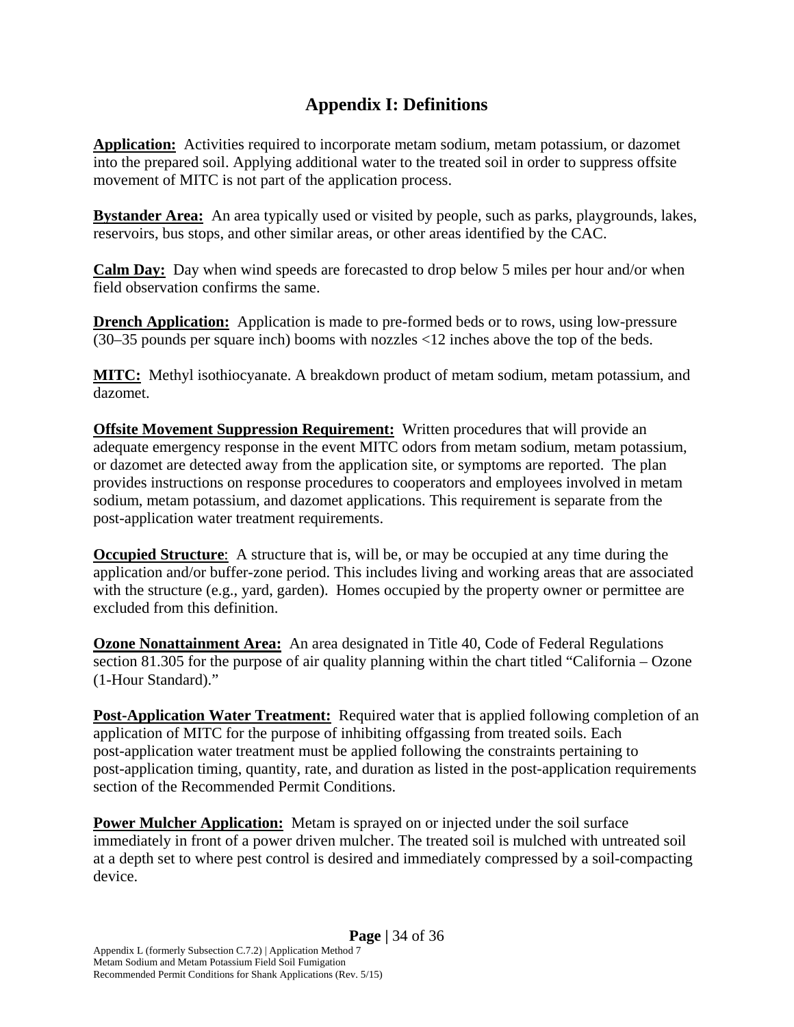# Appendix I: Definitions

**Application:** Activities required to incorporate metam sodium, metam potassium, or dazomet into the prepared soil. Applying additional water to the treated soil in order to suppress offsite movement of MITC is not part of the application process.

**Bystander Area:** An area typically used or visited by people, such as parks, playgrounds, lakes, reservoirs, bus stops, and other similar areas, or other areas identified by the CAC.

**Calm Day:** Day when wind speeds are forecasted to drop below 5 miles per hour and/or when field observation confirms the same.

**Drench Application:** Application is made to pre-formed beds or to rows, using low-pressure (30–35 pounds per square inch) booms with nozzles <12 inches above the top of the beds.

**MITC:** Methyl isothiocyanate. A breakdown product of metam sodium, metam potassium, and dazomet.

**Offsite Movement Suppression Requirement:** Written procedures that will provide an adequate emergency response in the event MITC odors from metam sodium, metam potassium, or dazomet are detected away from the application site, or symptoms are reported. The plan provides instructions on response procedures to cooperators and employees involved in metam sodium, metam potassium, and dazomet applications. This requirement is separate from the post-application water treatment requirements.

**Occupied Structure**: A structure that is, will be, or may be occupied at any time during the application and/or buffer-zone period. This includes living and working areas that are associated with the structure (e.g., yard, garden). Homes occupied by the property owner or permittee are excluded from this definition.

**Ozone Nonattainment Area:** An area designated in Title 40, Code of Federal Regulations section 81.305 for the purpose of air quality planning within the chart titled "California – Ozone (1-Hour Standard)."

**Post-Application Water Treatment:** Required water that is applied following completion of an application of MITC for the purpose of inhibiting offgassing from treated soils. Each post-application water treatment must be applied following the constraints pertaining to post-application timing, quantity, rate, and duration as listed in the post-application requirements section of the Recommended Permit Conditions.

**Power Mulcher Application:** Metam is sprayed on or injected under the soil surface immediately in front of a power driven mulcher. The treated soil is mulched with untreated soil at a depth set to where pest control is desired and immediately compressed by a soil-compacting device.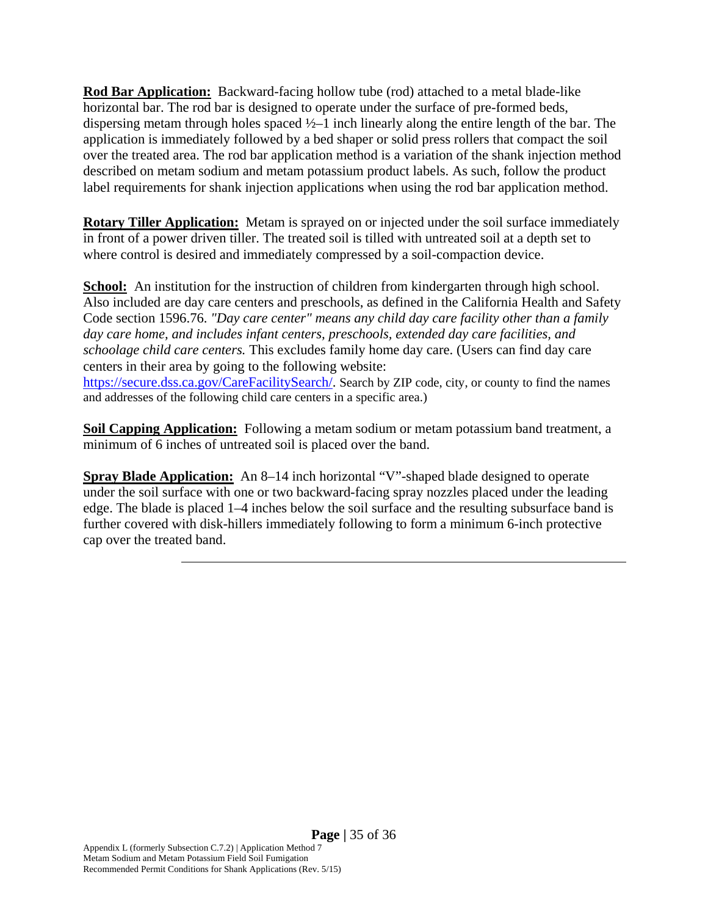**Rod Bar Application:** Backward-facing hollow tube (rod) attached to a metal blade-like horizontal bar. The rod bar is designed to operate under the surface of pre-formed beds, dispersing metam through holes spaced ½–1 inch linearly along the entire length of the bar. The application is immediately followed by a bed shaper or solid press rollers that compact the soil over the treated area. The rod bar application method is a variation of the shank injection method described on metam sodium and metam potassium product labels. As such, follow the product label requirements for shank injection applications when using the rod bar application method.

**Rotary Tiller Application:** Metam is sprayed on or injected under the soil surface immediately in front of a power driven tiller. The treated soil is tilled with untreated soil at a depth set to where control is desired and immediately compressed by a soil-compaction device.

**School:** An institution for the instruction of children from kindergarten through high school. Also included are day care centers and preschools, as defined in the California Health and Safety Code section 1596.76. *"Day care center" means any child day care facility other than a family day care home, and includes infant centers, preschools, extended day care facilities, and schoolage child care centers.* This excludes family home day care. (Users can find day care centers in their area by going to the following website: https://secure.dss.ca.gov/CareFacilitySearch/. Search by ZIP code, city, or county to find the names and addresses of the following child care centers in a specific area.)

**Soil Capping Application:** Following a metam sodium or metam potassium band treatment, a minimum of 6 inches of untreated soil is placed over the band.

**Spray Blade Application:** An 8–14 inch horizontal "V"-shaped blade designed to operate under the soil surface with one or two backward-facing spray nozzles placed under the leading edge. The blade is placed 1–4 inches below the soil surface and the resulting subsurface band is further covered with disk-hillers immediately following to form a minimum 6-inch protective cap over the treated band.